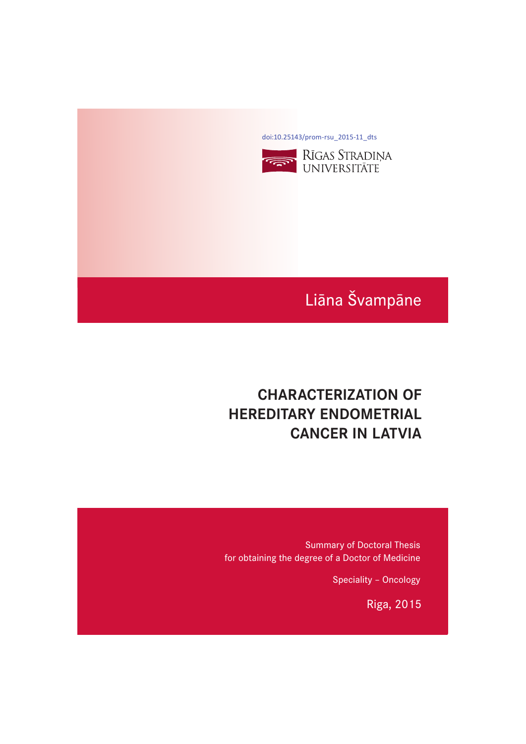doi:10.25143/prom-rsu_2015-11_dts

RĪGAS STRADIŅA UNIVERSITĀTE

Liāna Švampāne

# CHARACTERIZATION OF HEREDITARY ENDOMETRIAL CANCER IN LATVIA

Summary of Doctoral Thesis
for obtaining the degree of a Doctor of Medicine

Speciality – Oncology

Riga, 2015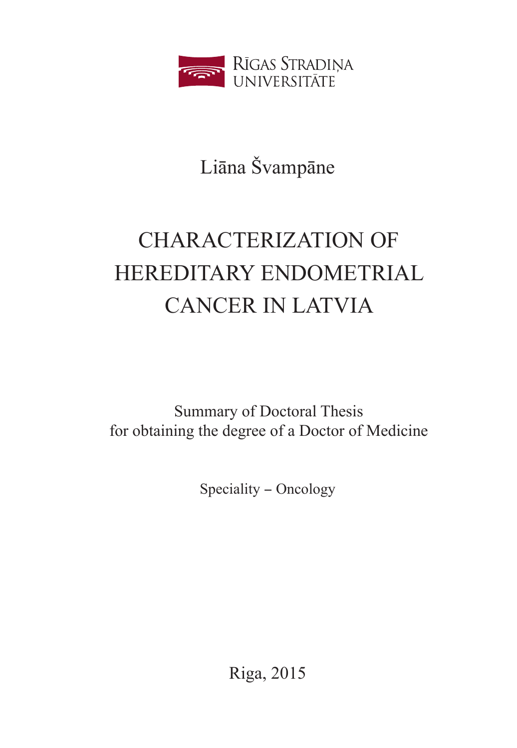RĪGAS STRADIŅA UNIVERSITĀTE

Liāna Švampāne

# CHARACTERIZATION OF HEREDITARY ENDOMETRIAL CANCER IN LATVIA

Summary of Doctoral Thesis
for obtaining the degree of a Doctor of Medicine

Speciality – Oncology

Riga, 2015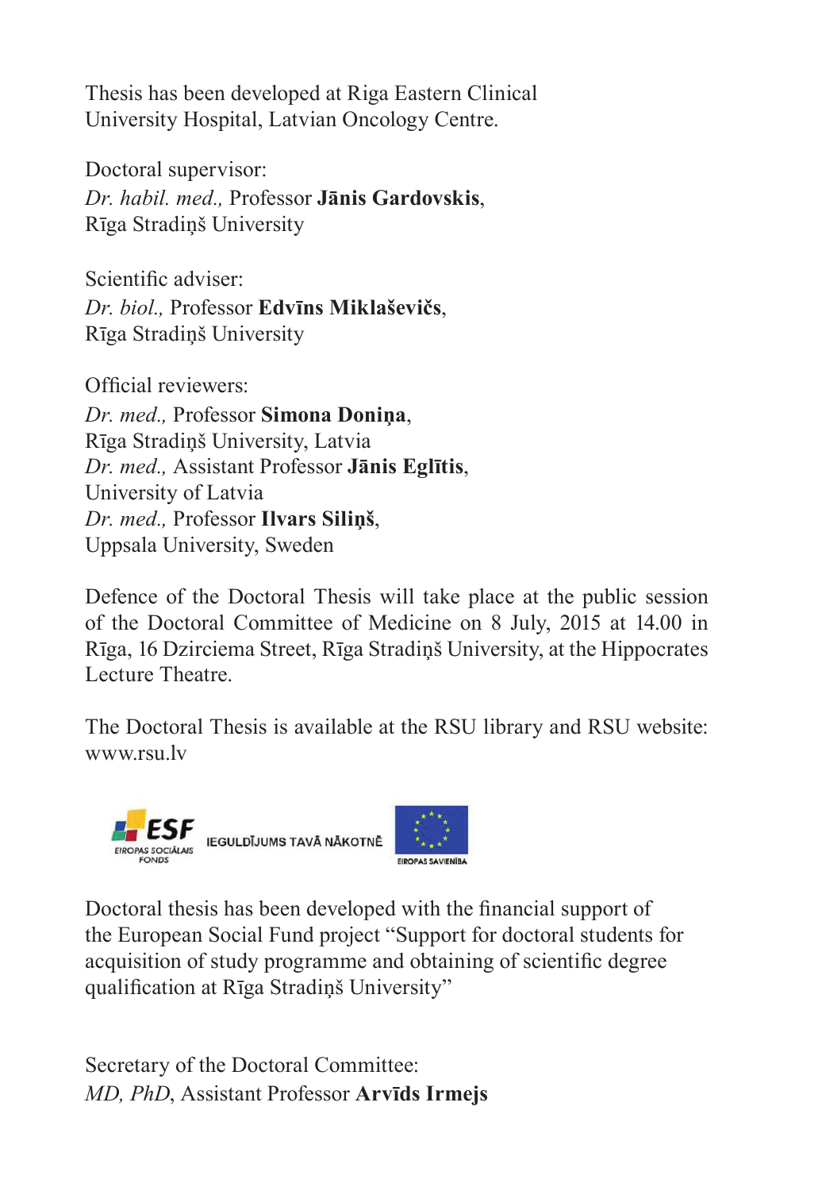Thesis has been developed at Riga Eastern Clinical University Hospital, Latvian Oncology Centre.

Doctoral supervisor:
*Dr. habil. med.,* Professor **Jānis Gardovskis**,
Rīga Stradiņš University

Scientific adviser:
*Dr. biol.,* Professor **Edvīns Miklaševičs**,
Rīga Stradiņš University

Official reviewers:
*Dr. med.,* Professor **Simona Doniņa**,
Rīga Stradiņš University, Latvia
*Dr. med.,* Assistant Professor **Jānis Eglītis**,
University of Latvia
*Dr. med.,* Professor **Ilvars Siliņš**,
Uppsala University, Sweden

Defence of the Doctoral Thesis will take place at the public session of the Doctoral Committee of Medicine on 8 July, 2015 at 14.00 in Rīga, 16 Dzirciema Street, Rīga Stradiņš University, at the Hippocrates Lecture Theatre.

The Doctoral Thesis is available at the RSU library and RSU website: www.rsu.lv

ESF EIROPAS SOCIĀLAIS FONDS IEGULDĪJUMS TAVĀ NĀKOTNĒ EIROPAS SAVIENĪBA

Doctoral thesis has been developed with the financial support of the European Social Fund project "Support for doctoral students for acquisition of study programme and obtaining of scientific degree qualification at Rīga Stradiņš University"

Secretary of the Doctoral Committee:
*MD, PhD*, Assistant Professor **Arvīds Irmejs**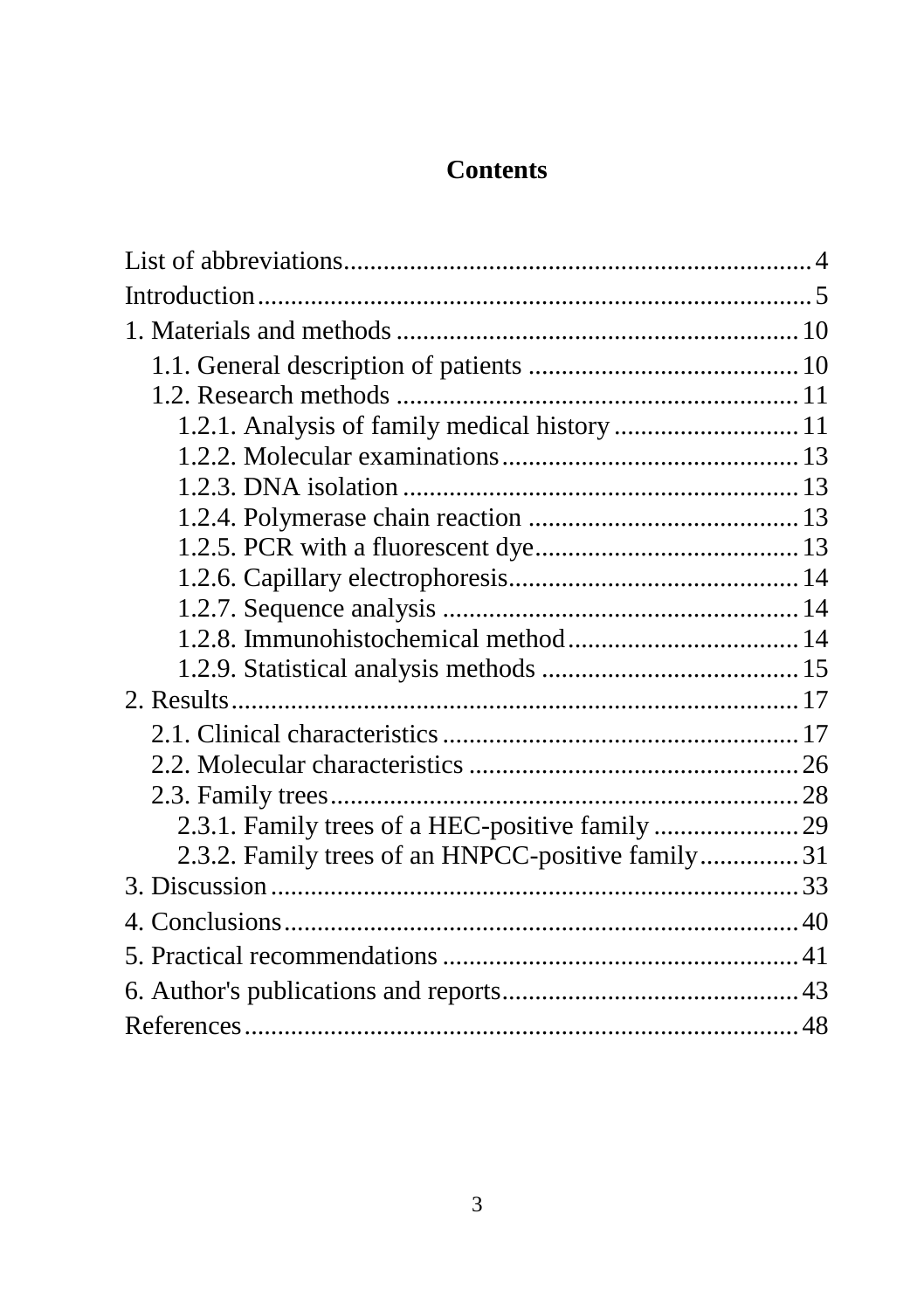# Contents

- List of abbreviations ..... 4
- Introduction ..... 5
- 1. Materials and methods ..... 10
  - 1.1. General description of patients ..... 10
  - 1.2. Research methods ..... 11
    - 1.2.1. Analysis of family medical history ..... 11
    - 1.2.2. Molecular examinations ..... 13
    - 1.2.3. DNA isolation ..... 13
    - 1.2.4. Polymerase chain reaction ..... 13
    - 1.2.5. PCR with a fluorescent dye ..... 13
    - 1.2.6. Capillary electrophoresis ..... 14
    - 1.2.7. Sequence analysis ..... 14
    - 1.2.8. Immunohistochemical method ..... 14
    - 1.2.9. Statistical analysis methods ..... 15
- 2. Results ..... 17
  - 2.1. Clinical characteristics ..... 17
  - 2.2. Molecular characteristics ..... 26
  - 2.3. Family trees ..... 28
    - 2.3.1. Family trees of a HEC-positive family ..... 29
    - 2.3.2. Family trees of an HNPCC-positive family ..... 31
- 3. Discussion ..... 33
- 4. Conclusions ..... 40
- 5. Practical recommendations ..... 41
- 6. Author's publications and reports ..... 43
- References ..... 48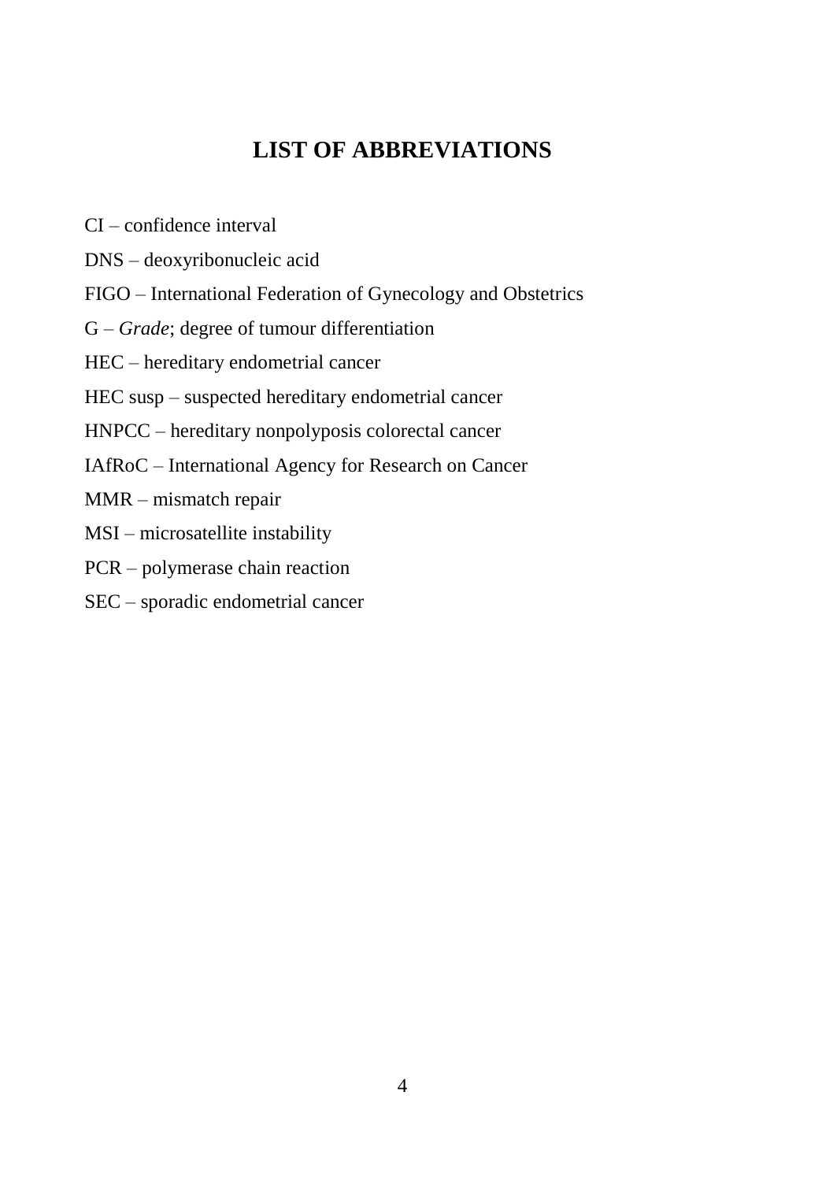# LIST OF ABBREVIATIONS

CI – confidence interval

DNS – deoxyribonucleic acid

FIGO – International Federation of Gynecology and Obstetrics

G – *Grade*; degree of tumour differentiation

HEC – hereditary endometrial cancer

HEC susp – suspected hereditary endometrial cancer

HNPCC – hereditary nonpolyposis colorectal cancer

IAfRoC – International Agency for Research on Cancer

MMR – mismatch repair

MSI – microsatellite instability

PCR – polymerase chain reaction

SEC – sporadic endometrial cancer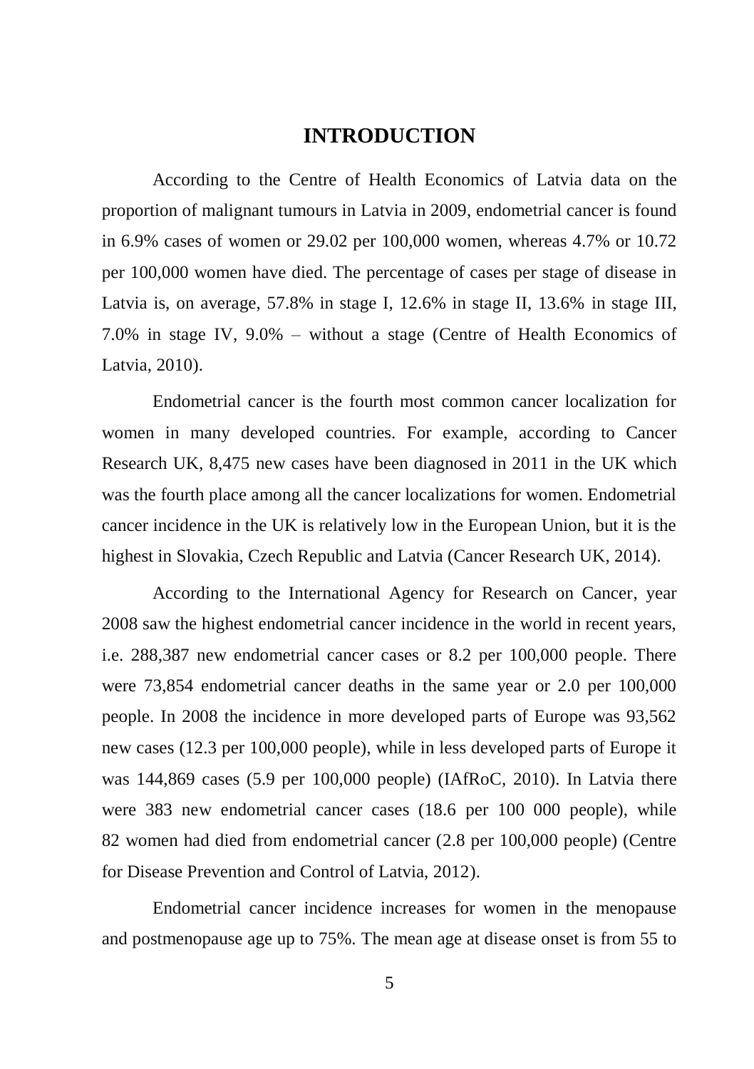# INTRODUCTION

According to the Centre of Health Economics of Latvia data on the proportion of malignant tumours in Latvia in 2009, endometrial cancer is found in 6.9% cases of women or 29.02 per 100,000 women, whereas 4.7% or 10.72 per 100,000 women have died. The percentage of cases per stage of disease in Latvia is, on average, 57.8% in stage I, 12.6% in stage II, 13.6% in stage III, 7.0% in stage IV, 9.0% – without a stage (Centre of Health Economics of Latvia, 2010).

Endometrial cancer is the fourth most common cancer localization for women in many developed countries. For example, according to Cancer Research UK, 8,475 new cases have been diagnosed in 2011 in the UK which was the fourth place among all the cancer localizations for women. Endometrial cancer incidence in the UK is relatively low in the European Union, but it is the highest in Slovakia, Czech Republic and Latvia (Cancer Research UK, 2014).

According to the International Agency for Research on Cancer, year 2008 saw the highest endometrial cancer incidence in the world in recent years, i.e. 288,387 new endometrial cancer cases or 8.2 per 100,000 people. There were 73,854 endometrial cancer deaths in the same year or 2.0 per 100,000 people. In 2008 the incidence in more developed parts of Europe was 93,562 new cases (12.3 per 100,000 people), while in less developed parts of Europe it was 144,869 cases (5.9 per 100,000 people) (IAfRoC, 2010). In Latvia there were 383 new endometrial cancer cases (18.6 per 100 000 people), while 82 women had died from endometrial cancer (2.8 per 100,000 people) (Centre for Disease Prevention and Control of Latvia, 2012).

Endometrial cancer incidence increases for women in the menopause and postmenopause age up to 75%. The mean age at disease onset is from 55 to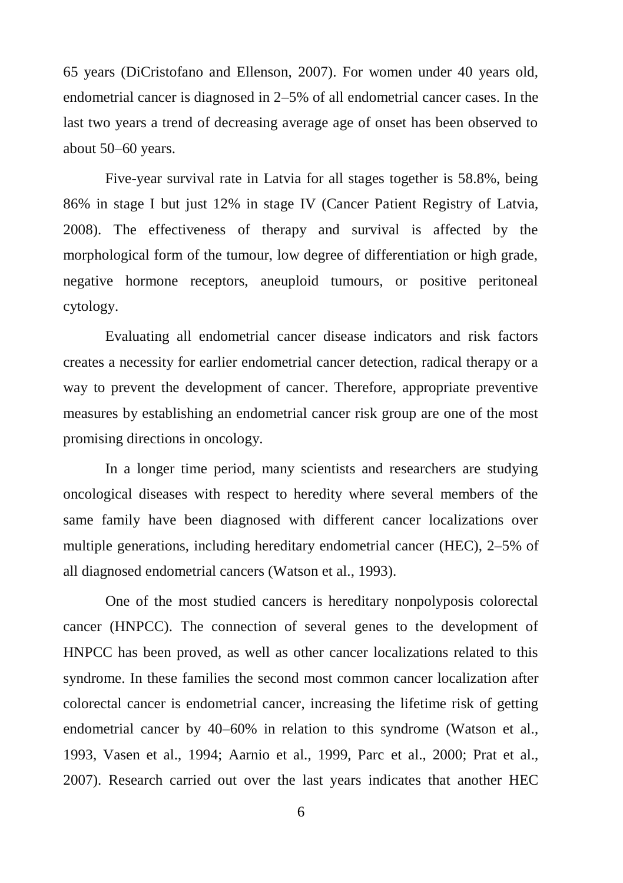65 years (DiCristofano and Ellenson, 2007). For women under 40 years old, endometrial cancer is diagnosed in 2–5% of all endometrial cancer cases. In the last two years a trend of decreasing average age of onset has been observed to about 50–60 years.

Five-year survival rate in Latvia for all stages together is 58.8%, being 86% in stage I but just 12% in stage IV (Cancer Patient Registry of Latvia, 2008). The effectiveness of therapy and survival is affected by the morphological form of the tumour, low degree of differentiation or high grade, negative hormone receptors, aneuploid tumours, or positive peritoneal cytology.

Evaluating all endometrial cancer disease indicators and risk factors creates a necessity for earlier endometrial cancer detection, radical therapy or a way to prevent the development of cancer. Therefore, appropriate preventive measures by establishing an endometrial cancer risk group are one of the most promising directions in oncology.

In a longer time period, many scientists and researchers are studying oncological diseases with respect to heredity where several members of the same family have been diagnosed with different cancer localizations over multiple generations, including hereditary endometrial cancer (HEC), 2–5% of all diagnosed endometrial cancers (Watson et al., 1993).

One of the most studied cancers is hereditary nonpolyposis colorectal cancer (HNPCC). The connection of several genes to the development of HNPCC has been proved, as well as other cancer localizations related to this syndrome. In these families the second most common cancer localization after colorectal cancer is endometrial cancer, increasing the lifetime risk of getting endometrial cancer by 40–60% in relation to this syndrome (Watson et al., 1993, Vasen et al., 1994; Aarnio et al., 1999, Parc et al., 2000; Prat et al., 2007). Research carried out over the last years indicates that another HEC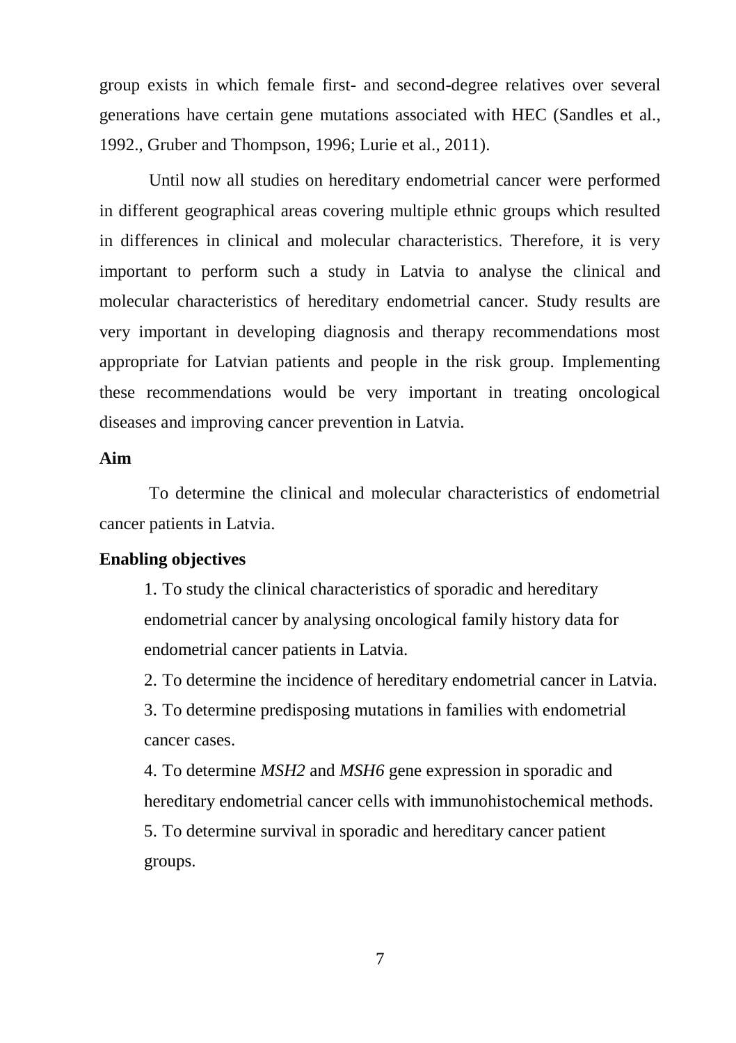group exists in which female first- and second-degree relatives over several generations have certain gene mutations associated with HEC (Sandles et al., 1992., Gruber and Thompson, 1996; Lurie et al., 2011).

Until now all studies on hereditary endometrial cancer were performed in different geographical areas covering multiple ethnic groups which resulted in differences in clinical and molecular characteristics. Therefore, it is very important to perform such a study in Latvia to analyse the clinical and molecular characteristics of hereditary endometrial cancer. Study results are very important in developing diagnosis and therapy recommendations most appropriate for Latvian patients and people in the risk group. Implementing these recommendations would be very important in treating oncological diseases and improving cancer prevention in Latvia.

**Aim**

To determine the clinical and molecular characteristics of endometrial cancer patients in Latvia.

**Enabling objectives**

1. To study the clinical characteristics of sporadic and hereditary endometrial cancer by analysing oncological family history data for endometrial cancer patients in Latvia.
2. To determine the incidence of hereditary endometrial cancer in Latvia.
3. To determine predisposing mutations in families with endometrial cancer cases.
4. To determine *MSH2* and *MSH6* gene expression in sporadic and hereditary endometrial cancer cells with immunohistochemical methods.
5. To determine survival in sporadic and hereditary cancer patient groups.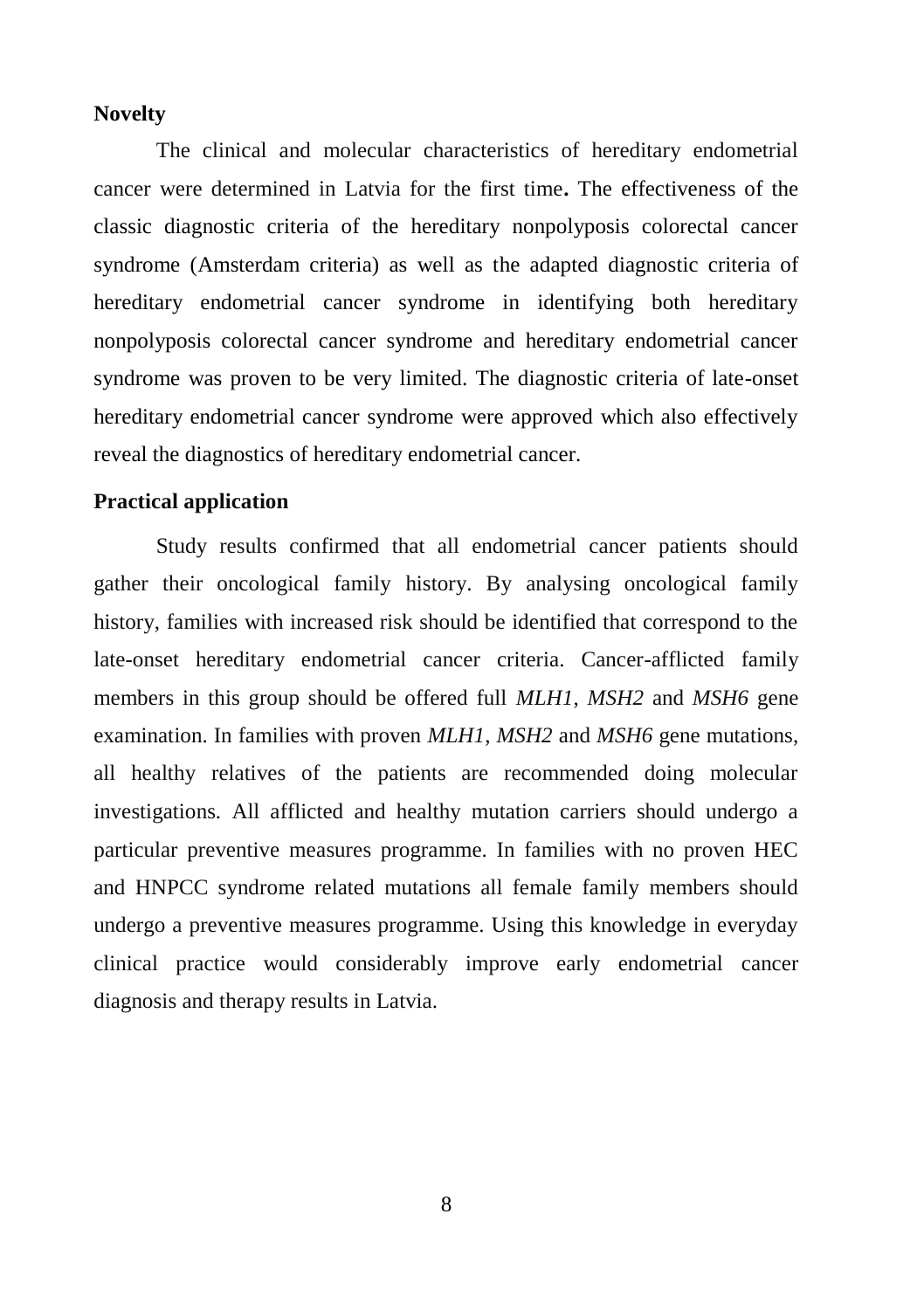## Novelty

The clinical and molecular characteristics of hereditary endometrial cancer were determined in Latvia for the first time**.** The effectiveness of the classic diagnostic criteria of the hereditary nonpolyposis colorectal cancer syndrome (Amsterdam criteria) as well as the adapted diagnostic criteria of hereditary endometrial cancer syndrome in identifying both hereditary nonpolyposis colorectal cancer syndrome and hereditary endometrial cancer syndrome was proven to be very limited. The diagnostic criteria of late-onset hereditary endometrial cancer syndrome were approved which also effectively reveal the diagnostics of hereditary endometrial cancer.

## Practical application

Study results confirmed that all endometrial cancer patients should gather their oncological family history. By analysing oncological family history, families with increased risk should be identified that correspond to the late-onset hereditary endometrial cancer criteria. Cancer-afflicted family members in this group should be offered full *MLH1*, *MSH2* and *MSH6* gene examination. In families with proven *MLH1*, *MSH2* and *MSH6* gene mutations, all healthy relatives of the patients are recommended doing molecular investigations. All afflicted and healthy mutation carriers should undergo a particular preventive measures programme. In families with no proven HEC and HNPCC syndrome related mutations all female family members should undergo a preventive measures programme. Using this knowledge in everyday clinical practice would considerably improve early endometrial cancer diagnosis and therapy results in Latvia.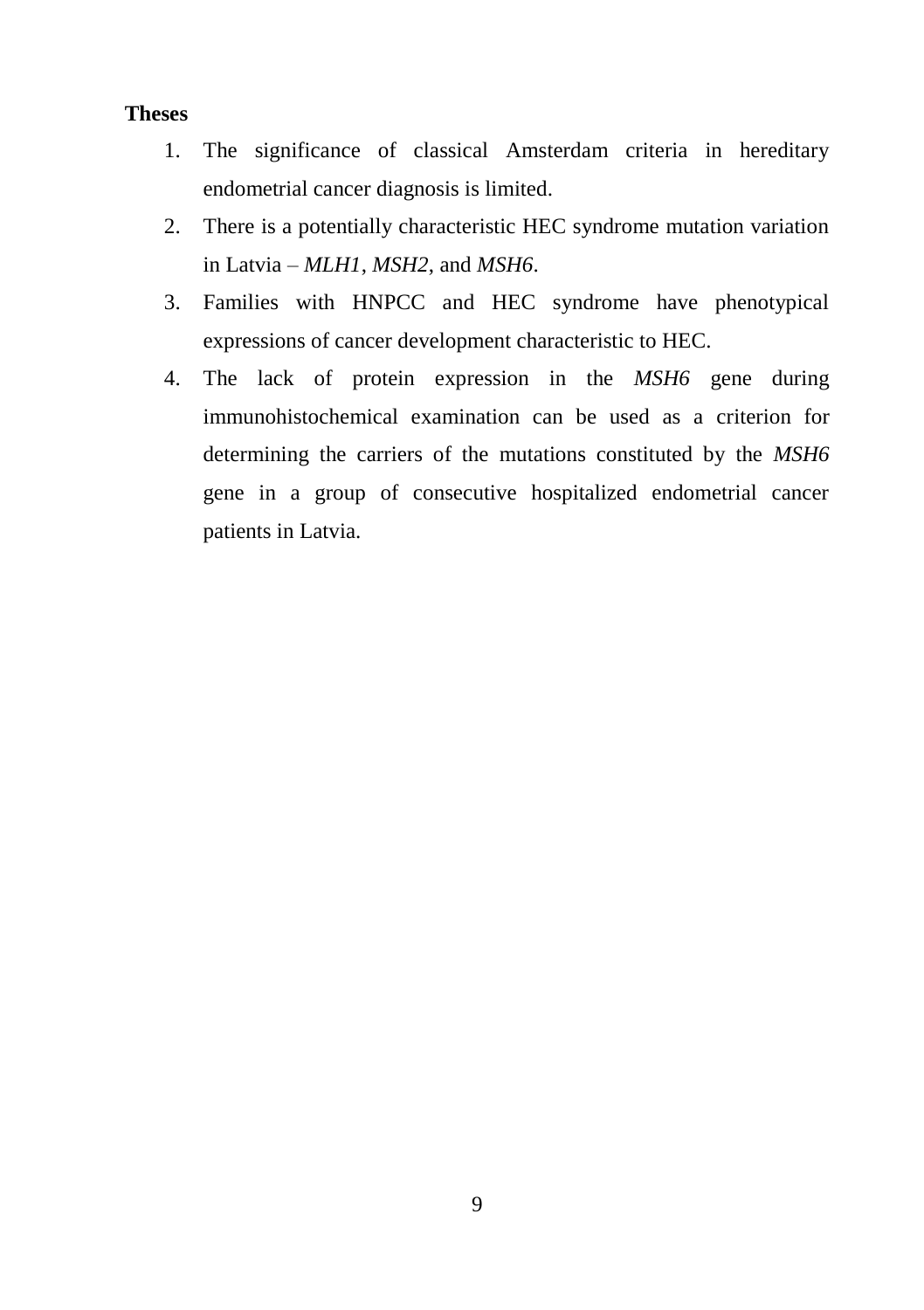**Theses**

1. The significance of classical Amsterdam criteria in hereditary endometrial cancer diagnosis is limited.
2. There is a potentially characteristic HEC syndrome mutation variation in Latvia – *MLH1*, *MSH2*, and *MSH6*.
3. Families with HNPCC and HEC syndrome have phenotypical expressions of cancer development characteristic to HEC.
4. The lack of protein expression in the *MSH6* gene during immunohistochemical examination can be used as a criterion for determining the carriers of the mutations constituted by the *MSH6* gene in a group of consecutive hospitalized endometrial cancer patients in Latvia.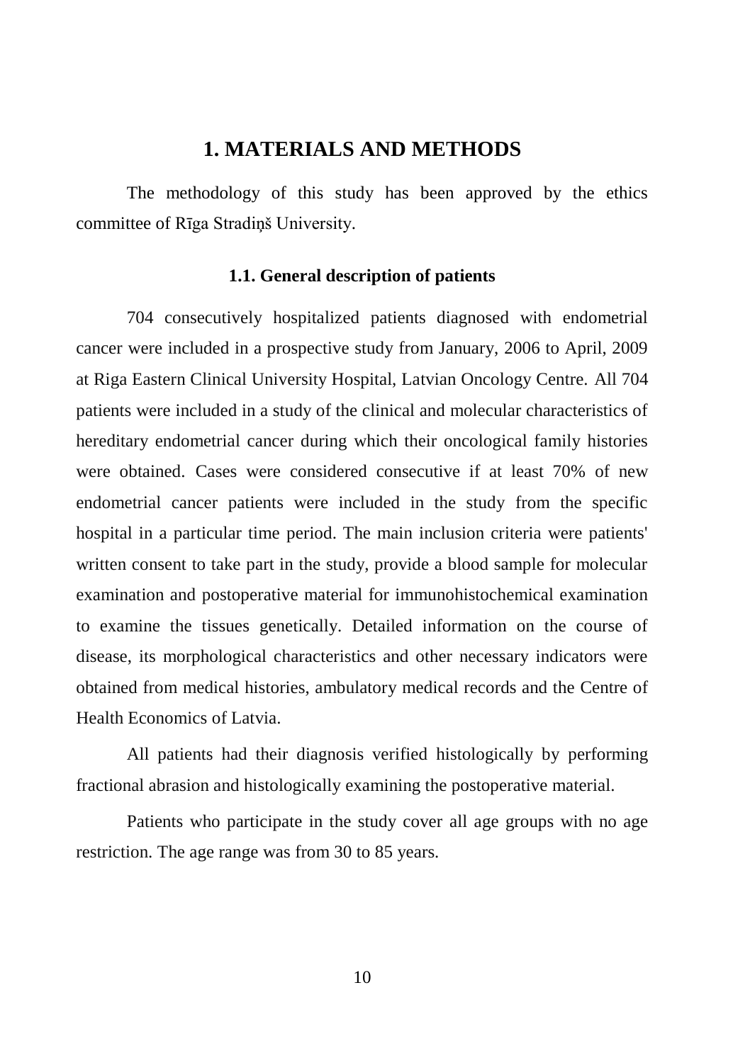# 1. MATERIALS AND METHODS

The methodology of this study has been approved by the ethics committee of Rīga Stradiņš University.

## 1.1. General description of patients

704 consecutively hospitalized patients diagnosed with endometrial cancer were included in a prospective study from January, 2006 to April, 2009 at Riga Eastern Clinical University Hospital, Latvian Oncology Centre. All 704 patients were included in a study of the clinical and molecular characteristics of hereditary endometrial cancer during which their oncological family histories were obtained. Cases were considered consecutive if at least 70% of new endometrial cancer patients were included in the study from the specific hospital in a particular time period. The main inclusion criteria were patients' written consent to take part in the study, provide a blood sample for molecular examination and postoperative material for immunohistochemical examination to examine the tissues genetically. Detailed information on the course of disease, its morphological characteristics and other necessary indicators were obtained from medical histories, ambulatory medical records and the Centre of Health Economics of Latvia.

All patients had their diagnosis verified histologically by performing fractional abrasion and histologically examining the postoperative material.

Patients who participate in the study cover all age groups with no age restriction. The age range was from 30 to 85 years.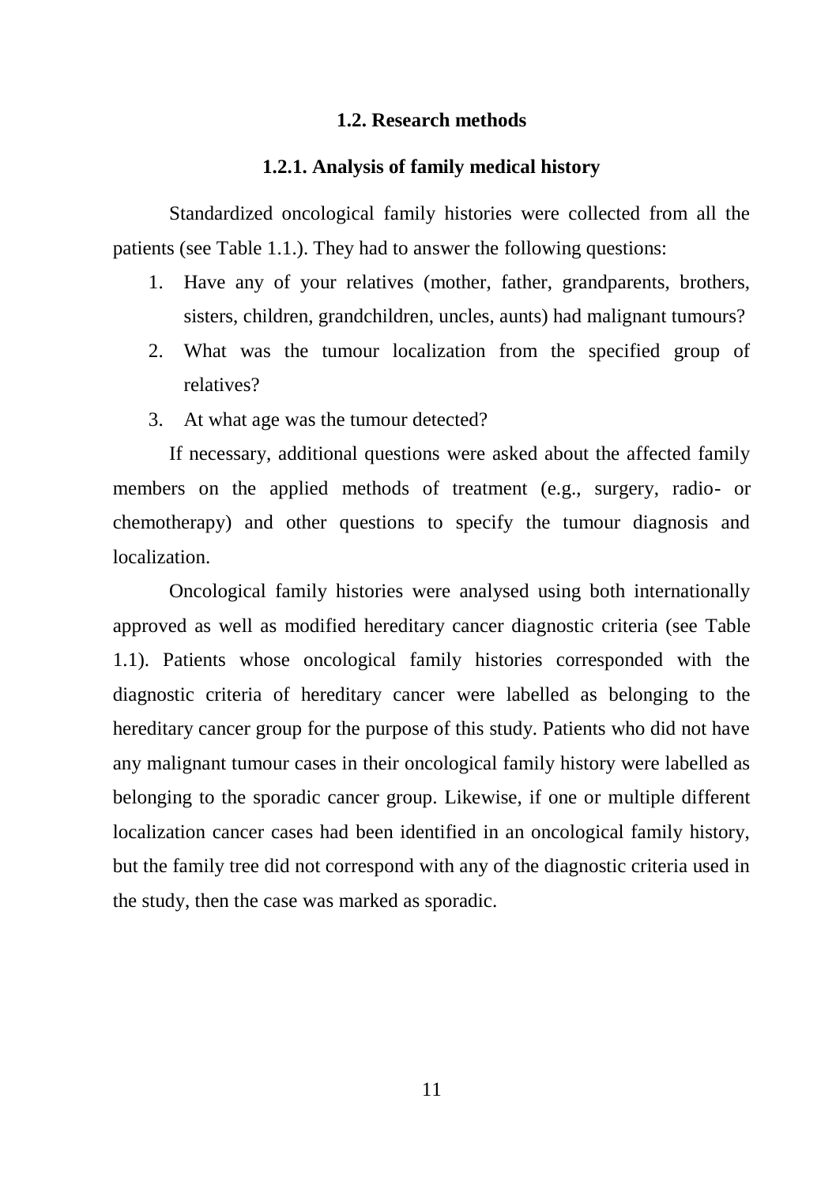### 1.2. Research methods

#### 1.2.1. Analysis of family medical history

Standardized oncological family histories were collected from all the patients (see Table 1.1.). They had to answer the following questions:

1. Have any of your relatives (mother, father, grandparents, brothers, sisters, children, grandchildren, uncles, aunts) had malignant tumours?
2. What was the tumour localization from the specified group of relatives?
3. At what age was the tumour detected?

If necessary, additional questions were asked about the affected family members on the applied methods of treatment (e.g., surgery, radio- or chemotherapy) and other questions to specify the tumour diagnosis and localization.

Oncological family histories were analysed using both internationally approved as well as modified hereditary cancer diagnostic criteria (see Table 1.1). Patients whose oncological family histories corresponded with the diagnostic criteria of hereditary cancer were labelled as belonging to the hereditary cancer group for the purpose of this study. Patients who did not have any malignant tumour cases in their oncological family history were labelled as belonging to the sporadic cancer group. Likewise, if one or multiple different localization cancer cases had been identified in an oncological family history, but the family tree did not correspond with any of the diagnostic criteria used in the study, then the case was marked as sporadic.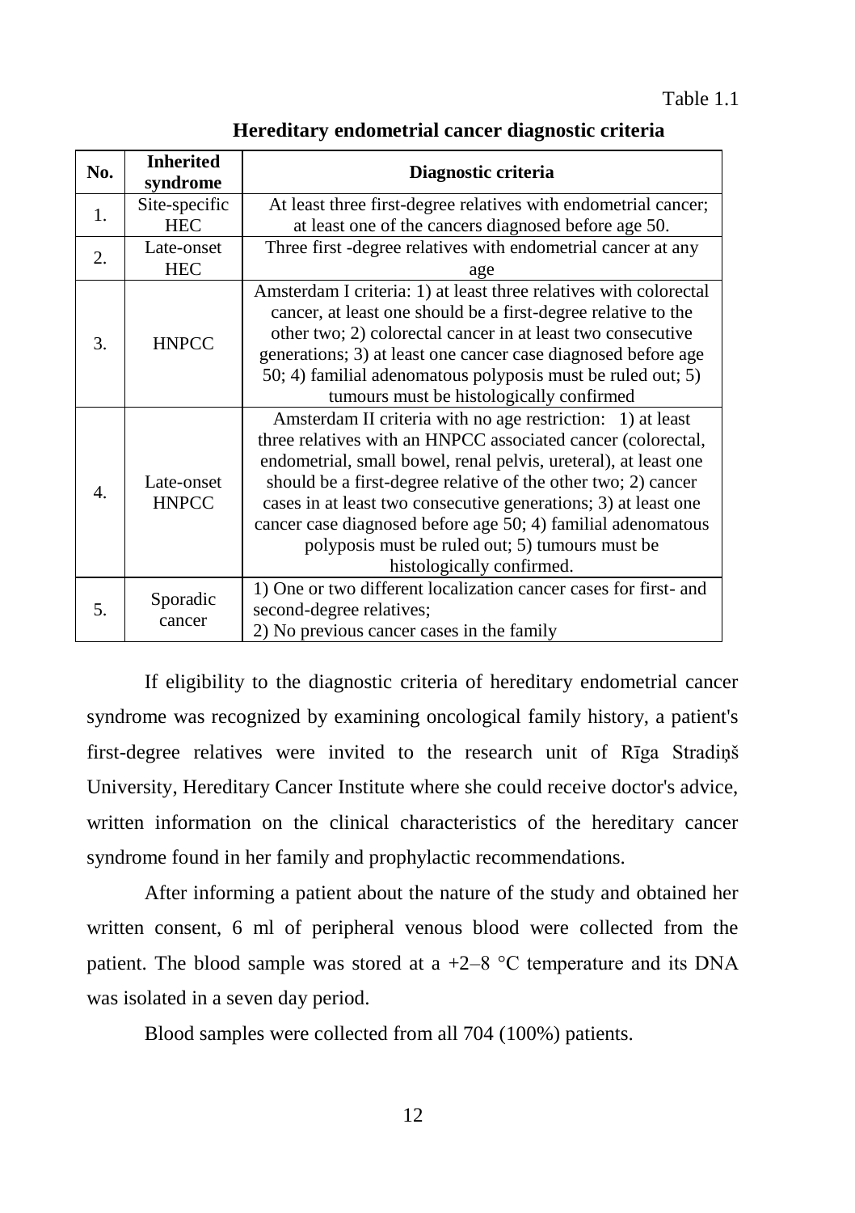Table 1.1

**Hereditary endometrial cancer diagnostic criteria**

| No. | Inherited syndrome | Diagnostic criteria |
|---|---|---|
| 1. | Site-specific HEC | At least three first-degree relatives with endometrial cancer; at least one of the cancers diagnosed before age 50. |
| 2. | Late-onset HEC | Three first -degree relatives with endometrial cancer at any age |
| 3. | HNPCC | Amsterdam I criteria: 1) at least three relatives with colorectal cancer, at least one should be a first-degree relative to the other two; 2) colorectal cancer in at least two consecutive generations; 3) at least one cancer case diagnosed before age 50; 4) familial adenomatous polyposis must be ruled out; 5) tumours must be histologically confirmed |
| 4. | Late-onset HNPCC | Amsterdam II criteria with no age restriction: 1) at least three relatives with an HNPCC associated cancer (colorectal, endometrial, small bowel, renal pelvis, ureteral), at least one should be a first-degree relative of the other two; 2) cancer cases in at least two consecutive generations; 3) at least one cancer case diagnosed before age 50; 4) familial adenomatous polyposis must be ruled out; 5) tumours must be histologically confirmed. |
| 5. | Sporadic cancer | 1) One or two different localization cancer cases for first- and second-degree relatives; 2) No previous cancer cases in the family |

If eligibility to the diagnostic criteria of hereditary endometrial cancer syndrome was recognized by examining oncological family history, a patient's first-degree relatives were invited to the research unit of Rīga Stradiņš University, Hereditary Cancer Institute where she could receive doctor's advice, written information on the clinical characteristics of the hereditary cancer syndrome found in her family and prophylactic recommendations.

After informing a patient about the nature of the study and obtained her written consent, 6 ml of peripheral venous blood were collected from the patient. The blood sample was stored at a +2–8 °C temperature and its DNA was isolated in a seven day period.

Blood samples were collected from all 704 (100%) patients.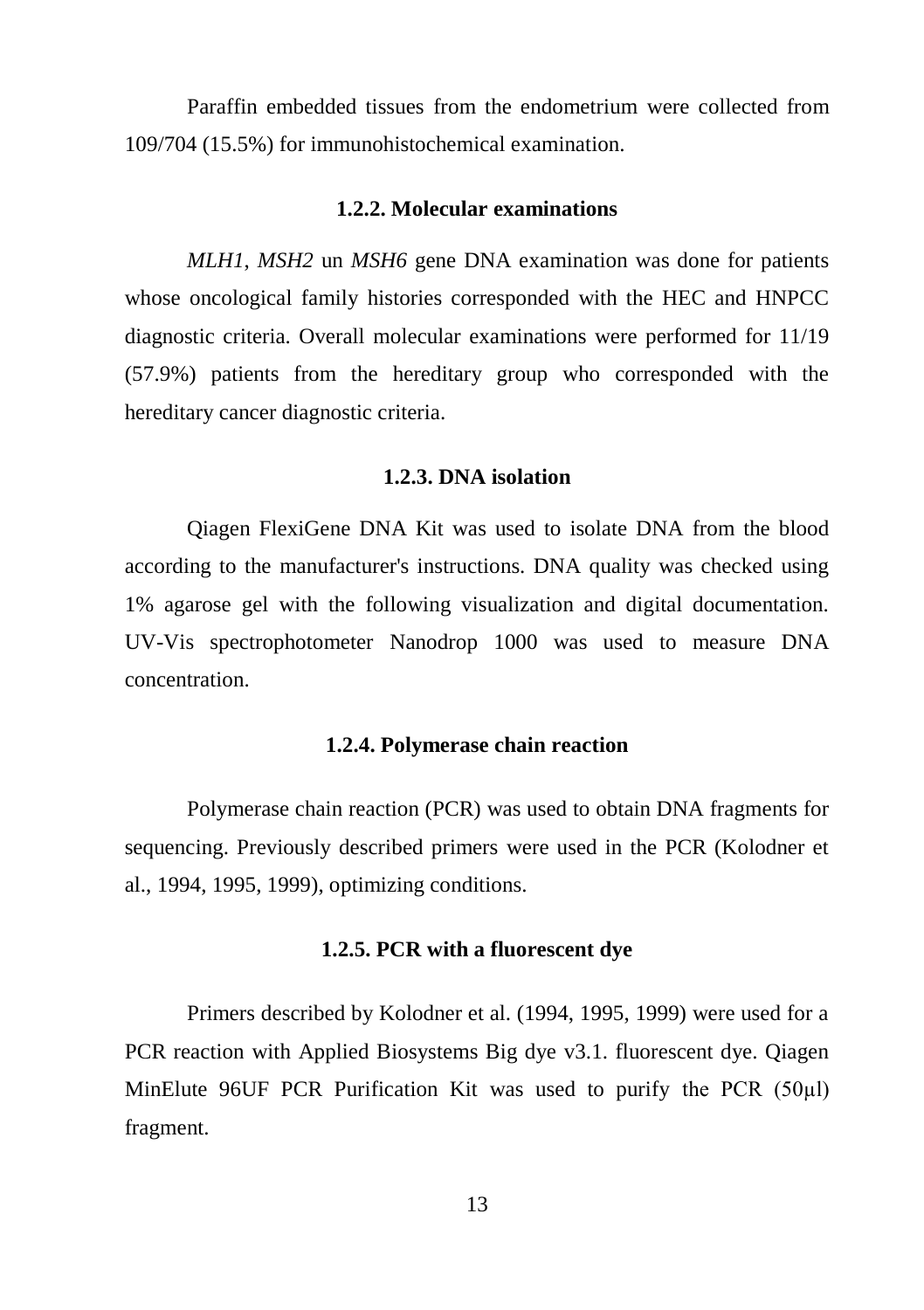Paraffin embedded tissues from the endometrium were collected from 109/704 (15.5%) for immunohistochemical examination.

### 1.2.2. Molecular examinations

*MLH1*, *MSH2* un *MSH6* gene DNA examination was done for patients whose oncological family histories corresponded with the HEC and HNPCC diagnostic criteria. Overall molecular examinations were performed for 11/19 (57.9%) patients from the hereditary group who corresponded with the hereditary cancer diagnostic criteria.

### 1.2.3. DNA isolation

Qiagen FlexiGene DNA Kit was used to isolate DNA from the blood according to the manufacturer's instructions. DNA quality was checked using 1% agarose gel with the following visualization and digital documentation. UV-Vis spectrophotometer Nanodrop 1000 was used to measure DNA concentration.

### 1.2.4. Polymerase chain reaction

Polymerase chain reaction (PCR) was used to obtain DNA fragments for sequencing. Previously described primers were used in the PCR (Kolodner et al., 1994, 1995, 1999), optimizing conditions.

### 1.2.5. PCR with a fluorescent dye

Primers described by Kolodner et al. (1994, 1995, 1999) were used for a PCR reaction with Applied Biosystems Big dye v3.1. fluorescent dye. Qiagen MinElute 96UF PCR Purification Kit was used to purify the PCR (50μl) fragment.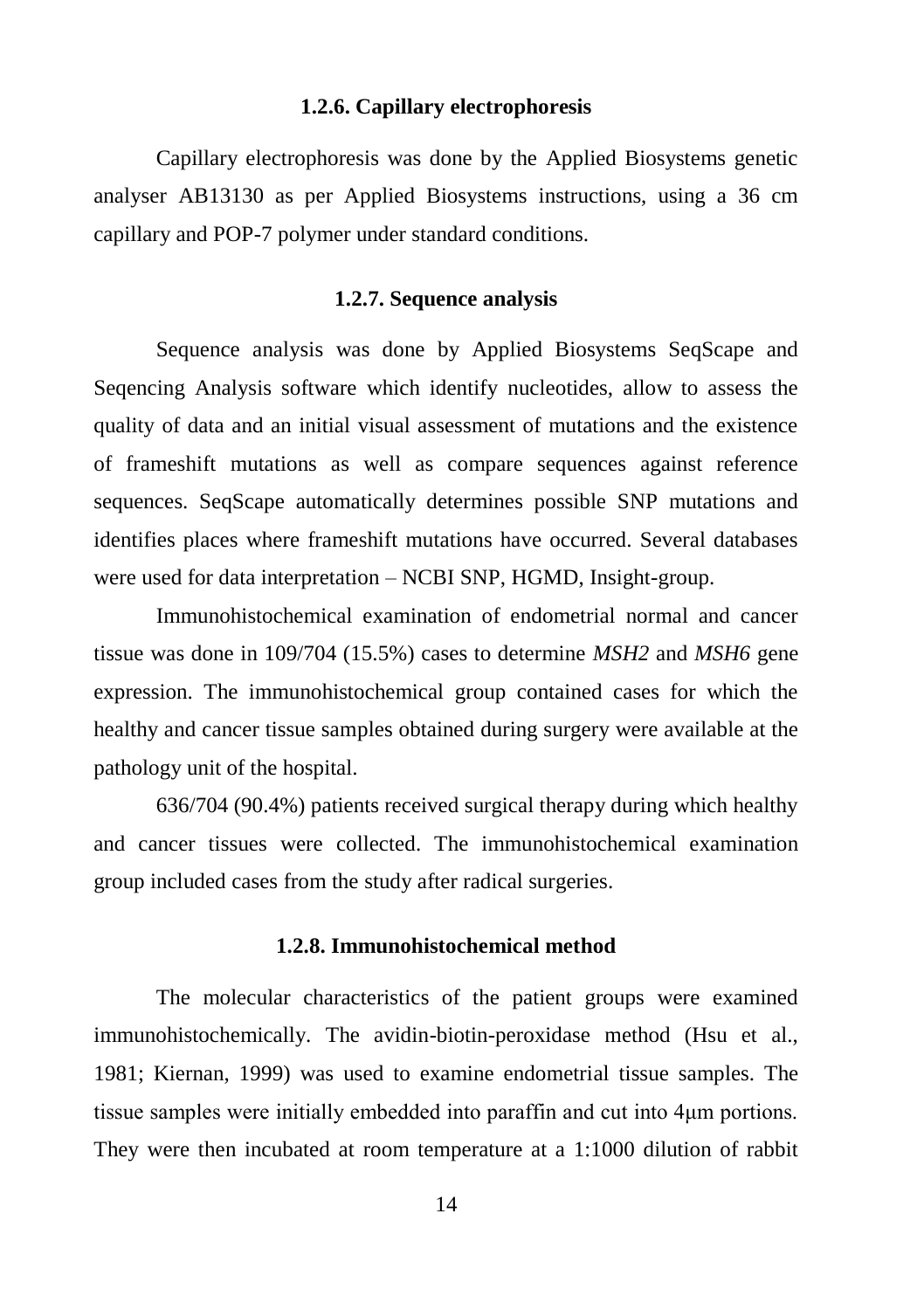### 1.2.6. Capillary electrophoresis

Capillary electrophoresis was done by the Applied Biosystems genetic analyser AB13130 as per Applied Biosystems instructions, using a 36 cm capillary and POP-7 polymer under standard conditions.

### 1.2.7. Sequence analysis

Sequence analysis was done by Applied Biosystems SeqScape and Seqencing Analysis software which identify nucleotides, allow to assess the quality of data and an initial visual assessment of mutations and the existence of frameshift mutations as well as compare sequences against reference sequences. SeqScape automatically determines possible SNP mutations and identifies places where frameshift mutations have occurred. Several databases were used for data interpretation – NCBI SNP, HGMD, Insight-group.

Immunohistochemical examination of endometrial normal and cancer tissue was done in 109/704 (15.5%) cases to determine *MSH2* and *MSH6* gene expression. The immunohistochemical group contained cases for which the healthy and cancer tissue samples obtained during surgery were available at the pathology unit of the hospital.

636/704 (90.4%) patients received surgical therapy during which healthy and cancer tissues were collected. The immunohistochemical examination group included cases from the study after radical surgeries.

### 1.2.8. Immunohistochemical method

The molecular characteristics of the patient groups were examined immunohistochemically. The avidin-biotin-peroxidase method (Hsu et al., 1981; Kiernan, 1999) was used to examine endometrial tissue samples. The tissue samples were initially embedded into paraffin and cut into 4μm portions. They were then incubated at room temperature at a 1:1000 dilution of rabbit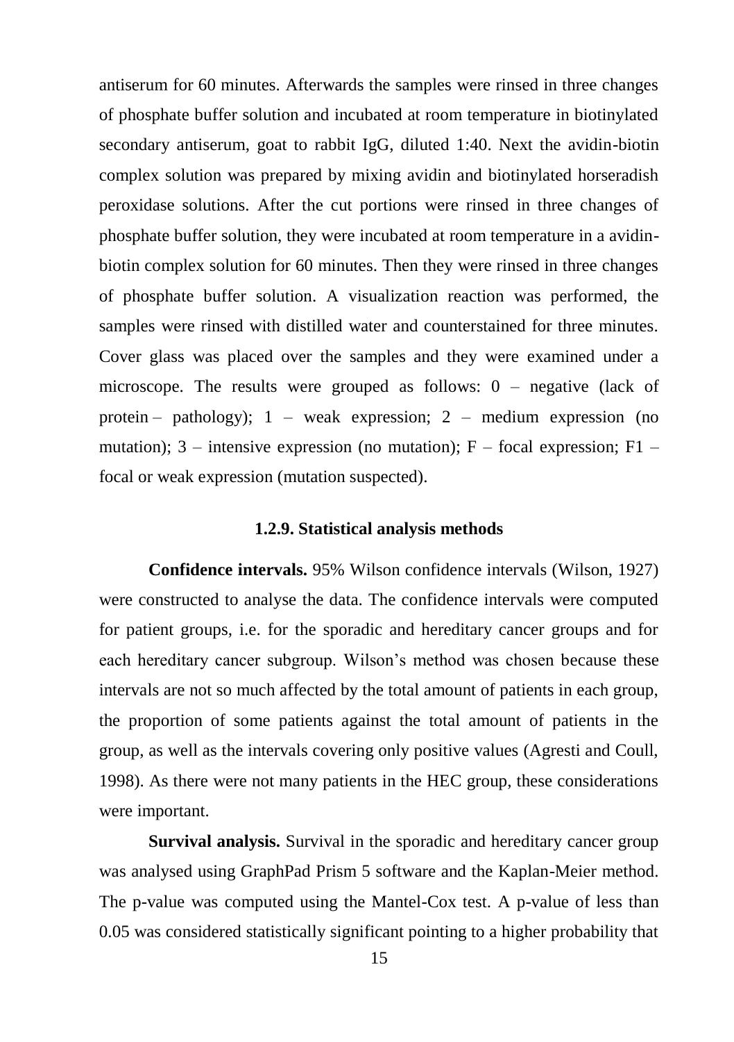antiserum for 60 minutes. Afterwards the samples were rinsed in three changes of phosphate buffer solution and incubated at room temperature in biotinylated secondary antiserum, goat to rabbit IgG, diluted 1:40. Next the avidin-biotin complex solution was prepared by mixing avidin and biotinylated horseradish peroxidase solutions. After the cut portions were rinsed in three changes of phosphate buffer solution, they were incubated at room temperature in a avidin-biotin complex solution for 60 minutes. Then they were rinsed in three changes of phosphate buffer solution. A visualization reaction was performed, the samples were rinsed with distilled water and counterstained for three minutes. Cover glass was placed over the samples and they were examined under a microscope. The results were grouped as follows: 0 – negative (lack of protein – pathology); 1 – weak expression; 2 – medium expression (no mutation); 3 – intensive expression (no mutation); F – focal expression; F1 – focal or weak expression (mutation suspected).

### 1.2.9. Statistical analysis methods

**Confidence intervals.** 95% Wilson confidence intervals (Wilson, 1927) were constructed to analyse the data. The confidence intervals were computed for patient groups, i.e. for the sporadic and hereditary cancer groups and for each hereditary cancer subgroup. Wilson's method was chosen because these intervals are not so much affected by the total amount of patients in each group, the proportion of some patients against the total amount of patients in the group, as well as the intervals covering only positive values (Agresti and Coull, 1998). As there were not many patients in the HEC group, these considerations were important.

**Survival analysis.** Survival in the sporadic and hereditary cancer group was analysed using GraphPad Prism 5 software and the Kaplan-Meier method. The p-value was computed using the Mantel-Cox test. A p-value of less than 0.05 was considered statistically significant pointing to a higher probability that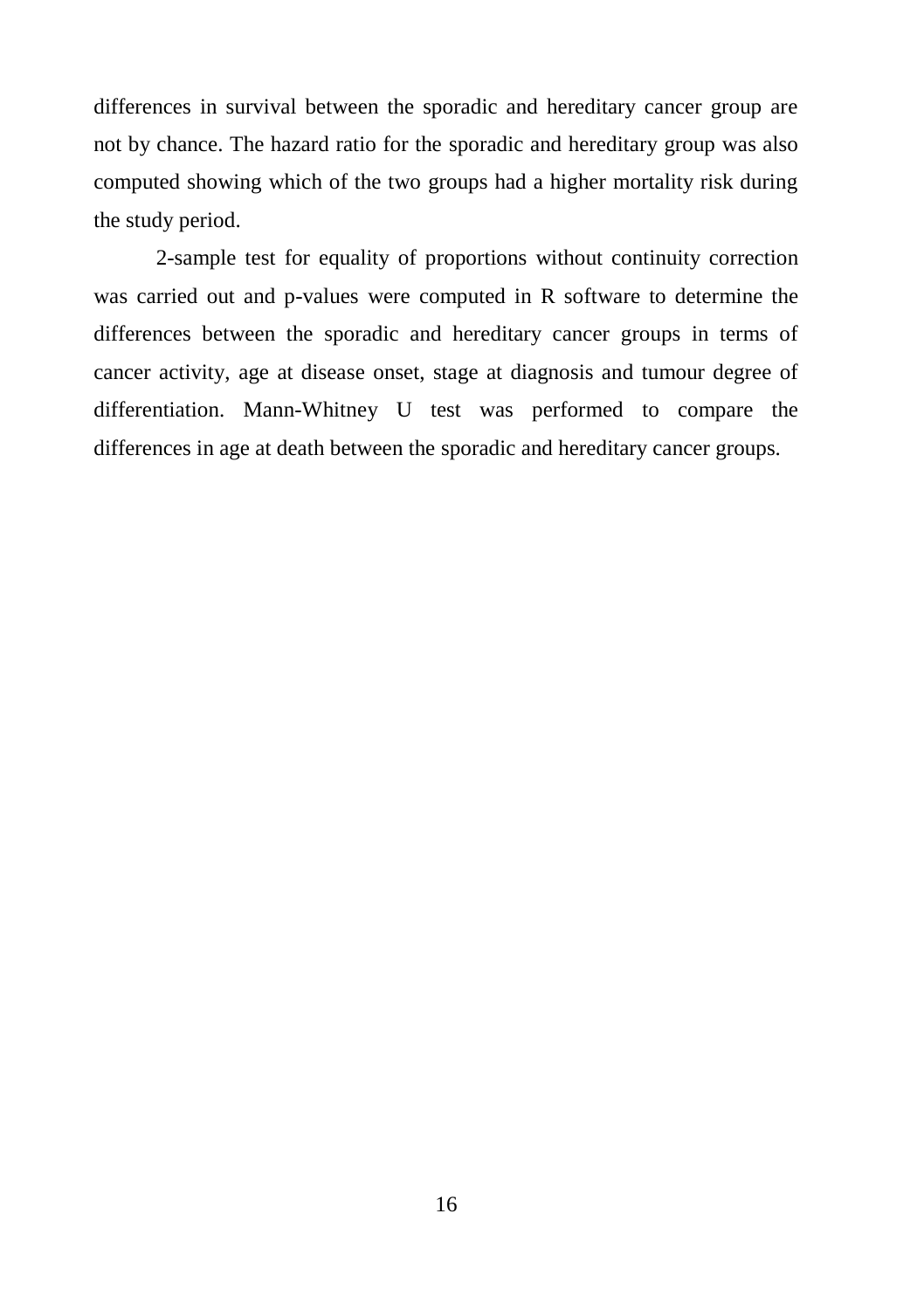differences in survival between the sporadic and hereditary cancer group are not by chance. The hazard ratio for the sporadic and hereditary group was also computed showing which of the two groups had a higher mortality risk during the study period.

2-sample test for equality of proportions without continuity correction was carried out and p-values were computed in R software to determine the differences between the sporadic and hereditary cancer groups in terms of cancer activity, age at disease onset, stage at diagnosis and tumour degree of differentiation. Mann-Whitney U test was performed to compare the differences in age at death between the sporadic and hereditary cancer groups.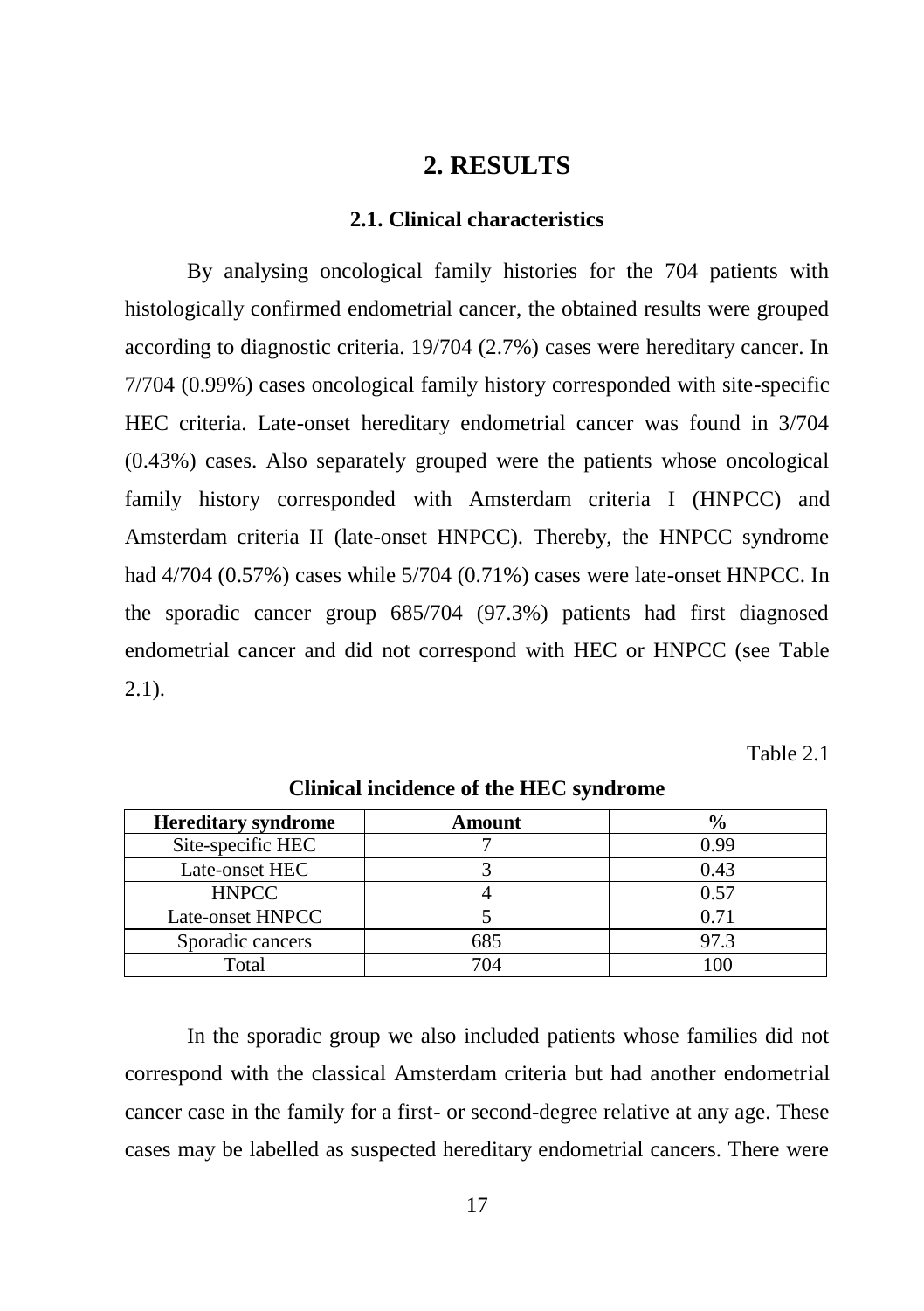# 2. RESULTS

## 2.1. Clinical characteristics

By analysing oncological family histories for the 704 patients with histologically confirmed endometrial cancer, the obtained results were grouped according to diagnostic criteria. 19/704 (2.7%) cases were hereditary cancer. In 7/704 (0.99%) cases oncological family history corresponded with site-specific HEC criteria. Late-onset hereditary endometrial cancer was found in 3/704 (0.43%) cases. Also separately grouped were the patients whose oncological family history corresponded with Amsterdam criteria I (HNPCC) and Amsterdam criteria II (late-onset HNPCC). Thereby, the HNPCC syndrome had 4/704 (0.57%) cases while 5/704 (0.71%) cases were late-onset HNPCC. In the sporadic cancer group 685/704 (97.3%) patients had first diagnosed endometrial cancer and did not correspond with HEC or HNPCC (see Table 2.1).

Table 2.1

**Clinical incidence of the HEC syndrome**

| Hereditary syndrome | Amount | % |
|---|---|---|
| Site-specific HEC | 7 | 0.99 |
| Late-onset HEC | 3 | 0.43 |
| HNPCC | 4 | 0.57 |
| Late-onset HNPCC | 5 | 0.71 |
| Sporadic cancers | 685 | 97.3 |
| Total | 704 | 100 |

In the sporadic group we also included patients whose families did not correspond with the classical Amsterdam criteria but had another endometrial cancer case in the family for a first- or second-degree relative at any age. These cases may be labelled as suspected hereditary endometrial cancers. There were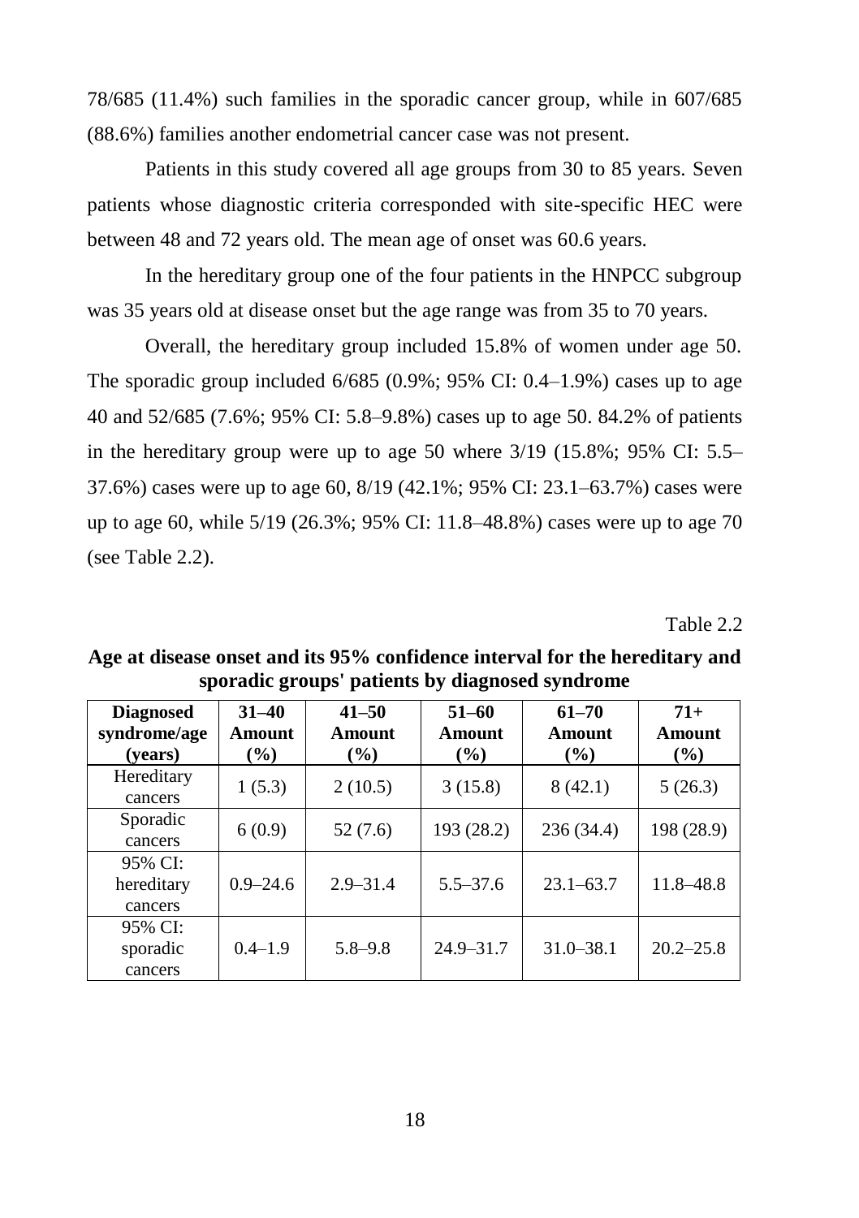78/685 (11.4%) such families in the sporadic cancer group, while in 607/685 (88.6%) families another endometrial cancer case was not present.

Patients in this study covered all age groups from 30 to 85 years. Seven patients whose diagnostic criteria corresponded with site-specific HEC were between 48 and 72 years old. The mean age of onset was 60.6 years.

In the hereditary group one of the four patients in the HNPCC subgroup was 35 years old at disease onset but the age range was from 35 to 70 years.

Overall, the hereditary group included 15.8% of women under age 50. The sporadic group included 6/685 (0.9%; 95% CI: 0.4–1.9%) cases up to age 40 and 52/685 (7.6%; 95% CI: 5.8–9.8%) cases up to age 50. 84.2% of patients in the hereditary group were up to age 50 where 3/19 (15.8%; 95% CI: 5.5–37.6%) cases were up to age 60, 8/19 (42.1%; 95% CI: 23.1–63.7%) cases were up to age 60, while 5/19 (26.3%; 95% CI: 11.8–48.8%) cases were up to age 70 (see Table 2.2).

Table 2.2

**Age at disease onset and its 95% confidence interval for the hereditary and sporadic groups' patients by diagnosed syndrome**

| Diagnosed syndrome/age (years) | 31–40 Amount (%) | 41–50 Amount (%) | 51–60 Amount (%) | 61–70 Amount (%) | 71+ Amount (%) |
|---|---|---|---|---|---|
| Hereditary cancers | 1 (5.3) | 2 (10.5) | 3 (15.8) | 8 (42.1) | 5 (26.3) |
| Sporadic cancers | 6 (0.9) | 52 (7.6) | 193 (28.2) | 236 (34.4) | 198 (28.9) |
| 95% CI: hereditary cancers | 0.9–24.6 | 2.9–31.4 | 5.5–37.6 | 23.1–63.7 | 11.8–48.8 |
| 95% CI: sporadic cancers | 0.4–1.9 | 5.8–9.8 | 24.9–31.7 | 31.0–38.1 | 20.2–25.8 |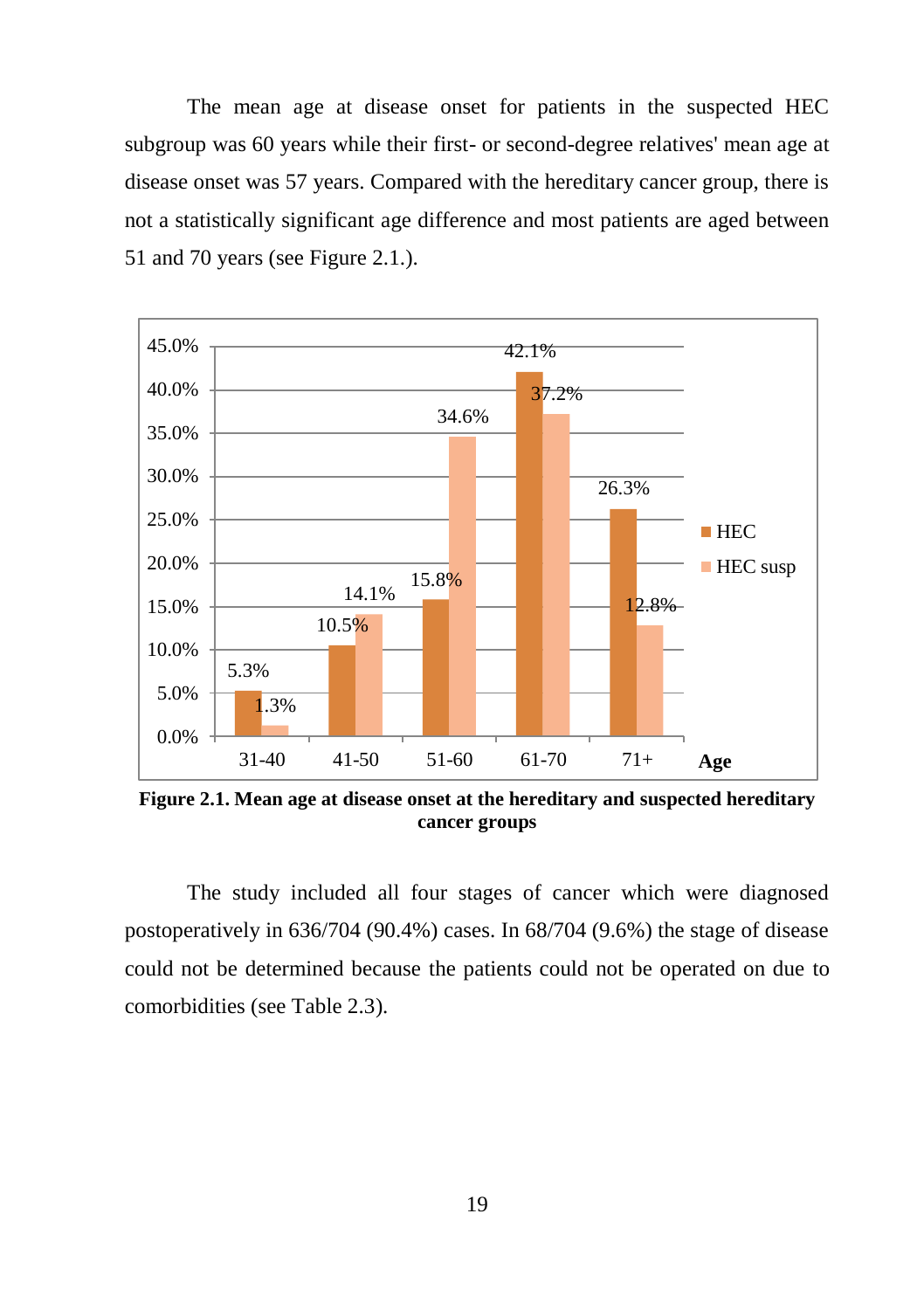The mean age at disease onset for patients in the suspected HEC subgroup was 60 years while their first- or second-degree relatives' mean age at disease onset was 57 years. Compared with the hereditary cancer group, there is not a statistically significant age difference and most patients are aged between 51 and 70 years (see Figure 2.1.).

| Age | HEC | HEC susp |
|---|---|---|
| 31-40 | 5.3% | 1.3% |
| 41-50 | 10.5% | 14.1% |
| 51-60 | 15.8% | 34.6% |
| 61-70 | 42.1% | 37.2% |
| 71+ | 26.3% | 12.8% |

**Figure 2.1. Mean age at disease onset at the hereditary and suspected hereditary cancer groups**

The study included all four stages of cancer which were diagnosed postoperatively in 636/704 (90.4%) cases. In 68/704 (9.6%) the stage of disease could not be determined because the patients could not be operated on due to comorbidities (see Table 2.3).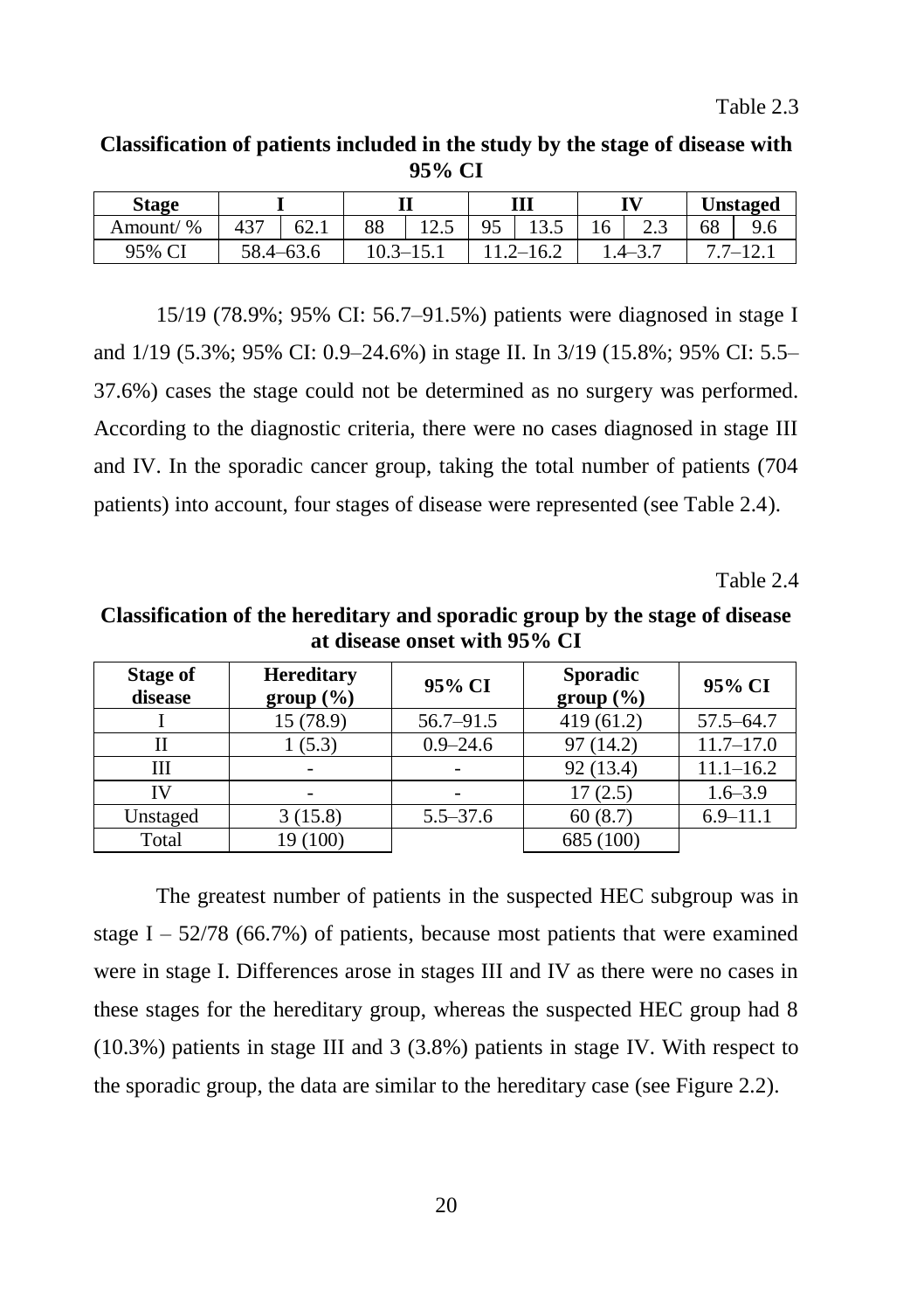Table 2.3

**Classification of patients included in the study by the stage of disease with 95% CI**

| Stage | I | | II | | III | | IV | | Unstaged | |
|---|---|---|---|---|---|---|---|---|---|---|
| Amount/ % | 437 | 62.1 | 88 | 12.5 | 95 | 13.5 | 16 | 2.3 | 68 | 9.6 |
| 95% CI | 58.4–63.6 | | 10.3–15.1 | | 11.2–16.2 | | 1.4–3.7 | | 7.7–12.1 | |

15/19 (78.9%; 95% CI: 56.7–91.5%) patients were diagnosed in stage I and 1/19 (5.3%; 95% CI: 0.9–24.6%) in stage II. In 3/19 (15.8%; 95% CI: 5.5–37.6%) cases the stage could not be determined as no surgery was performed. According to the diagnostic criteria, there were no cases diagnosed in stage III and IV. In the sporadic cancer group, taking the total number of patients (704 patients) into account, four stages of disease were represented (see Table 2.4).

Table 2.4

**Classification of the hereditary and sporadic group by the stage of disease at disease onset with 95% CI**

| Stage of disease | Hereditary group (%) | 95% CI | Sporadic group (%) | 95% CI |
|---|---|---|---|---|
| I | 15 (78.9) | 56.7–91.5 | 419 (61.2) | 57.5–64.7 |
| II | 1 (5.3) | 0.9–24.6 | 97 (14.2) | 11.7–17.0 |
| III | - | - | 92 (13.4) | 11.1–16.2 |
| IV | - | - | 17 (2.5) | 1.6–3.9 |
| Unstaged | 3 (15.8) | 5.5–37.6 | 60 (8.7) | 6.9–11.1 |
| Total | 19 (100) | | 685 (100) | |

The greatest number of patients in the suspected HEC subgroup was in stage I – 52/78 (66.7%) of patients, because most patients that were examined were in stage I. Differences arose in stages III and IV as there were no cases in these stages for the hereditary group, whereas the suspected HEC group had 8 (10.3%) patients in stage III and 3 (3.8%) patients in stage IV. With respect to the sporadic group, the data are similar to the hereditary case (see Figure 2.2).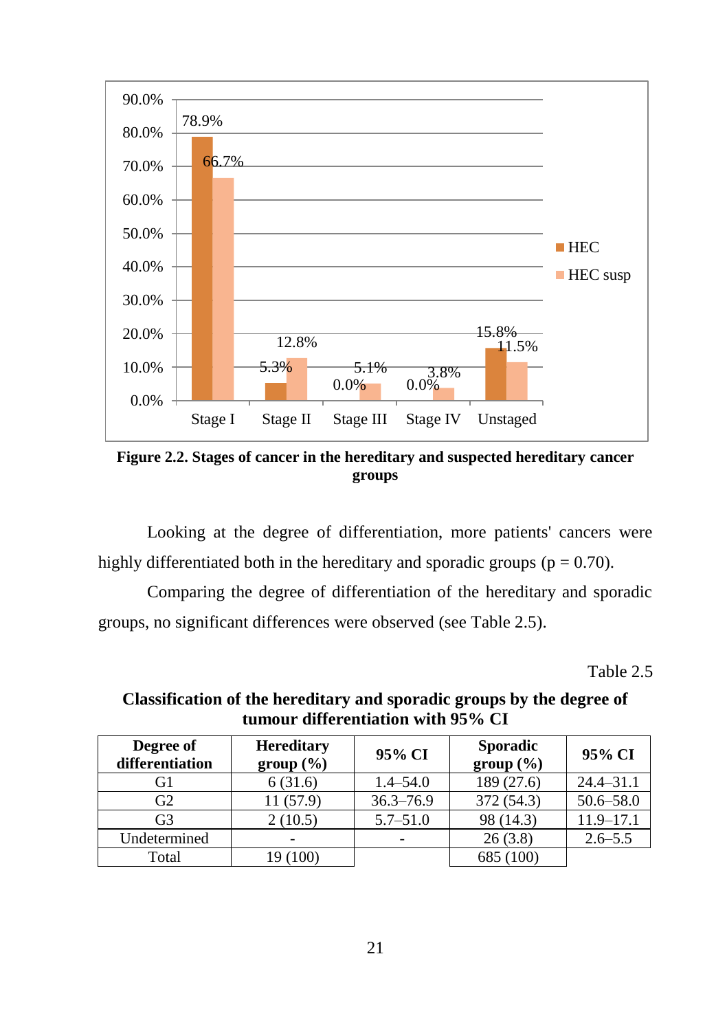**Figure 2.2. Stages of cancer in the hereditary and suspected hereditary cancer groups**

Looking at the degree of differentiation, more patients' cancers were highly differentiated both in the hereditary and sporadic groups ($p = 0.70$).

Comparing the degree of differentiation of the hereditary and sporadic groups, no significant differences were observed (see Table 2.5).

Table 2.5

**Classification of the hereditary and sporadic groups by the degree of tumour differentiation with 95% CI**

| Degree of differentiation | Hereditary group (%) | 95% CI | Sporadic group (%) | 95% CI |
|---|---|---|---|---|
| G1 | 6 (31.6) | 1.4–54.0 | 189 (27.6) | 24.4–31.1 |
| G2 | 11 (57.9) | 36.3–76.9 | 372 (54.3) | 50.6–58.0 |
| G3 | 2 (10.5) | 5.7–51.0 | 98 (14.3) | 11.9–17.1 |
| Undetermined | - | - | 26 (3.8) | 2.6–5.5 |
| Total | 19 (100) | | 685 (100) | |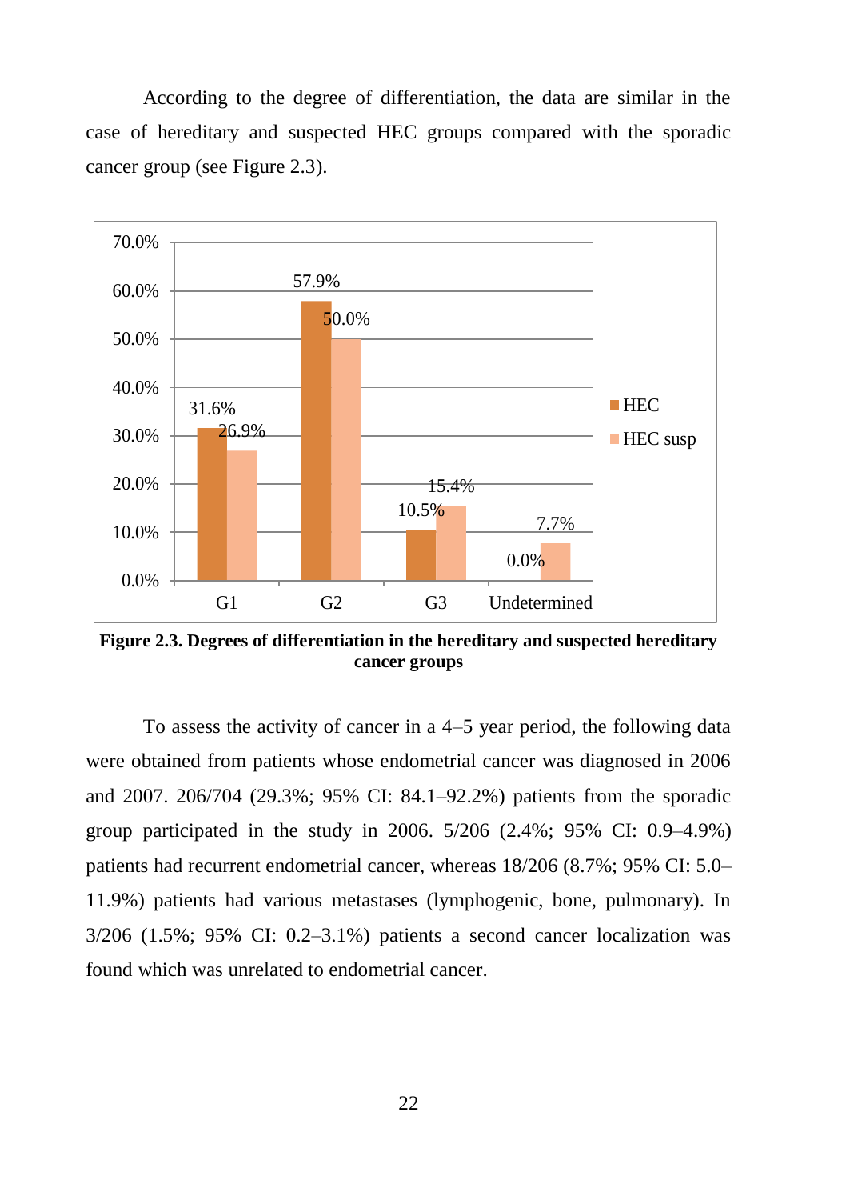According to the degree of differentiation, the data are similar in the case of hereditary and suspected HEC groups compared with the sporadic cancer group (see Figure 2.3).

| | HEC | HEC susp |
|---|---|---|
| G1 | 31.6% | 26.9% |
| G2 | 57.9% | 50.0% |
| G3 | 10.5% | 15.4% |
| Undetermined | 0.0% | 7.7% |

**Figure 2.3. Degrees of differentiation in the hereditary and suspected hereditary cancer groups**

To assess the activity of cancer in a 4–5 year period, the following data were obtained from patients whose endometrial cancer was diagnosed in 2006 and 2007. 206/704 (29.3%; 95% CI: 84.1–92.2%) patients from the sporadic group participated in the study in 2006. 5/206 (2.4%; 95% CI: 0.9–4.9%) patients had recurrent endometrial cancer, whereas 18/206 (8.7%; 95% CI: 5.0–11.9%) patients had various metastases (lymphogenic, bone, pulmonary). In 3/206 (1.5%; 95% CI: 0.2–3.1%) patients a second cancer localization was found which was unrelated to endometrial cancer.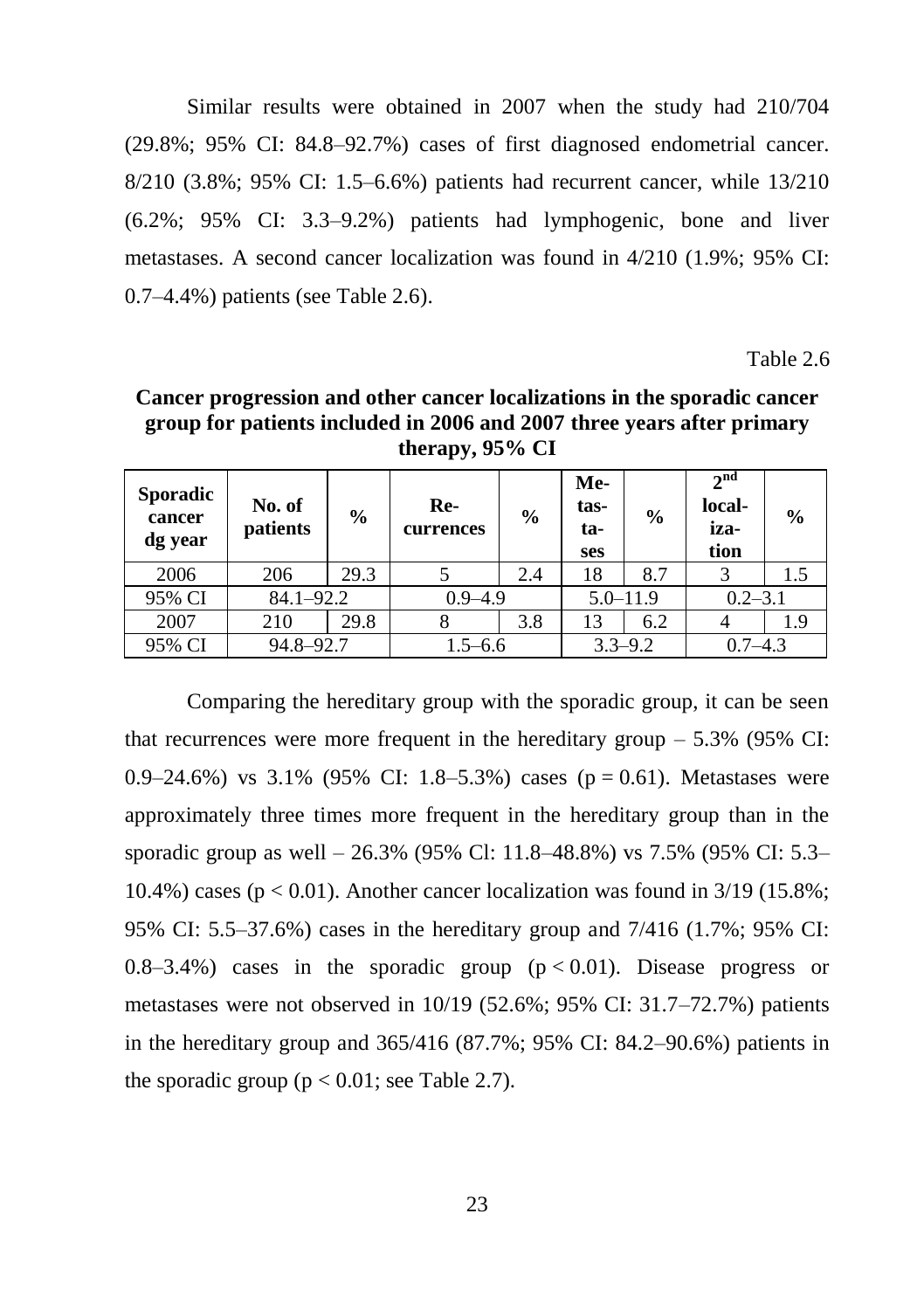Similar results were obtained in 2007 when the study had 210/704 (29.8%; 95% CI: 84.8–92.7%) cases of first diagnosed endometrial cancer. 8/210 (3.8%; 95% CI: 1.5–6.6%) patients had recurrent cancer, while 13/210 (6.2%; 95% CI: 3.3–9.2%) patients had lymphogenic, bone and liver metastases. A second cancer localization was found in 4/210 (1.9%; 95% CI: 0.7–4.4%) patients (see Table 2.6).

Table 2.6

**Cancer progression and other cancer localizations in the sporadic cancer group for patients included in 2006 and 2007 three years after primary therapy, 95% CI**

| Sporadic cancer dg year | No. of patients | % | Re-currences | % | Me-tas-ta-ses | % | 2nd local-iza-tion | % |
|---|---|---|---|---|---|---|---|---|
| 2006 | 206 | 29.3 | 5 | 2.4 | 18 | 8.7 | 3 | 1.5 |
| 95% CI | 84.1–92.2 | | 0.9–4.9 | | 5.0–11.9 | | 0.2–3.1 | |
| 2007 | 210 | 29.8 | 8 | 3.8 | 13 | 6.2 | 4 | 1.9 |
| 95% CI | 94.8–92.7 | | 1.5–6.6 | | 3.3–9.2 | | 0.7–4.3 | |

Comparing the hereditary group with the sporadic group, it can be seen that recurrences were more frequent in the hereditary group – 5.3% (95% CI: 0.9–24.6%) vs 3.1% (95% CI: 1.8–5.3%) cases ($p = 0.61$). Metastases were approximately three times more frequent in the hereditary group than in the sporadic group as well – 26.3% (95% Cl: 11.8–48.8%) vs 7.5% (95% CI: 5.3–10.4%) cases ($p < 0.01$). Another cancer localization was found in 3/19 (15.8%; 95% CI: 5.5–37.6%) cases in the hereditary group and 7/416 (1.7%; 95% CI: 0.8–3.4%) cases in the sporadic group ($p < 0.01$). Disease progress or metastases were not observed in 10/19 (52.6%; 95% CI: 31.7–72.7%) patients in the hereditary group and 365/416 (87.7%; 95% CI: 84.2–90.6%) patients in the sporadic group ($p < 0.01$; see Table 2.7).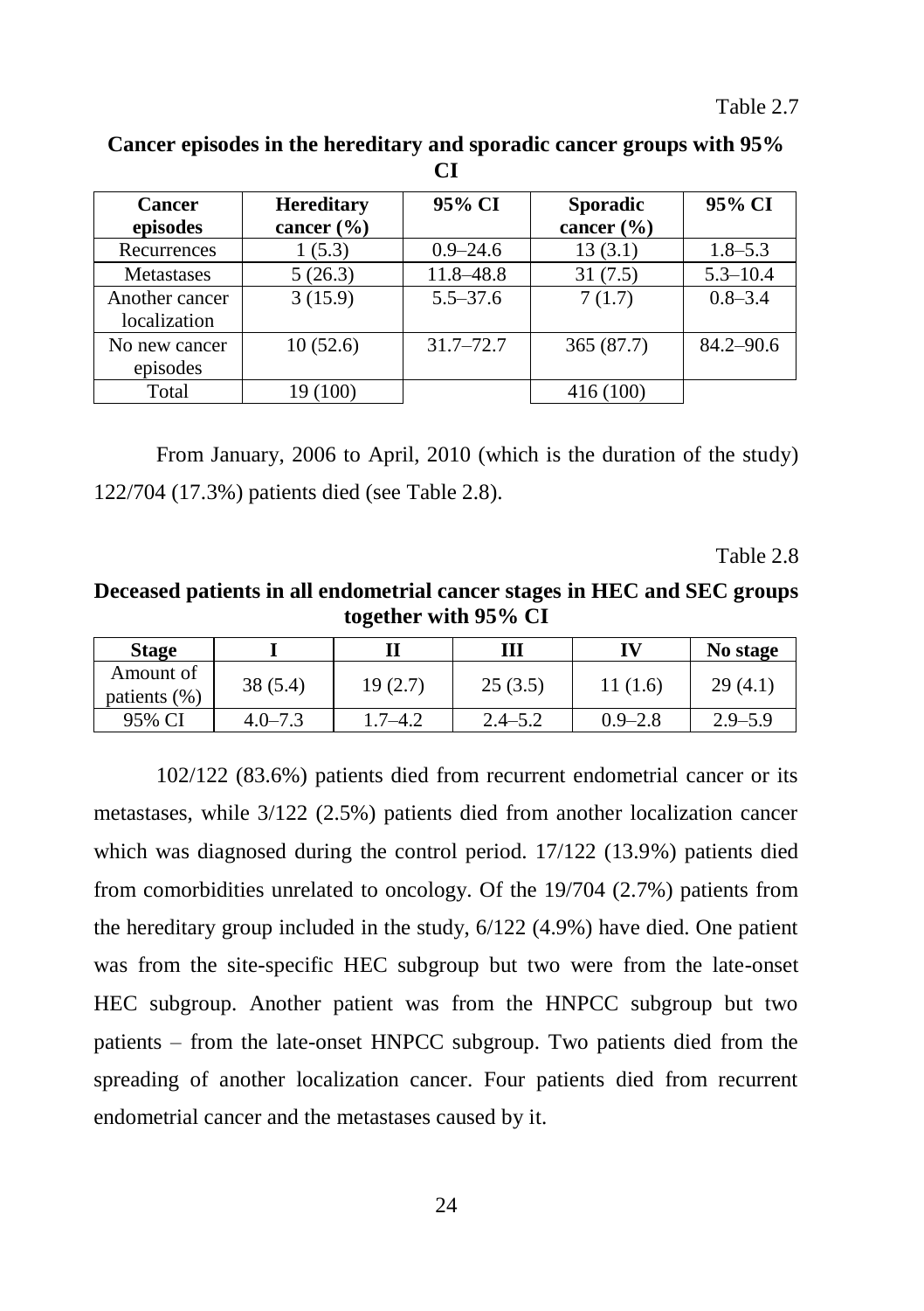Table 2.7

**Cancer episodes in the hereditary and sporadic cancer groups with 95% CI**

| Cancer episodes | Hereditary cancer (%) | 95% CI | Sporadic cancer (%) | 95% CI |
|---|---|---|---|---|
| Recurrences | 1 (5.3) | 0.9–24.6 | 13 (3.1) | 1.8–5.3 |
| Metastases | 5 (26.3) | 11.8–48.8 | 31 (7.5) | 5.3–10.4 |
| Another cancer localization | 3 (15.9) | 5.5–37.6 | 7 (1.7) | 0.8–3.4 |
| No new cancer episodes | 10 (52.6) | 31.7–72.7 | 365 (87.7) | 84.2–90.6 |
| Total | 19 (100) | | 416 (100) | |

From January, 2006 to April, 2010 (which is the duration of the study) 122/704 (17.3%) patients died (see Table 2.8).

Table 2.8

**Deceased patients in all endometrial cancer stages in HEC and SEC groups together with 95% CI**

| Stage | I | II | III | IV | No stage |
|---|---|---|---|---|---|
| Amount of patients (%) | 38 (5.4) | 19 (2.7) | 25 (3.5) | 11 (1.6) | 29 (4.1) |
| 95% CI | 4.0–7.3 | 1.7–4.2 | 2.4–5.2 | 0.9–2.8 | 2.9–5.9 |

102/122 (83.6%) patients died from recurrent endometrial cancer or its metastases, while 3/122 (2.5%) patients died from another localization cancer which was diagnosed during the control period. 17/122 (13.9%) patients died from comorbidities unrelated to oncology. Of the 19/704 (2.7%) patients from the hereditary group included in the study, 6/122 (4.9%) have died. One patient was from the site-specific HEC subgroup but two were from the late-onset HEC subgroup. Another patient was from the HNPCC subgroup but two patients – from the late-onset HNPCC subgroup. Two patients died from the spreading of another localization cancer. Four patients died from recurrent endometrial cancer and the metastases caused by it.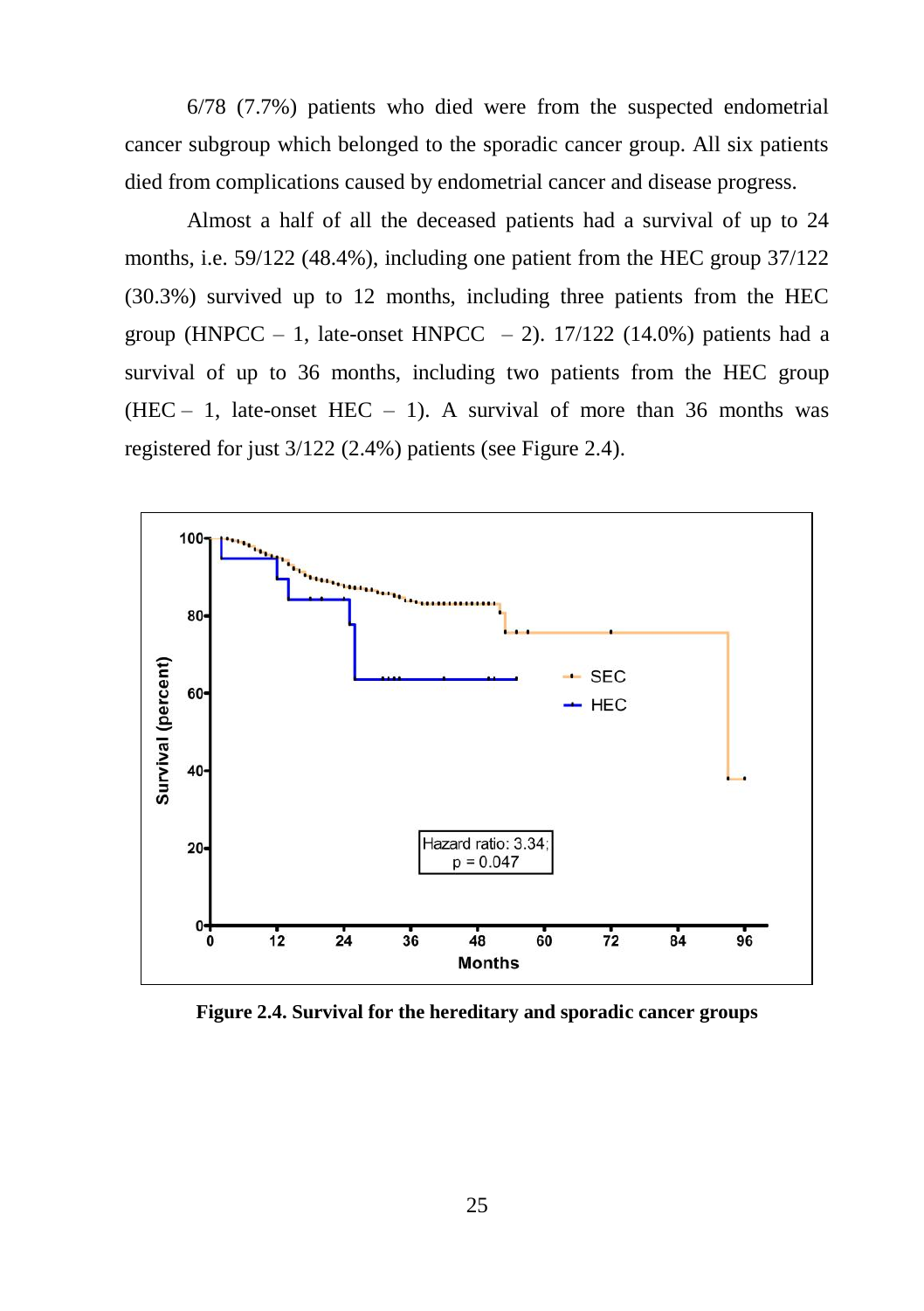6/78 (7.7%) patients who died were from the suspected endometrial cancer subgroup which belonged to the sporadic cancer group. All six patients died from complications caused by endometrial cancer and disease progress.

Almost a half of all the deceased patients had a survival of up to 24 months, i.e. 59/122 (48.4%), including one patient from the HEC group 37/122 (30.3%) survived up to 12 months, including three patients from the HEC group (HNPCC – 1, late-onset HNPCC – 2). 17/122 (14.0%) patients had a survival of up to 36 months, including two patients from the HEC group (HEC – 1, late-onset HEC – 1). A survival of more than 36 months was registered for just 3/122 (2.4%) patients (see Figure 2.4).

**Figure 2.4. Survival for the hereditary and sporadic cancer groups**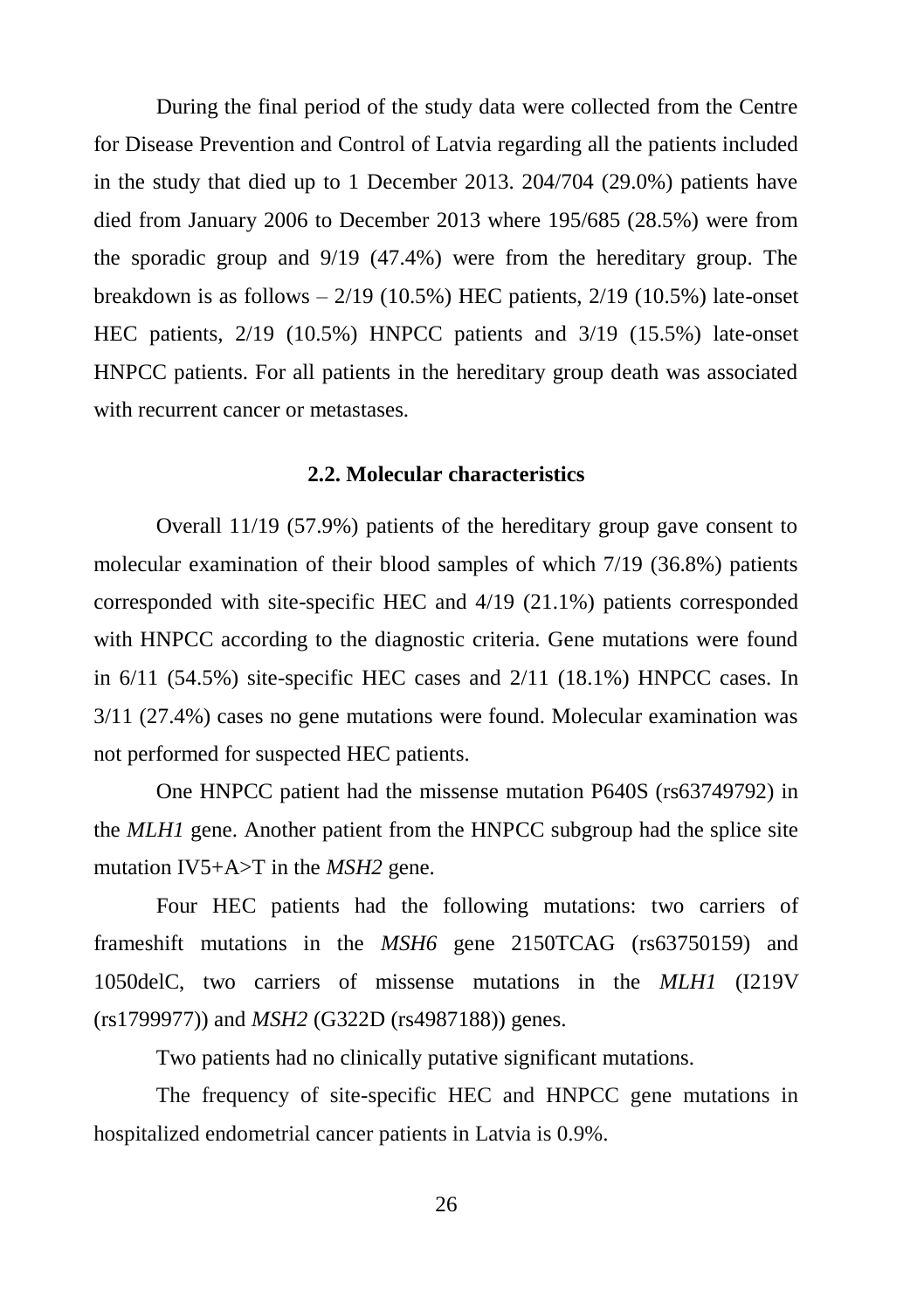During the final period of the study data were collected from the Centre for Disease Prevention and Control of Latvia regarding all the patients included in the study that died up to 1 December 2013. 204/704 (29.0%) patients have died from January 2006 to December 2013 where 195/685 (28.5%) were from the sporadic group and 9/19 (47.4%) were from the hereditary group. The breakdown is as follows – 2/19 (10.5%) HEC patients, 2/19 (10.5%) late-onset HEC patients, 2/19 (10.5%) HNPCC patients and 3/19 (15.5%) late-onset HNPCC patients. For all patients in the hereditary group death was associated with recurrent cancer or metastases.

## 2.2. Molecular characteristics

Overall 11/19 (57.9%) patients of the hereditary group gave consent to molecular examination of their blood samples of which 7/19 (36.8%) patients corresponded with site-specific HEC and 4/19 (21.1%) patients corresponded with HNPCC according to the diagnostic criteria. Gene mutations were found in 6/11 (54.5%) site-specific HEC cases and 2/11 (18.1%) HNPCC cases. In 3/11 (27.4%) cases no gene mutations were found. Molecular examination was not performed for suspected HEC patients.

One HNPCC patient had the missense mutation P640S (rs63749792) in the *MLH1* gene. Another patient from the HNPCC subgroup had the splice site mutation IV5+A>T in the *MSH2* gene.

Four HEC patients had the following mutations: two carriers of frameshift mutations in the *MSH6* gene 2150TCAG (rs63750159) and 1050delC, two carriers of missense mutations in the *MLH1* (I219V (rs1799977)) and *MSH2* (G322D (rs4987188)) genes.

Two patients had no clinically putative significant mutations.

The frequency of site-specific HEC and HNPCC gene mutations in hospitalized endometrial cancer patients in Latvia is 0.9%.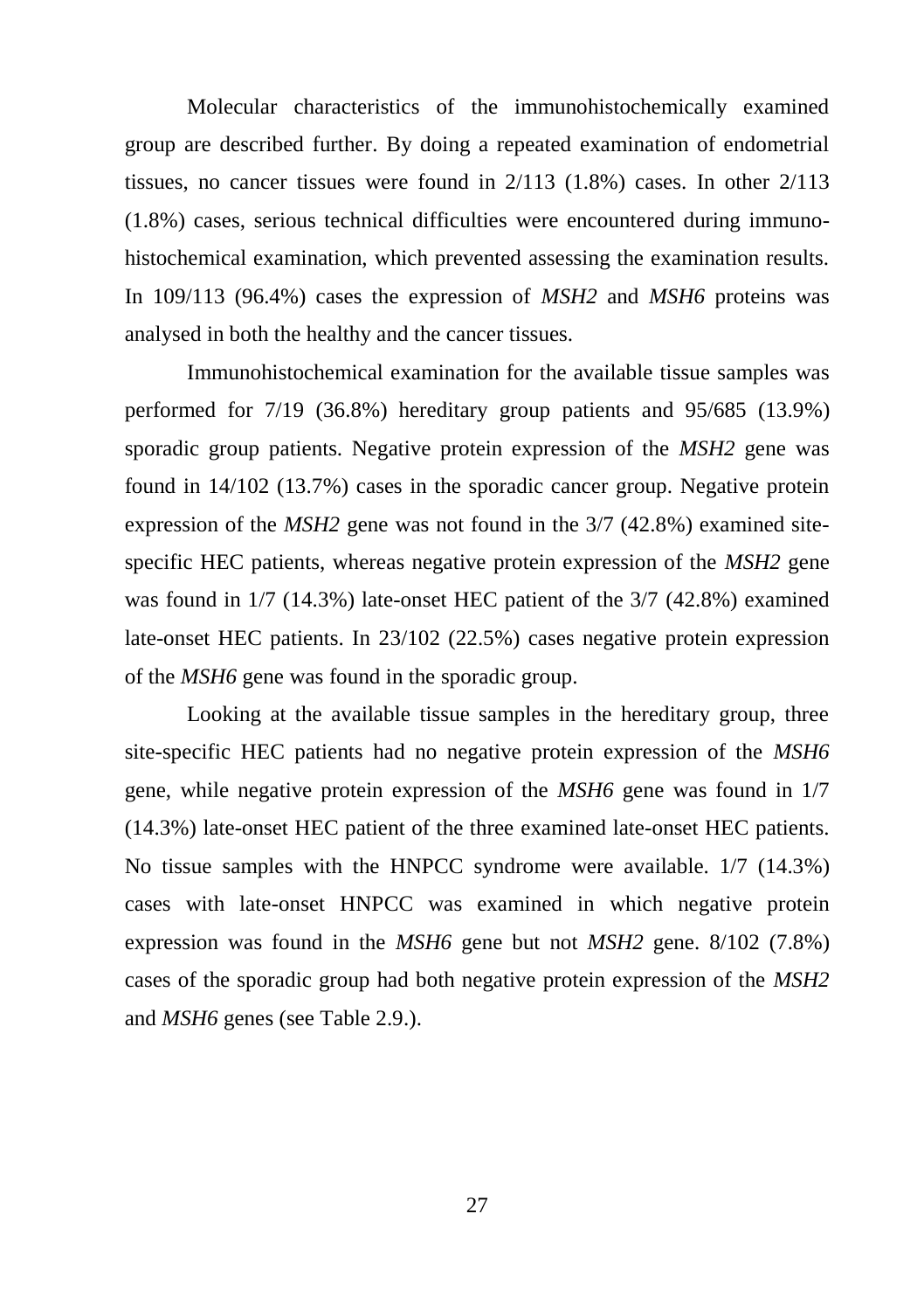Molecular characteristics of the immunohistochemically examined group are described further. By doing a repeated examination of endometrial tissues, no cancer tissues were found in 2/113 (1.8%) cases. In other 2/113 (1.8%) cases, serious technical difficulties were encountered during immunohistochemical examination, which prevented assessing the examination results. In 109/113 (96.4%) cases the expression of *MSH2* and *MSH6* proteins was analysed in both the healthy and the cancer tissues.

Immunohistochemical examination for the available tissue samples was performed for 7/19 (36.8%) hereditary group patients and 95/685 (13.9%) sporadic group patients. Negative protein expression of the *MSH2* gene was found in 14/102 (13.7%) cases in the sporadic cancer group. Negative protein expression of the *MSH2* gene was not found in the 3/7 (42.8%) examined site-specific HEC patients, whereas negative protein expression of the *MSH2* gene was found in 1/7 (14.3%) late-onset HEC patient of the 3/7 (42.8%) examined late-onset HEC patients. In 23/102 (22.5%) cases negative protein expression of the *MSH6* gene was found in the sporadic group.

Looking at the available tissue samples in the hereditary group, three site-specific HEC patients had no negative protein expression of the *MSH6* gene, while negative protein expression of the *MSH6* gene was found in 1/7 (14.3%) late-onset HEC patient of the three examined late-onset HEC patients. No tissue samples with the HNPCC syndrome were available. 1/7 (14.3%) cases with late-onset HNPCC was examined in which negative protein expression was found in the *MSH6* gene but not *MSH2* gene. 8/102 (7.8%) cases of the sporadic group had both negative protein expression of the *MSH2* and *MSH6* genes (see Table 2.9.).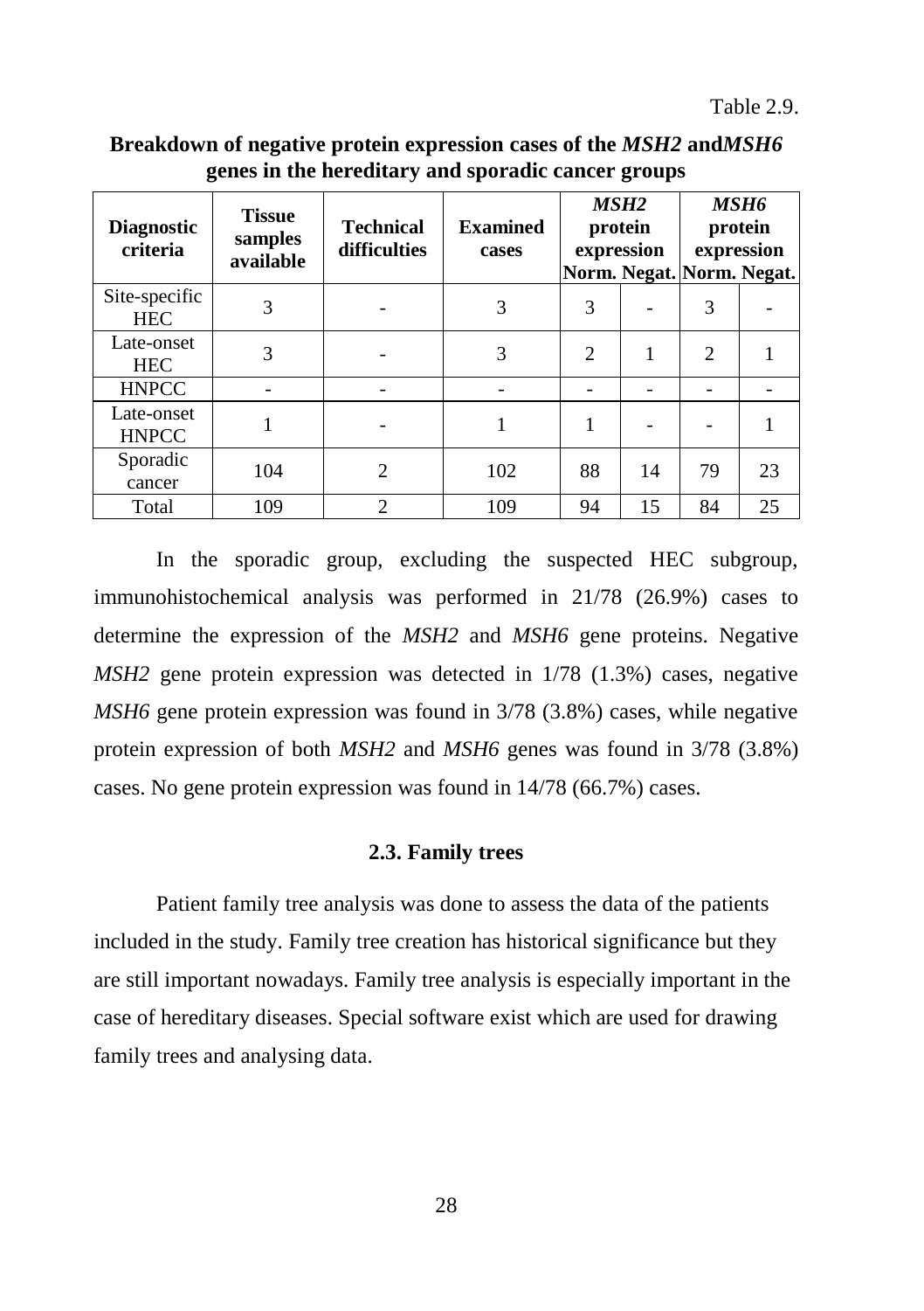Table 2.9.

**Breakdown of negative protein expression cases of the *MSH2* and*MSH6* genes in the hereditary and sporadic cancer groups**

| Diagnostic criteria | Tissue samples available | Technical difficulties | Examined cases | *MSH2* protein expression | | *MSH6* protein expression | |
|---|---|---|---|---|---|---|---|
| | | | | Norm. | Negat. | Norm. | Negat. |
| Site-specific HEC | 3 | - | 3 | 3 | - | 3 | - |
| Late-onset HEC | 3 | - | 3 | 2 | 1 | 2 | 1 |
| HNPCC | - | - | - | - | - | - | - |
| Late-onset HNPCC | 1 | - | 1 | 1 | - | - | 1 |
| Sporadic cancer | 104 | 2 | 102 | 88 | 14 | 79 | 23 |
| Total | 109 | 2 | 109 | 94 | 15 | 84 | 25 |

In the sporadic group, excluding the suspected HEC subgroup, immunohistochemical analysis was performed in 21/78 (26.9%) cases to determine the expression of the *MSH2* and *MSH6* gene proteins. Negative *MSH2* gene protein expression was detected in 1/78 (1.3%) cases, negative *MSH6* gene protein expression was found in 3/78 (3.8%) cases, while negative protein expression of both *MSH2* and *MSH6* genes was found in 3/78 (3.8%) cases. No gene protein expression was found in 14/78 (66.7%) cases.

### 2.3. Family trees

Patient family tree analysis was done to assess the data of the patients included in the study. Family tree creation has historical significance but they are still important nowadays. Family tree analysis is especially important in the case of hereditary diseases. Special software exist which are used for drawing family trees and analysing data.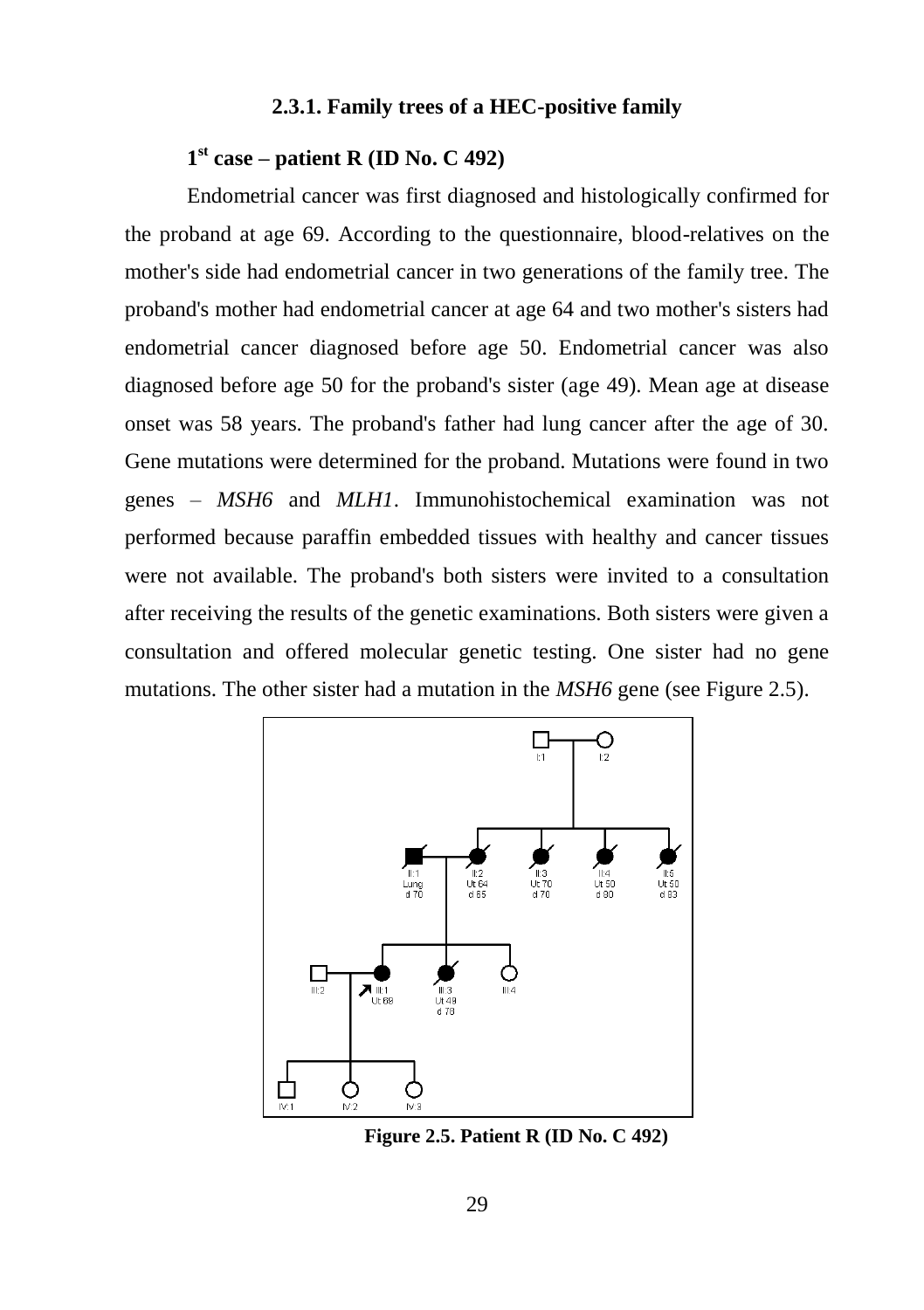### 2.3.1. Family trees of a HEC-positive family

**1st case – patient R (ID No. C 492)**

Endometrial cancer was first diagnosed and histologically confirmed for the proband at age 69. According to the questionnaire, blood-relatives on the mother's side had endometrial cancer in two generations of the family tree. The proband's mother had endometrial cancer at age 64 and two mother's sisters had endometrial cancer diagnosed before age 50. Endometrial cancer was also diagnosed before age 50 for the proband's sister (age 49). Mean age at disease onset was 58 years. The proband's father had lung cancer after the age of 30. Gene mutations were determined for the proband. Mutations were found in two genes – *MSH6* and *MLH1*. Immunohistochemical examination was not performed because paraffin embedded tissues with healthy and cancer tissues were not available. The proband's both sisters were invited to a consultation after receiving the results of the genetic examinations. Both sisters were given a consultation and offered molecular genetic testing. One sister had no gene mutations. The other sister had a mutation in the *MSH6* gene (see Figure 2.5).

**Figure 2.5. Patient R (ID No. C 492)**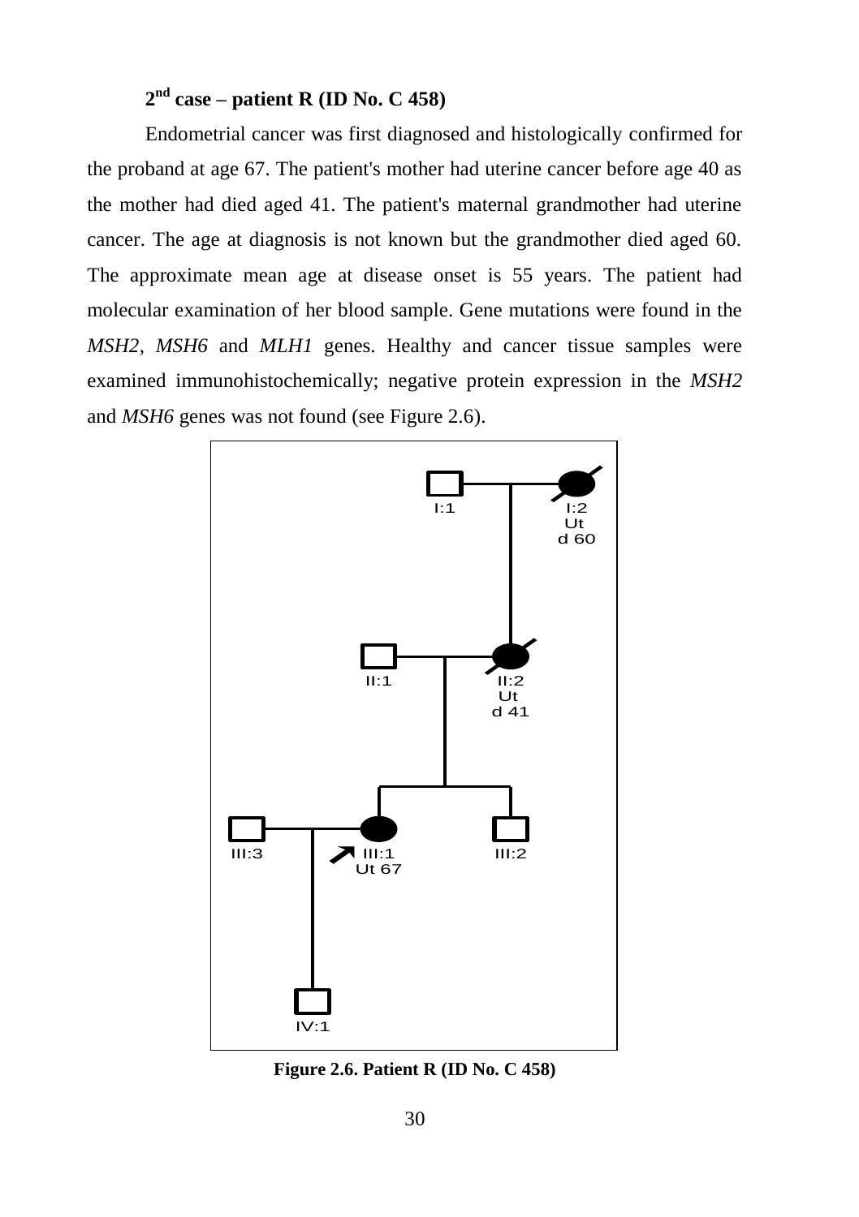### 2[nd] case – patient R (ID No. C 458)

Endometrial cancer was first diagnosed and histologically confirmed for the proband at age 67. The patient's mother had uterine cancer before age 40 as the mother had died aged 41. The patient's maternal grandmother had uterine cancer. The age at diagnosis is not known but the grandmother died aged 60. The approximate mean age at disease onset is 55 years. The patient had molecular examination of her blood sample. Gene mutations were found in the *MSH2*, *MSH6* and *MLH1* genes. Healthy and cancer tissue samples were examined immunohistochemically; negative protein expression in the *MSH2* and *MSH6* genes was not found (see Figure 2.6).

**Figure 2.6. Patient R (ID No. C 458)**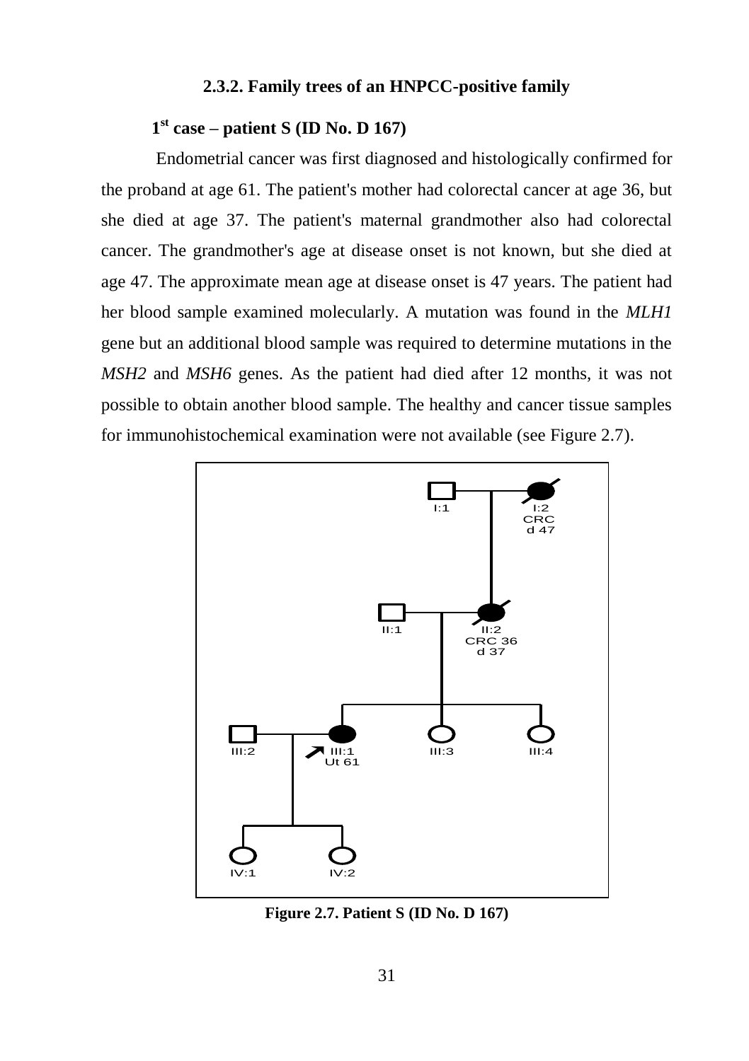### 2.3.2. Family trees of an HNPCC-positive family

**1st case – patient S (ID No. D 167)**

Endometrial cancer was first diagnosed and histologically confirmed for the proband at age 61. The patient's mother had colorectal cancer at age 36, but she died at age 37. The patient's maternal grandmother also had colorectal cancer. The grandmother's age at disease onset is not known, but she died at age 47. The approximate mean age at disease onset is 47 years. The patient had her blood sample examined molecularly. A mutation was found in the *MLH1* gene but an additional blood sample was required to determine mutations in the *MSH2* and *MSH6* genes. As the patient had died after 12 months, it was not possible to obtain another blood sample. The healthy and cancer tissue samples for immunohistochemical examination were not available (see Figure 2.7).

**Figure 2.7. Patient S (ID No. D 167)**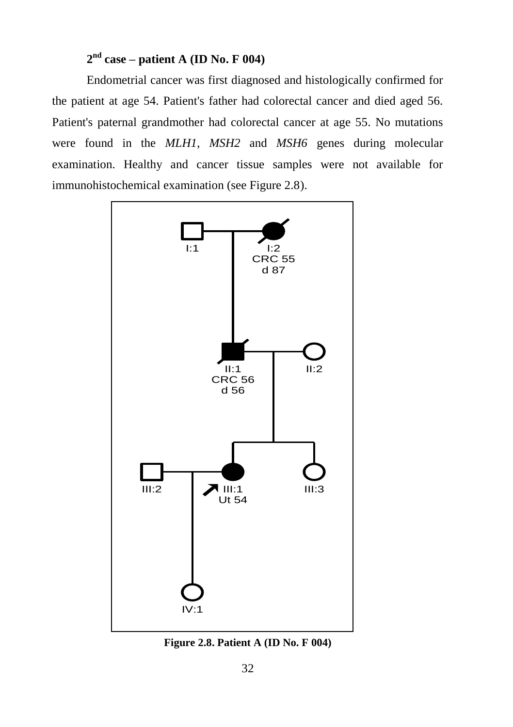### 2[nd] case – patient A (ID No. F 004)

Endometrial cancer was first diagnosed and histologically confirmed for the patient at age 54. Patient's father had colorectal cancer and died aged 56. Patient's paternal grandmother had colorectal cancer at age 55. No mutations were found in the *MLH1*, *MSH2* and *MSH6* genes during molecular examination. Healthy and cancer tissue samples were not available for immunohistochemical examination (see Figure 2.8).

I:1 I:2 CRC 55 d 87

II:1 CRC 56 d 56 II:2

III:2 III:1 Ut 54 III:3

IV:1

**Figure 2.8. Patient A (ID No. F 004)**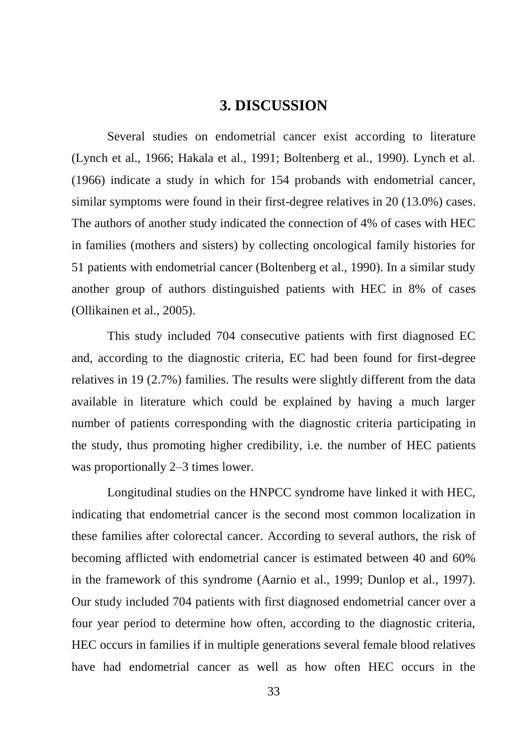# 3. DISCUSSION

Several studies on endometrial cancer exist according to literature (Lynch et al., 1966; Hakala et al., 1991; Boltenberg et al., 1990). Lynch et al. (1966) indicate a study in which for 154 probands with endometrial cancer, similar symptoms were found in their first-degree relatives in 20 (13.0%) cases. The authors of another study indicated the connection of 4% of cases with HEC in families (mothers and sisters) by collecting oncological family histories for 51 patients with endometrial cancer (Boltenberg et al., 1990). In a similar study another group of authors distinguished patients with HEC in 8% of cases (Ollikainen et al., 2005).

This study included 704 consecutive patients with first diagnosed EC and, according to the diagnostic criteria, EC had been found for first-degree relatives in 19 (2.7%) families. The results were slightly different from the data available in literature which could be explained by having a much larger number of patients corresponding with the diagnostic criteria participating in the study, thus promoting higher credibility, i.e. the number of HEC patients was proportionally 2–3 times lower.

Longitudinal studies on the HNPCC syndrome have linked it with HEC, indicating that endometrial cancer is the second most common localization in these families after colorectal cancer. According to several authors, the risk of becoming afflicted with endometrial cancer is estimated between 40 and 60% in the framework of this syndrome (Aarnio et al., 1999; Dunlop et al., 1997). Our study included 704 patients with first diagnosed endometrial cancer over a four year period to determine how often, according to the diagnostic criteria, HEC occurs in families if in multiple generations several female blood relatives have had endometrial cancer as well as how often HEC occurs in the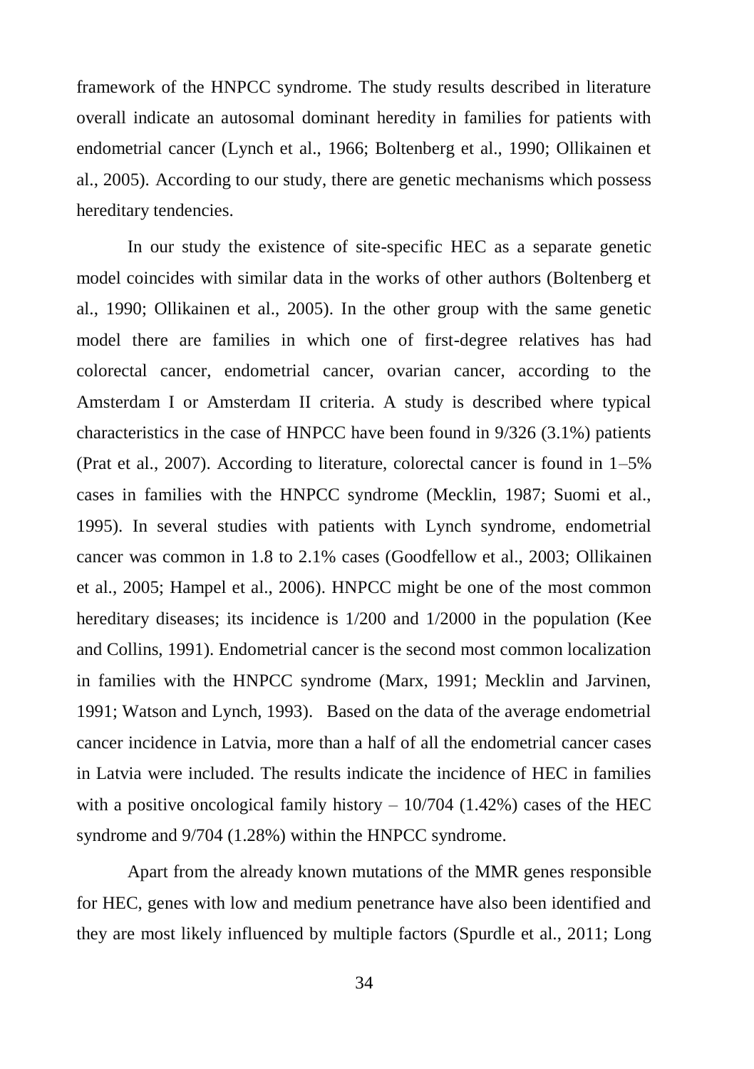framework of the HNPCC syndrome. The study results described in literature overall indicate an autosomal dominant heredity in families for patients with endometrial cancer (Lynch et al., 1966; Boltenberg et al., 1990; Ollikainen et al., 2005). According to our study, there are genetic mechanisms which possess hereditary tendencies.

In our study the existence of site-specific HEC as a separate genetic model coincides with similar data in the works of other authors (Boltenberg et al., 1990; Ollikainen et al., 2005). In the other group with the same genetic model there are families in which one of first-degree relatives has had colorectal cancer, endometrial cancer, ovarian cancer, according to the Amsterdam I or Amsterdam II criteria. A study is described where typical characteristics in the case of HNPCC have been found in 9/326 (3.1%) patients (Prat et al., 2007). According to literature, colorectal cancer is found in 1–5% cases in families with the HNPCC syndrome (Mecklin, 1987; Suomi et al., 1995). In several studies with patients with Lynch syndrome, endometrial cancer was common in 1.8 to 2.1% cases (Goodfellow et al., 2003; Ollikainen et al., 2005; Hampel et al., 2006). HNPCC might be one of the most common hereditary diseases; its incidence is 1/200 and 1/2000 in the population (Kee and Collins, 1991). Endometrial cancer is the second most common localization in families with the HNPCC syndrome (Marx, 1991; Mecklin and Jarvinen, 1991; Watson and Lynch, 1993). Based on the data of the average endometrial cancer incidence in Latvia, more than a half of all the endometrial cancer cases in Latvia were included. The results indicate the incidence of HEC in families with a positive oncological family history – 10/704 (1.42%) cases of the HEC syndrome and 9/704 (1.28%) within the HNPCC syndrome.

Apart from the already known mutations of the MMR genes responsible for HEC, genes with low and medium penetrance have also been identified and they are most likely influenced by multiple factors (Spurdle et al., 2011; Long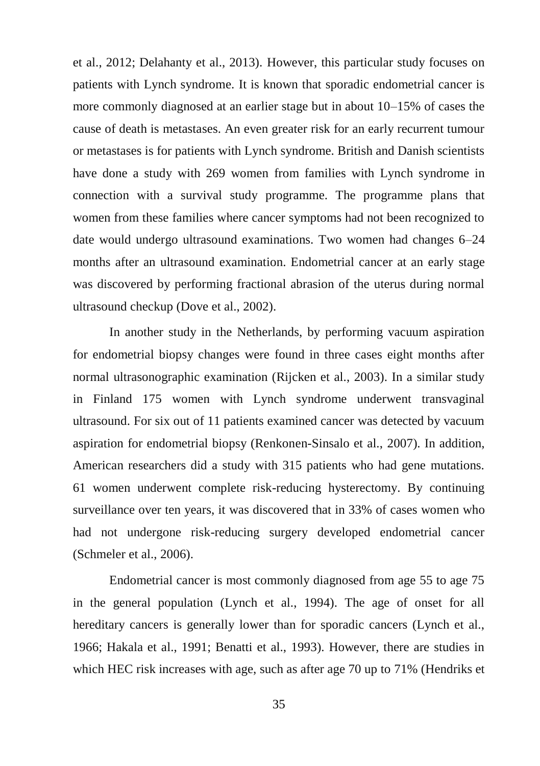et al., 2012; Delahanty et al., 2013). However, this particular study focuses on patients with Lynch syndrome. It is known that sporadic endometrial cancer is more commonly diagnosed at an earlier stage but in about 10–15% of cases the cause of death is metastases. An even greater risk for an early recurrent tumour or metastases is for patients with Lynch syndrome. British and Danish scientists have done a study with 269 women from families with Lynch syndrome in connection with a survival study programme. The programme plans that women from these families where cancer symptoms had not been recognized to date would undergo ultrasound examinations. Two women had changes 6–24 months after an ultrasound examination. Endometrial cancer at an early stage was discovered by performing fractional abrasion of the uterus during normal ultrasound checkup (Dove et al., 2002).

In another study in the Netherlands, by performing vacuum aspiration for endometrial biopsy changes were found in three cases eight months after normal ultrasonographic examination (Rijcken et al., 2003). In a similar study in Finland 175 women with Lynch syndrome underwent transvaginal ultrasound. For six out of 11 patients examined cancer was detected by vacuum aspiration for endometrial biopsy (Renkonen-Sinsalo et al., 2007). In addition, American researchers did a study with 315 patients who had gene mutations. 61 women underwent complete risk-reducing hysterectomy. By continuing surveillance over ten years, it was discovered that in 33% of cases women who had not undergone risk-reducing surgery developed endometrial cancer (Schmeler et al., 2006).

Endometrial cancer is most commonly diagnosed from age 55 to age 75 in the general population (Lynch et al., 1994). The age of onset for all hereditary cancers is generally lower than for sporadic cancers (Lynch et al., 1966; Hakala et al., 1991; Benatti et al., 1993). However, there are studies in which HEC risk increases with age, such as after age 70 up to 71% (Hendriks et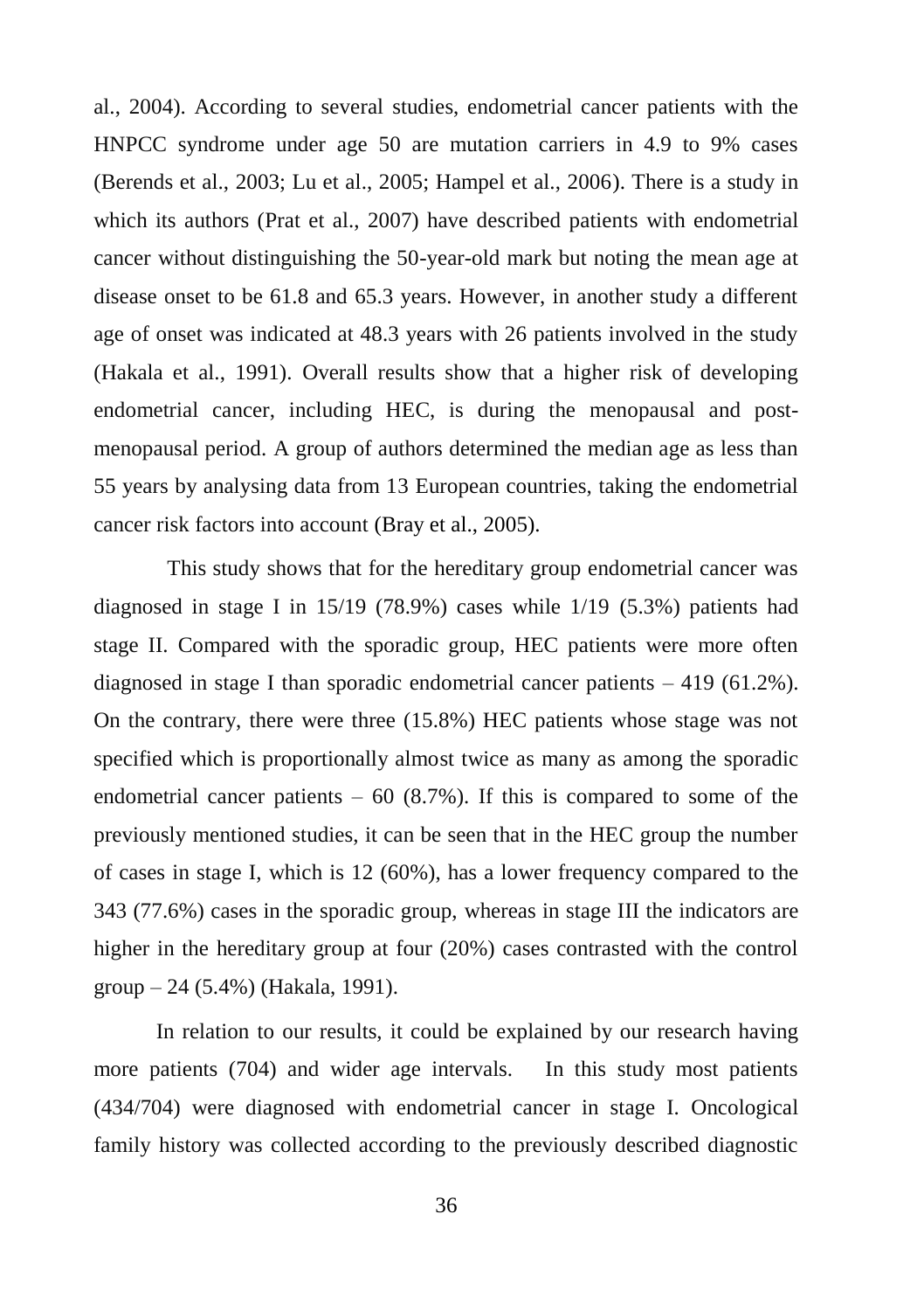al., 2004). According to several studies, endometrial cancer patients with the HNPCC syndrome under age 50 are mutation carriers in 4.9 to 9% cases (Berends et al., 2003; Lu et al., 2005; Hampel et al., 2006). There is a study in which its authors (Prat et al., 2007) have described patients with endometrial cancer without distinguishing the 50-year-old mark but noting the mean age at disease onset to be 61.8 and 65.3 years. However, in another study a different age of onset was indicated at 48.3 years with 26 patients involved in the study (Hakala et al., 1991). Overall results show that a higher risk of developing endometrial cancer, including HEC, is during the menopausal and post-menopausal period. A group of authors determined the median age as less than 55 years by analysing data from 13 European countries, taking the endometrial cancer risk factors into account (Bray et al., 2005).

This study shows that for the hereditary group endometrial cancer was diagnosed in stage I in 15/19 (78.9%) cases while 1/19 (5.3%) patients had stage II. Compared with the sporadic group, HEC patients were more often diagnosed in stage I than sporadic endometrial cancer patients – 419 (61.2%). On the contrary, there were three (15.8%) HEC patients whose stage was not specified which is proportionally almost twice as many as among the sporadic endometrial cancer patients – 60 (8.7%). If this is compared to some of the previously mentioned studies, it can be seen that in the HEC group the number of cases in stage I, which is 12 (60%), has a lower frequency compared to the 343 (77.6%) cases in the sporadic group, whereas in stage III the indicators are higher in the hereditary group at four (20%) cases contrasted with the control group – 24 (5.4%) (Hakala, 1991).

In relation to our results, it could be explained by our research having more patients (704) and wider age intervals. In this study most patients (434/704) were diagnosed with endometrial cancer in stage I. Oncological family history was collected according to the previously described diagnostic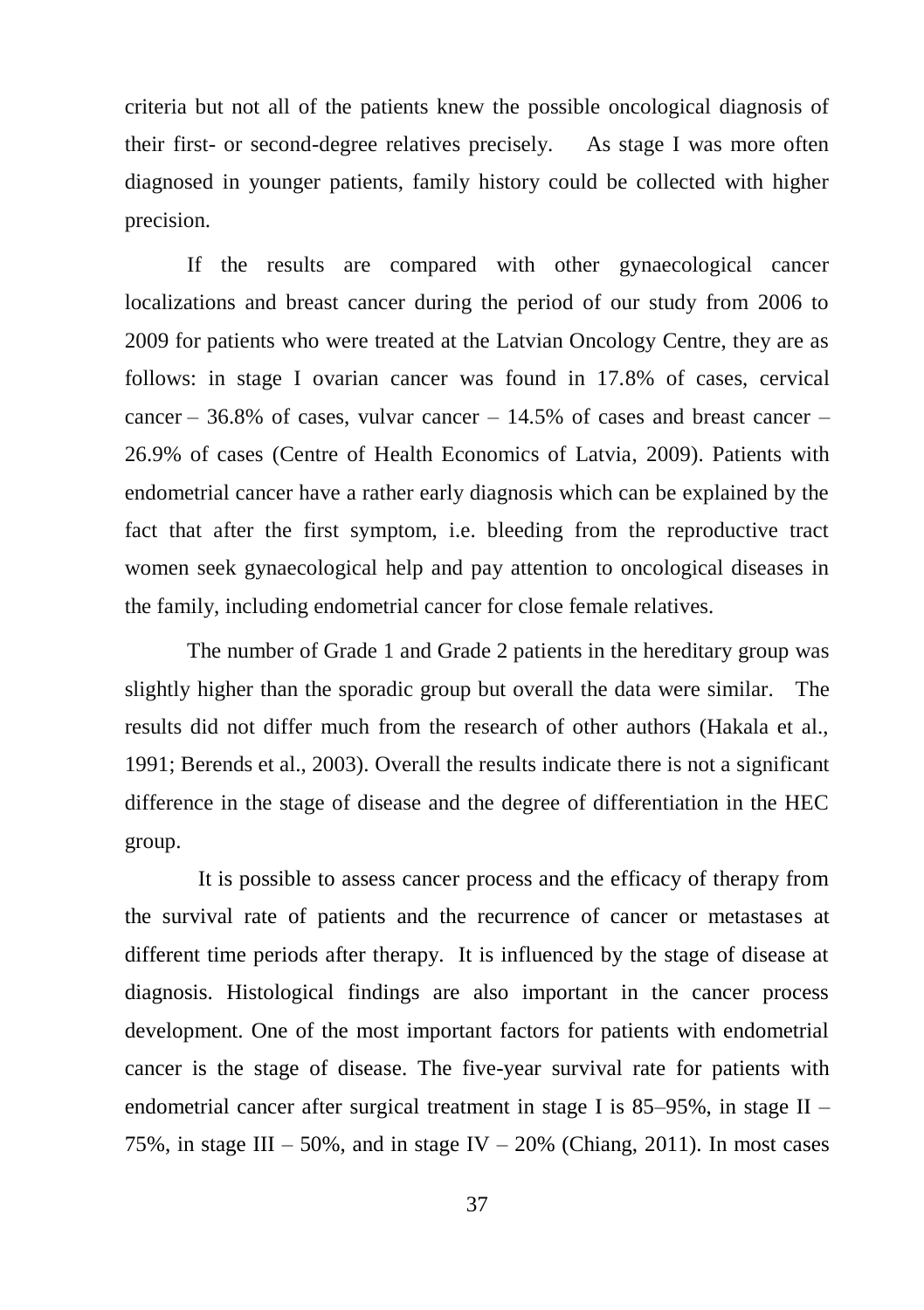criteria but not all of the patients knew the possible oncological diagnosis of their first- or second-degree relatives precisely. As stage I was more often diagnosed in younger patients, family history could be collected with higher precision.

If the results are compared with other gynaecological cancer localizations and breast cancer during the period of our study from 2006 to 2009 for patients who were treated at the Latvian Oncology Centre, they are as follows: in stage I ovarian cancer was found in 17.8% of cases, cervical cancer – 36.8% of cases, vulvar cancer – 14.5% of cases and breast cancer – 26.9% of cases (Centre of Health Economics of Latvia, 2009). Patients with endometrial cancer have a rather early diagnosis which can be explained by the fact that after the first symptom, i.e. bleeding from the reproductive tract women seek gynaecological help and pay attention to oncological diseases in the family, including endometrial cancer for close female relatives.

The number of Grade 1 and Grade 2 patients in the hereditary group was slightly higher than the sporadic group but overall the data were similar. The results did not differ much from the research of other authors (Hakala et al., 1991; Berends et al., 2003). Overall the results indicate there is not a significant difference in the stage of disease and the degree of differentiation in the HEC group.

It is possible to assess cancer process and the efficacy of therapy from the survival rate of patients and the recurrence of cancer or metastases at different time periods after therapy. It is influenced by the stage of disease at diagnosis. Histological findings are also important in the cancer process development. One of the most important factors for patients with endometrial cancer is the stage of disease. The five-year survival rate for patients with endometrial cancer after surgical treatment in stage I is 85–95%, in stage II – 75%, in stage III – 50%, and in stage IV – 20% (Chiang, 2011). In most cases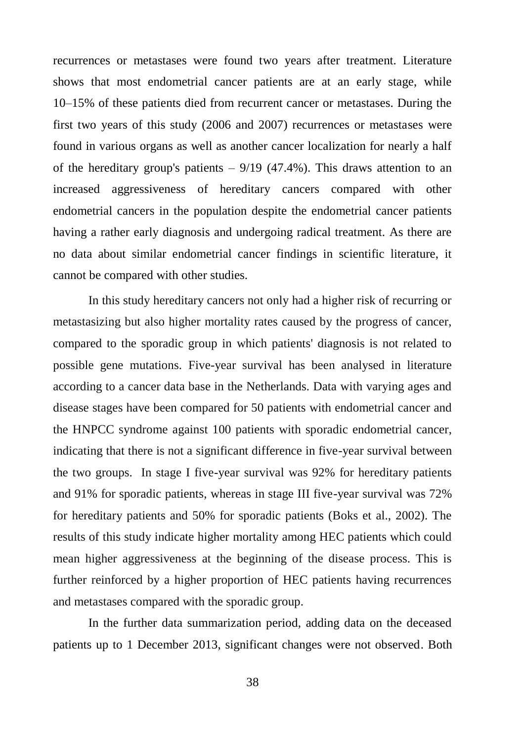recurrences or metastases were found two years after treatment. Literature shows that most endometrial cancer patients are at an early stage, while 10–15% of these patients died from recurrent cancer or metastases. During the first two years of this study (2006 and 2007) recurrences or metastases were found in various organs as well as another cancer localization for nearly a half of the hereditary group's patients – 9/19 (47.4%). This draws attention to an increased aggressiveness of hereditary cancers compared with other endometrial cancers in the population despite the endometrial cancer patients having a rather early diagnosis and undergoing radical treatment. As there are no data about similar endometrial cancer findings in scientific literature, it cannot be compared with other studies.

In this study hereditary cancers not only had a higher risk of recurring or metastasizing but also higher mortality rates caused by the progress of cancer, compared to the sporadic group in which patients' diagnosis is not related to possible gene mutations. Five-year survival has been analysed in literature according to a cancer data base in the Netherlands. Data with varying ages and disease stages have been compared for 50 patients with endometrial cancer and the HNPCC syndrome against 100 patients with sporadic endometrial cancer, indicating that there is not a significant difference in five-year survival between the two groups. In stage I five-year survival was 92% for hereditary patients and 91% for sporadic patients, whereas in stage III five-year survival was 72% for hereditary patients and 50% for sporadic patients (Boks et al., 2002). The results of this study indicate higher mortality among HEC patients which could mean higher aggressiveness at the beginning of the disease process. This is further reinforced by a higher proportion of HEC patients having recurrences and metastases compared with the sporadic group.

In the further data summarization period, adding data on the deceased patients up to 1 December 2013, significant changes were not observed. Both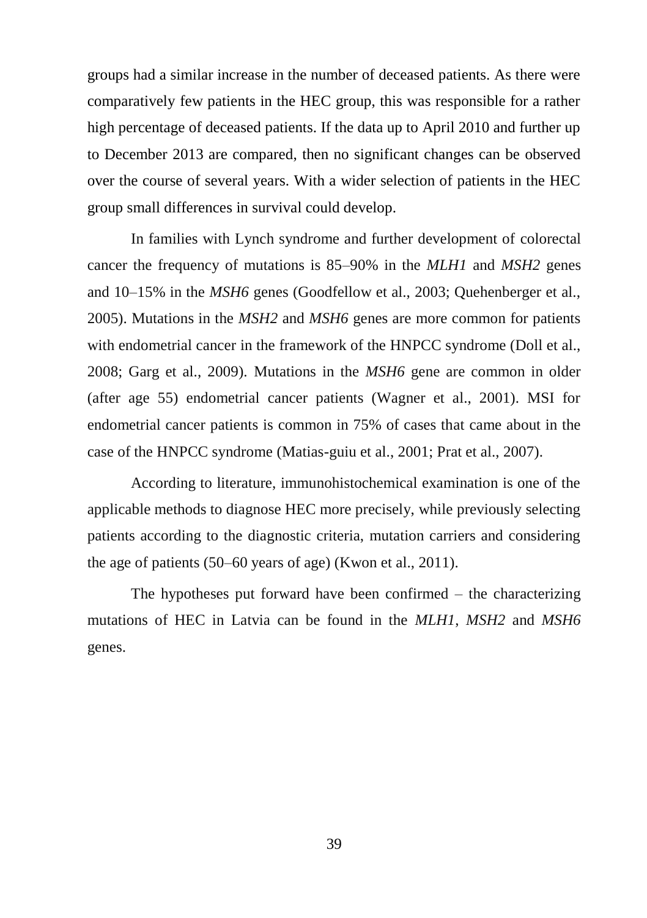groups had a similar increase in the number of deceased patients. As there were comparatively few patients in the HEC group, this was responsible for a rather high percentage of deceased patients. If the data up to April 2010 and further up to December 2013 are compared, then no significant changes can be observed over the course of several years. With a wider selection of patients in the HEC group small differences in survival could develop.

In families with Lynch syndrome and further development of colorectal cancer the frequency of mutations is 85–90% in the *MLH1* and *MSH2* genes and 10–15% in the *MSH6* genes (Goodfellow et al., 2003; Quehenberger et al., 2005). Mutations in the *MSH2* and *MSH6* genes are more common for patients with endometrial cancer in the framework of the HNPCC syndrome (Doll et al., 2008; Garg et al., 2009). Mutations in the *MSH6* gene are common in older (after age 55) endometrial cancer patients (Wagner et al., 2001). MSI for endometrial cancer patients is common in 75% of cases that came about in the case of the HNPCC syndrome (Matias-guiu et al., 2001; Prat et al., 2007).

According to literature, immunohistochemical examination is one of the applicable methods to diagnose HEC more precisely, while previously selecting patients according to the diagnostic criteria, mutation carriers and considering the age of patients (50–60 years of age) (Kwon et al., 2011).

The hypotheses put forward have been confirmed – the characterizing mutations of HEC in Latvia can be found in the *MLH1*, *MSH2* and *MSH6* genes.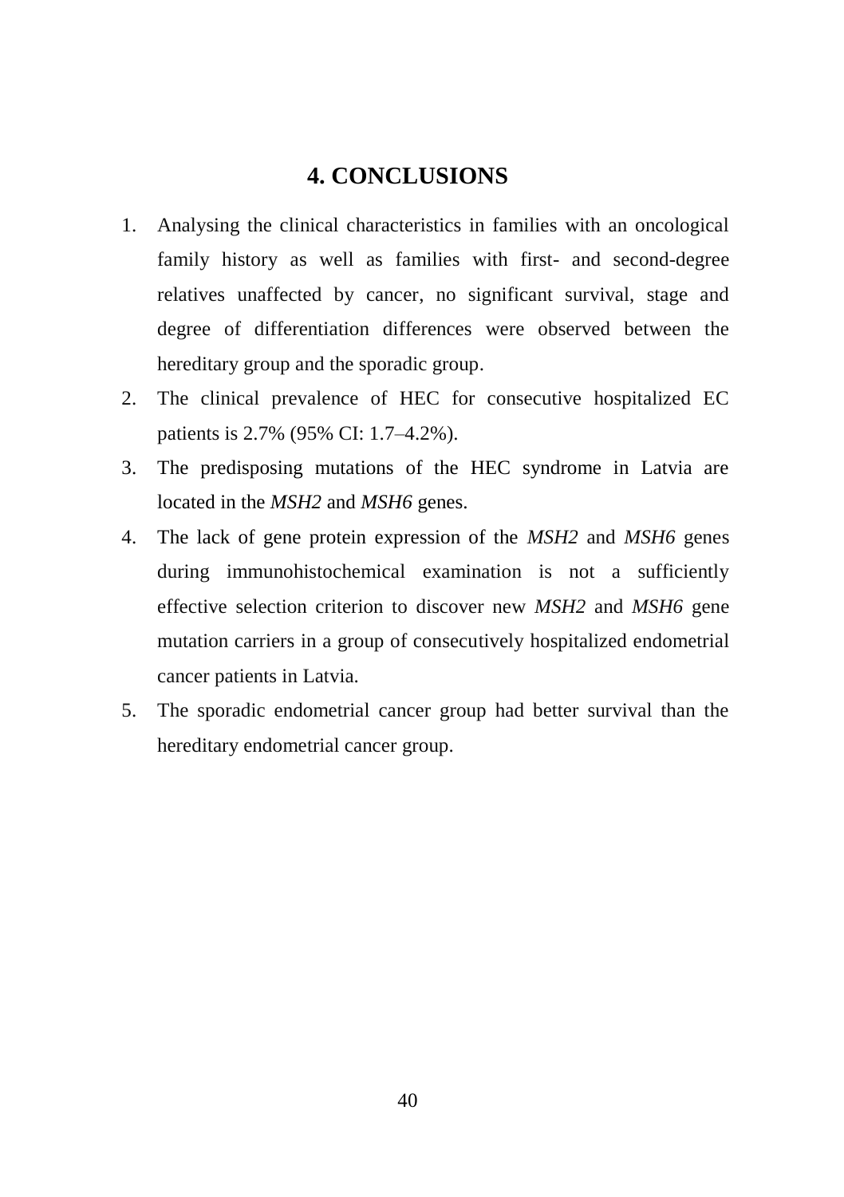# 4. CONCLUSIONS

1. Analysing the clinical characteristics in families with an oncological family history as well as families with first- and second-degree relatives unaffected by cancer, no significant survival, stage and degree of differentiation differences were observed between the hereditary group and the sporadic group.
2. The clinical prevalence of HEC for consecutive hospitalized EC patients is 2.7% (95% CI: 1.7–4.2%).
3. The predisposing mutations of the HEC syndrome in Latvia are located in the *MSH2* and *MSH6* genes.
4. The lack of gene protein expression of the *MSH2* and *MSH6* genes during immunohistochemical examination is not a sufficiently effective selection criterion to discover new *MSH2* and *MSH6* gene mutation carriers in a group of consecutively hospitalized endometrial cancer patients in Latvia.
5. The sporadic endometrial cancer group had better survival than the hereditary endometrial cancer group.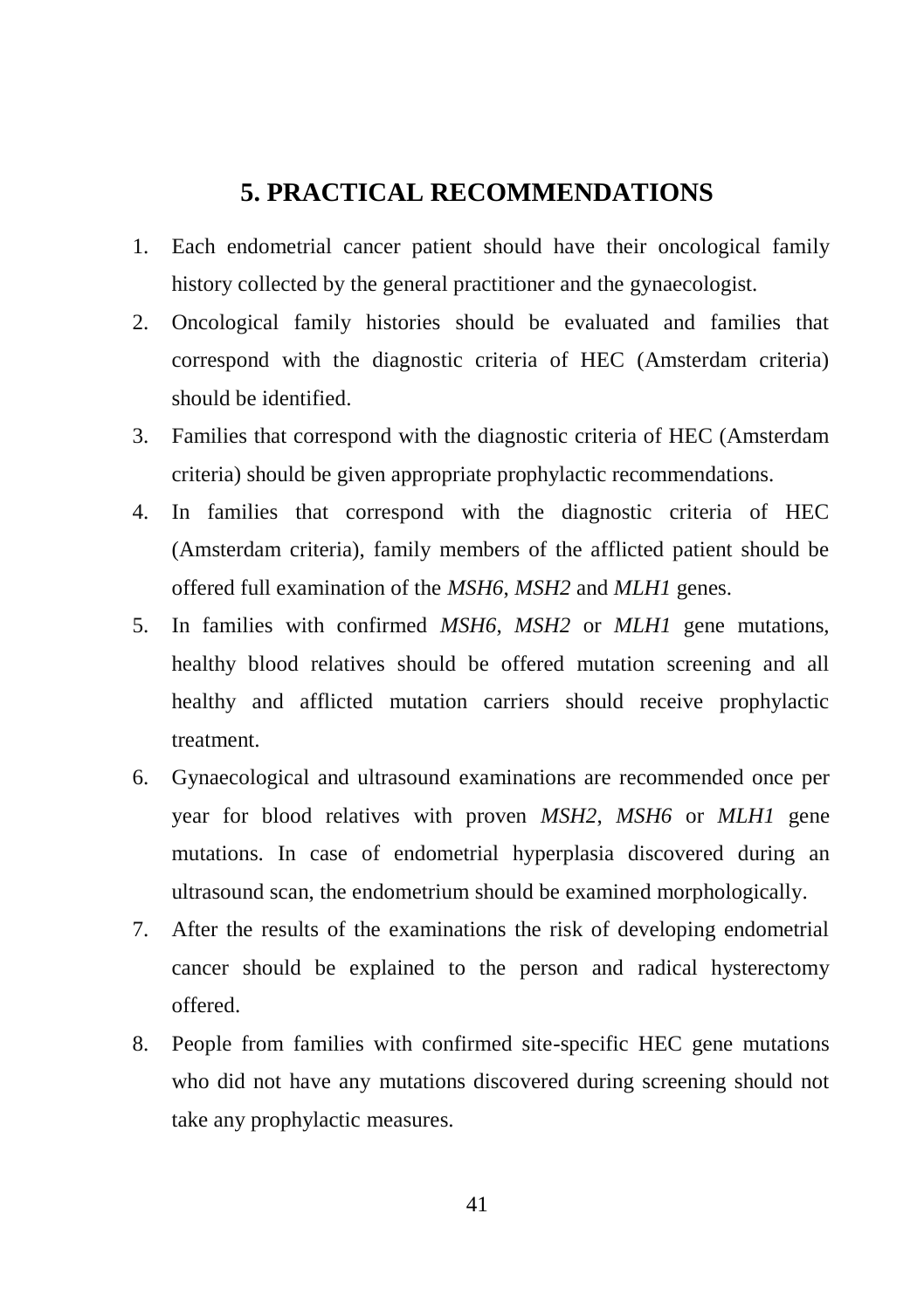# 5. PRACTICAL RECOMMENDATIONS

1. Each endometrial cancer patient should have their oncological family history collected by the general practitioner and the gynaecologist.
2. Oncological family histories should be evaluated and families that correspond with the diagnostic criteria of HEC (Amsterdam criteria) should be identified.
3. Families that correspond with the diagnostic criteria of HEC (Amsterdam criteria) should be given appropriate prophylactic recommendations.
4. In families that correspond with the diagnostic criteria of HEC (Amsterdam criteria), family members of the afflicted patient should be offered full examination of the *MSH6*, *MSH2* and *MLH1* genes.
5. In families with confirmed *MSH6, MSH2* or *MLH1* gene mutations, healthy blood relatives should be offered mutation screening and all healthy and afflicted mutation carriers should receive prophylactic treatment.
6. Gynaecological and ultrasound examinations are recommended once per year for blood relatives with proven *MSH2, MSH6* or *MLH1* gene mutations. In case of endometrial hyperplasia discovered during an ultrasound scan, the endometrium should be examined morphologically.
7. After the results of the examinations the risk of developing endometrial cancer should be explained to the person and radical hysterectomy offered.
8. People from families with confirmed site-specific HEC gene mutations who did not have any mutations discovered during screening should not take any prophylactic measures.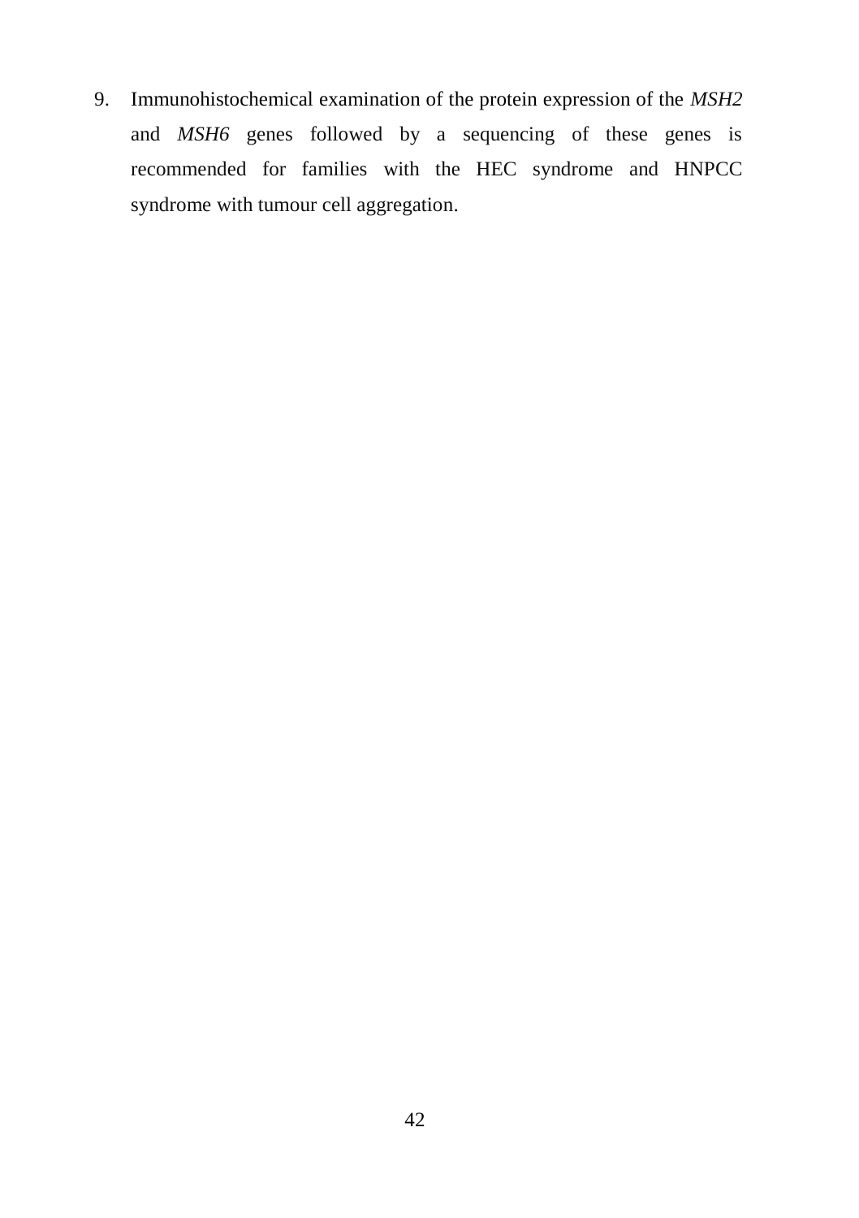9. Immunohistochemical examination of the protein expression of the *MSH2* and *MSH6* genes followed by a sequencing of these genes is recommended for families with the HEC syndrome and HNPCC syndrome with tumour cell aggregation.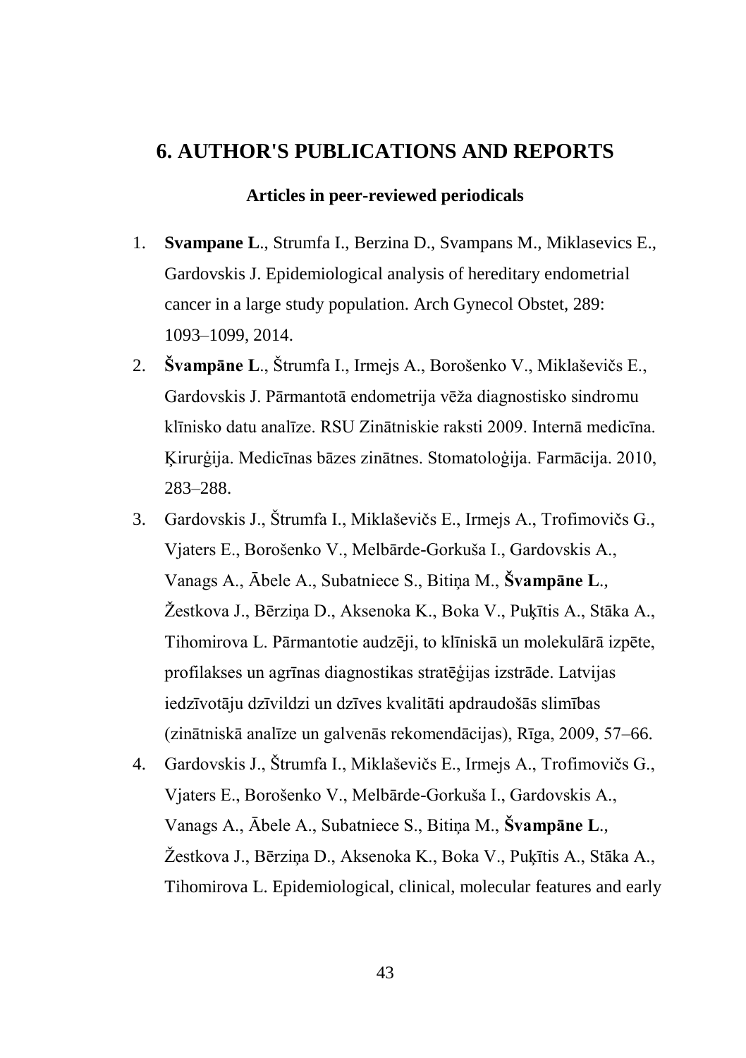# 6. AUTHOR'S PUBLICATIONS AND REPORTS

### Articles in peer-reviewed periodicals

1. **Svampane L**., Strumfa I., Berzina D., Svampans M., Miklasevics E., Gardovskis J. Epidemiological analysis of hereditary endometrial cancer in a large study population. Arch Gynecol Obstet, 289: 1093–1099, 2014.
2. **Švampāne L**., Štrumfa I., Irmejs A., Borošenko V., Miklaševičs E., Gardovskis J. Pārmantotā endometrija vēža diagnostisko sindromu klīnisko datu analīze. RSU Zinātniskie raksti 2009. Internā medicīna. Ķirurģija. Medicīnas bāzes zinātnes. Stomatoloģija. Farmācija. 2010, 283–288.
3. Gardovskis J., Štrumfa I., Miklaševičs E., Irmejs A., Trofimovičs G., Vjaters E., Borošenko V., Melbārde-Gorkuša I., Gardovskis A., Vanags A., Ābele A., Subatniece S., Bitiņa M., **Švampāne L**., Žestkova J., Bērziņa D., Aksenoka K., Boka V., Puķītis A., Stāka A., Tihomirova L. Pārmantotie audzēji, to klīniskā un molekulārā izpēte, profilakses un agrīnas diagnostikas stratēģijas izstrāde. Latvijas iedzīvotāju dzīvildzi un dzīves kvalitāti apdraudošās slimības (zinātniskā analīze un galvenās rekomendācijas), Rīga, 2009, 57–66.
4. Gardovskis J., Štrumfa I., Miklaševičs E., Irmejs A., Trofimovičs G., Vjaters E., Borošenko V., Melbārde-Gorkuša I., Gardovskis A., Vanags A., Ābele A., Subatniece S., Bitiņa M., **Švampāne L**., Žestkova J., Bērziņa D., Aksenoka K., Boka V., Puķītis A., Stāka A., Tihomirova L. Epidemiological, clinical, molecular features and early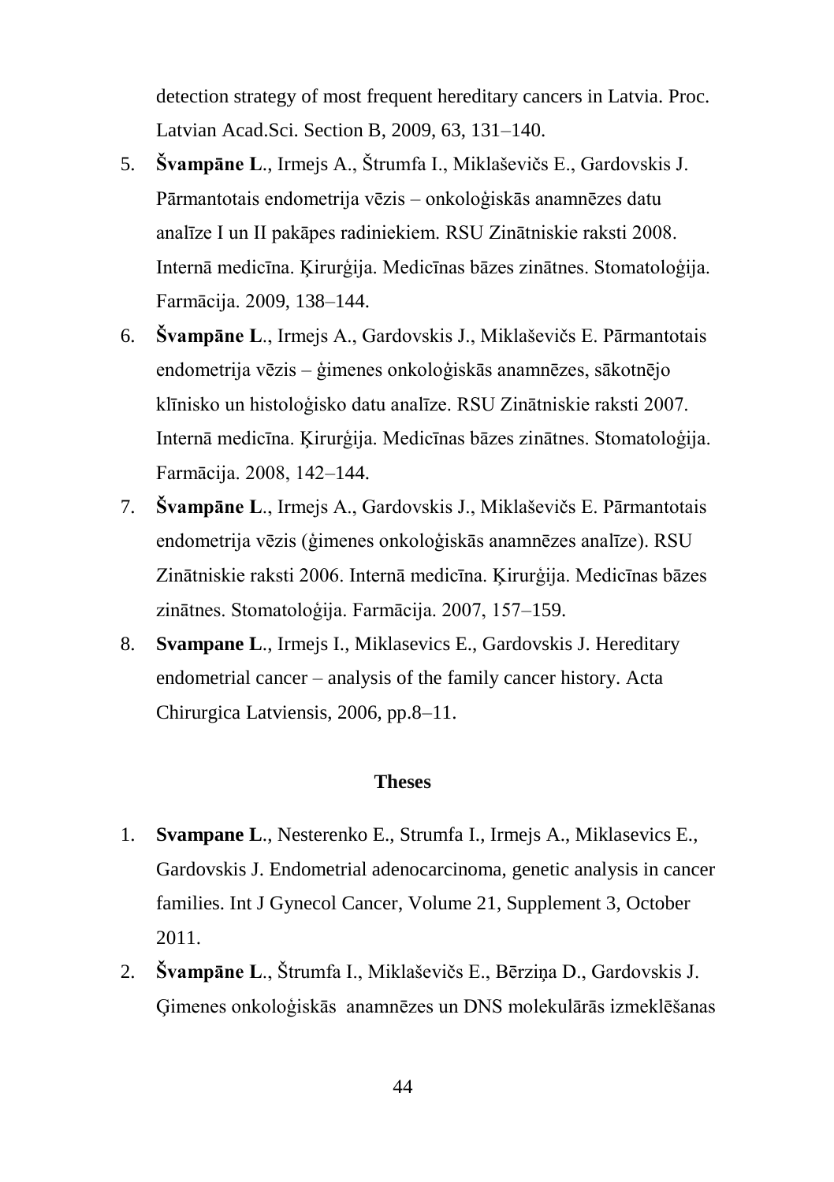detection strategy of most frequent hereditary cancers in Latvia. Proc. Latvian Acad.Sci. Section B, 2009, 63, 131–140.

5. **Švampāne L**., Irmejs A., Štrumfa I., Miklaševičs E., Gardovskis J. Pārmantotais endometrija vēzis – onkoloģiskās anamnēzes datu analīze I un II pakāpes radiniekiem. RSU Zinātniskie raksti 2008. Internā medicīna. Ķirurģija. Medicīnas bāzes zinātnes. Stomatoloģija. Farmācija. 2009, 138–144.
6. **Švampāne L**., Irmejs A., Gardovskis J., Miklaševičs E. Pārmantotais endometrija vēzis – ģimenes onkoloģiskās anamnēzes, sākotnējo klīnisko un histoloģisko datu analīze. RSU Zinātniskie raksti 2007. Internā medicīna. Ķirurģija. Medicīnas bāzes zinātnes. Stomatoloģija. Farmācija. 2008, 142–144.
7. **Švampāne L**., Irmejs A., Gardovskis J., Miklaševičs E. Pārmantotais endometrija vēzis (ģimenes onkoloģiskās anamnēzes analīze). RSU Zinātniskie raksti 2006. Internā medicīna. Ķirurģija. Medicīnas bāzes zinātnes. Stomatoloģija. Farmācija. 2007, 157–159.
8. **Svampane L**., Irmejs I., Miklasevics E., Gardovskis J. Hereditary endometrial cancer – analysis of the family cancer history. Acta Chirurgica Latviensis, 2006, pp.8–11.

## Theses

1. **Svampane L**., Nesterenko E., Strumfa I., Irmejs A., Miklasevics E., Gardovskis J. Endometrial adenocarcinoma, genetic analysis in cancer families. Int J Gynecol Cancer, Volume 21, Supplement 3, October 2011.
2. **Švampāne L**., Štrumfa I., Miklaševičs E., Bērziņa D., Gardovskis J. Ģimenes onkoloģiskās anamnēzes un DNS molekulārās izmeklēšanas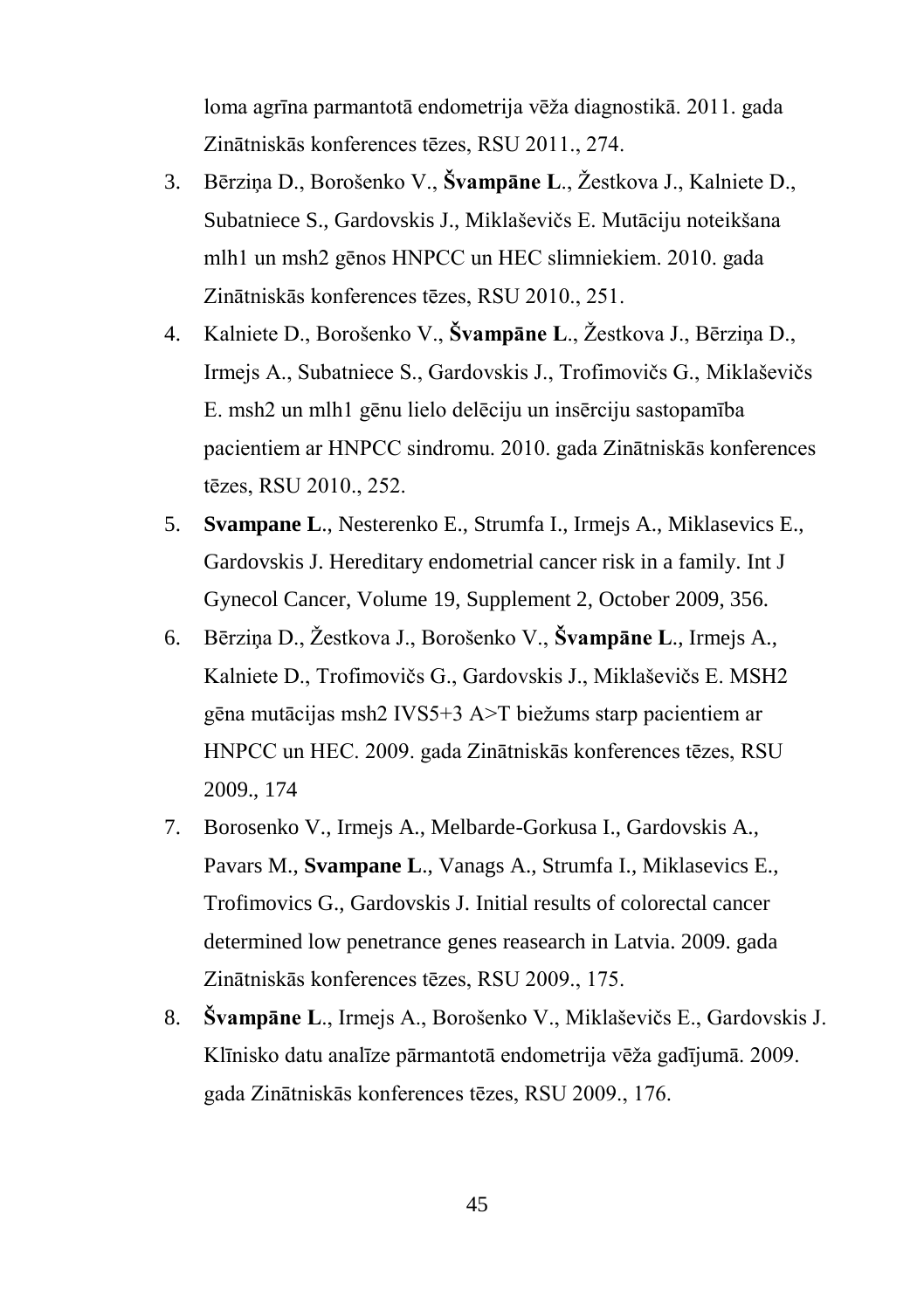loma agrīna parmantotā endometrija vēža diagnostikā. 2011. gada Zinātniskās konferences tēzes, RSU 2011., 274.

3. Bērziņa D., Borošenko V., **Švampāne L**., Žestkova J., Kalniete D., Subatniece S., Gardovskis J., Miklaševičs E. Mutāciju noteikšana mlh1 un msh2 gēnos HNPCC un HEC slimniekiem. 2010. gada Zinātniskās konferences tēzes, RSU 2010., 251.
4. Kalniete D., Borošenko V., **Švampāne L**., Žestkova J., Bērziņa D., Irmejs A., Subatniece S., Gardovskis J., Trofimovičs G., Miklaševičs E. msh2 un mlh1 gēnu lielo delēciju un insērciju sastopamība pacientiem ar HNPCC sindromu. 2010. gada Zinātniskās konferences tēzes, RSU 2010., 252.
5. **Svampane L**., Nesterenko E., Strumfa I., Irmejs A., Miklasevics E., Gardovskis J. Hereditary endometrial cancer risk in a family. Int J Gynecol Cancer, Volume 19, Supplement 2, October 2009, 356.
6. Bērziņa D., Žestkova J., Borošenko V., **Švampāne L**., Irmejs A., Kalniete D., Trofimovičs G., Gardovskis J., Miklaševičs E. MSH2 gēna mutācijas msh2 IVS5+3 A>T biežums starp pacientiem ar HNPCC un HEC. 2009. gada Zinātniskās konferences tēzes, RSU 2009., 174
7. Borosenko V., Irmejs A., Melbarde-Gorkusa I., Gardovskis A., Pavars M., **Svampane L**., Vanags A., Strumfa I., Miklasevics E., Trofimovics G., Gardovskis J. Initial results of colorectal cancer determined low penetrance genes reasearch in Latvia. 2009. gada Zinātniskās konferences tēzes, RSU 2009., 175.
8. **Švampāne L**., Irmejs A., Borošenko V., Miklaševičs E., Gardovskis J. Klīnisko datu analīze pārmantotā endometrija vēža gadījumā. 2009. gada Zinātniskās konferences tēzes, RSU 2009., 176.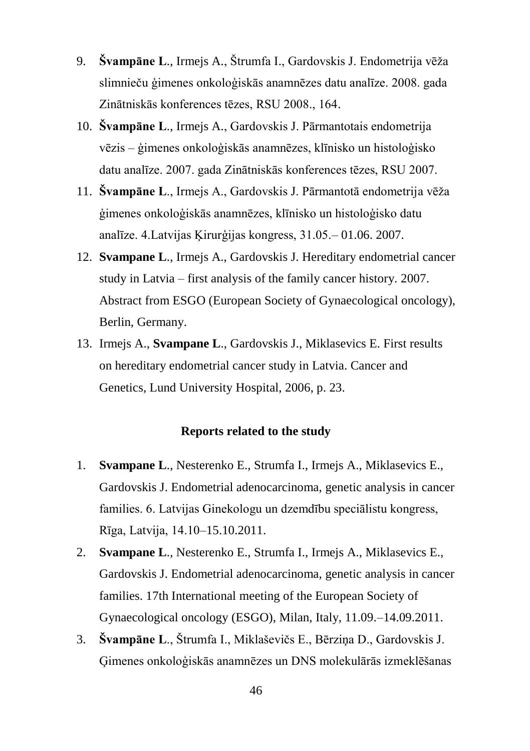9. **Švampāne L**., Irmejs A., Štrumfa I., Gardovskis J. Endometrija vēža slimnieču ģimenes onkoloģiskās anamnēzes datu analīze. 2008. gada Zinātniskās konferences tēzes, RSU 2008., 164.
10. **Švampāne L**., Irmejs A., Gardovskis J. Pārmantotais endometrija vēzis – ģimenes onkoloģiskās anamnēzes, klīnisko un histoloģisko datu analīze. 2007. gada Zinātniskās konferences tēzes, RSU 2007.
11. **Švampāne L**., Irmejs A., Gardovskis J. Pārmantotā endometrija vēža ģimenes onkoloģiskās anamnēzes, klīnisko un histoloģisko datu analīze. 4.Latvijas Ķirurģijas kongress, 31.05.– 01.06. 2007.
12. **Svampane L**., Irmejs A., Gardovskis J. Hereditary endometrial cancer study in Latvia – first analysis of the family cancer history. 2007. Abstract from ESGO (European Society of Gynaecological oncology), Berlin, Germany.
13. Irmejs A., **Svampane L**., Gardovskis J., Miklasevics E. First results on hereditary endometrial cancer study in Latvia. Cancer and Genetics, Lund University Hospital, 2006, p. 23.

### Reports related to the study

1. **Svampane L**., Nesterenko E., Strumfa I., Irmejs A., Miklasevics E., Gardovskis J. Endometrial adenocarcinoma, genetic analysis in cancer families. 6. Latvijas Ginekologu un dzemdību speciālistu kongress, Rīga, Latvija, 14.10–15.10.2011.
2. **Svampane L**., Nesterenko E., Strumfa I., Irmejs A., Miklasevics E., Gardovskis J. Endometrial adenocarcinoma, genetic analysis in cancer families. 17th International meeting of the European Society of Gynaecological oncology (ESGO), Milan, Italy, 11.09.–14.09.2011.
3. **Švampāne L**., Štrumfa I., Miklaševičs E., Bērziņa D., Gardovskis J. Ģimenes onkoloģiskās anamnēzes un DNS molekulārās izmeklēšanas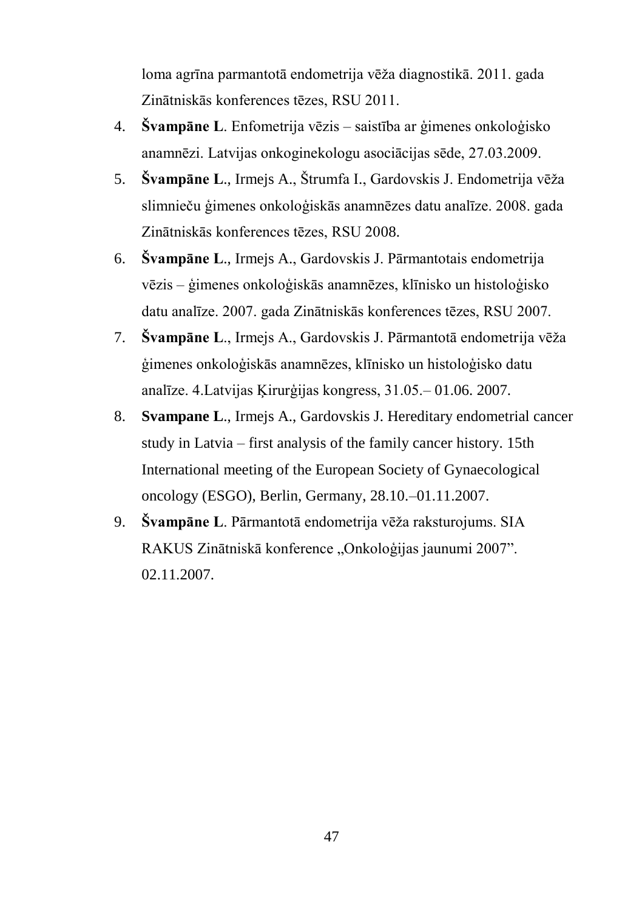loma agrīna parmantotā endometrija vēža diagnostikā. 2011. gada Zinātniskās konferences tēzes, RSU 2011.

4. **Švampāne L**. Enfometrija vēzis – saistība ar ģimenes onkoloģisko anamnēzi. Latvijas onkoginekologu asociācijas sēde, 27.03.2009.
5. **Švampāne L**., Irmejs A., Štrumfa I., Gardovskis J. Endometrija vēža slimnieču ģimenes onkoloģiskās anamnēzes datu analīze. 2008. gada Zinātniskās konferences tēzes, RSU 2008.
6. **Švampāne L**., Irmejs A., Gardovskis J. Pārmantotais endometrija vēzis – ģimenes onkoloģiskās anamnēzes, klīnisko un histoloģisko datu analīze. 2007. gada Zinātniskās konferences tēzes, RSU 2007.
7. **Švampāne L**., Irmejs A., Gardovskis J. Pārmantotā endometrija vēža ģimenes onkoloģiskās anamnēzes, klīnisko un histoloģisko datu analīze. 4.Latvijas Ķirurģijas kongress, 31.05.– 01.06. 2007.
8. **Svampane L**., Irmejs A., Gardovskis J. Hereditary endometrial cancer study in Latvia – first analysis of the family cancer history. 15th International meeting of the European Society of Gynaecological oncology (ESGO), Berlin, Germany, 28.10.–01.11.2007.
9. **Švampāne L**. Pārmantotā endometrija vēža raksturojums. SIA RAKUS Zinātniskā konference „Onkoloģijas jaunumi 2007”. 02.11.2007.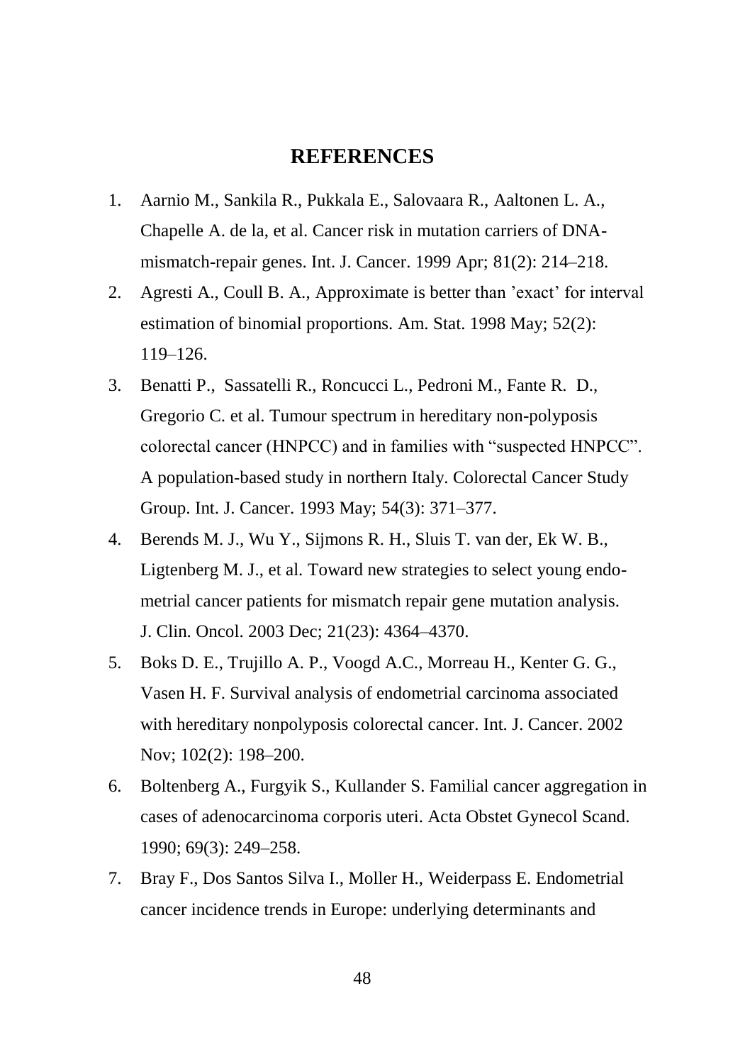## REFERENCES

1. Aarnio M., Sankila R., Pukkala E., Salovaara R., Aaltonen L. A., Chapelle A. de la, et al. Cancer risk in mutation carriers of DNA-mismatch-repair genes. Int. J. Cancer. 1999 Apr; 81(2): 214–218.
2. Agresti A., Coull B. A., Approximate is better than 'exact' for interval estimation of binomial proportions. Am. Stat. 1998 May; 52(2): 119–126.
3. Benatti P., Sassatelli R., Roncucci L., Pedroni M., Fante R. D., Gregorio C. et al. Tumour spectrum in hereditary non-polyposis colorectal cancer (HNPCC) and in families with "suspected HNPCC". A population-based study in northern Italy. Colorectal Cancer Study Group. Int. J. Cancer. 1993 May; 54(3): 371–377.
4. Berends M. J., Wu Y., Sijmons R. H., Sluis T. van der, Ek W. B., Ligtenberg M. J., et al. Toward new strategies to select young endometrial cancer patients for mismatch repair gene mutation analysis. J. Clin. Oncol. 2003 Dec; 21(23): 4364–4370.
5. Boks D. E., Trujillo A. P., Voogd A.C., Morreau H., Kenter G. G., Vasen H. F. Survival analysis of endometrial carcinoma associated with hereditary nonpolyposis colorectal cancer. Int. J. Cancer. 2002 Nov; 102(2): 198–200.
6. Boltenberg A., Furgyik S., Kullander S. Familial cancer aggregation in cases of adenocarcinoma corporis uteri. Acta Obstet Gynecol Scand. 1990; 69(3): 249–258.
7. Bray F., Dos Santos Silva I., Moller H., Weiderpass E. Endometrial cancer incidence trends in Europe: underlying determinants and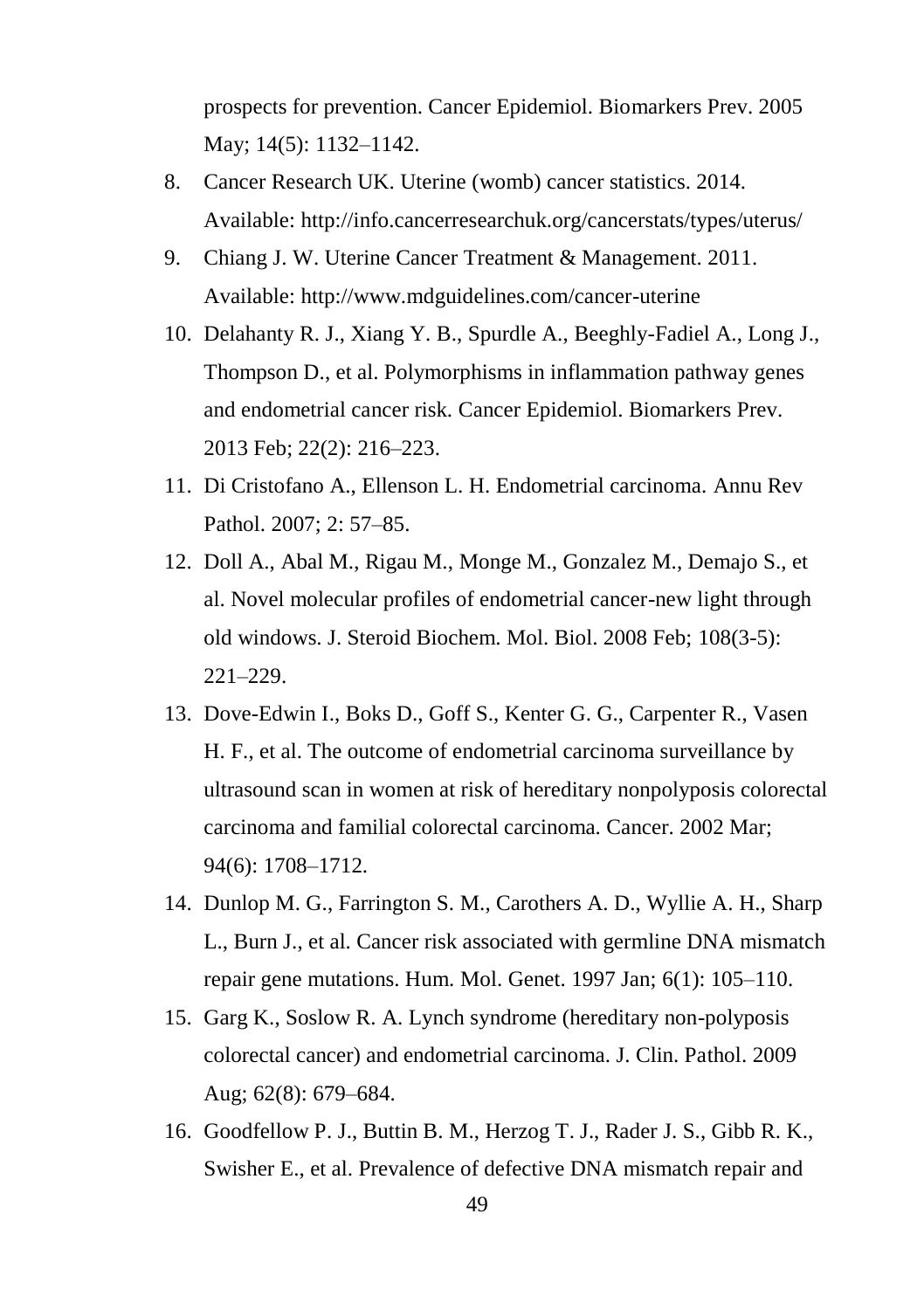prospects for prevention. Cancer Epidemiol. Biomarkers Prev. 2005 May; 14(5): 1132–1142.

8. Cancer Research UK. Uterine (womb) cancer statistics. 2014. Available: http://info.cancerresearchuk.org/cancerstats/types/uterus/
9. Chiang J. W. Uterine Cancer Treatment & Management. 2011. Available: http://www.mdguidelines.com/cancer-uterine
10. Delahanty R. J., Xiang Y. B., Spurdle A., Beeghly-Fadiel A., Long J., Thompson D., et al. Polymorphisms in inflammation pathway genes and endometrial cancer risk. Cancer Epidemiol. Biomarkers Prev. 2013 Feb; 22(2): 216–223.
11. Di Cristofano A., Ellenson L. H. Endometrial carcinoma. Annu Rev Pathol. 2007; 2: 57–85.
12. Doll A., Abal M., Rigau M., Monge M., Gonzalez M., Demajo S., et al. Novel molecular profiles of endometrial cancer-new light through old windows. J. Steroid Biochem. Mol. Biol. 2008 Feb; 108(3-5): 221–229.
13. Dove-Edwin I., Boks D., Goff S., Kenter G. G., Carpenter R., Vasen H. F., et al. The outcome of endometrial carcinoma surveillance by ultrasound scan in women at risk of hereditary nonpolyposis colorectal carcinoma and familial colorectal carcinoma. Cancer. 2002 Mar; 94(6): 1708–1712.
14. Dunlop M. G., Farrington S. M., Carothers A. D., Wyllie A. H., Sharp L., Burn J., et al. Cancer risk associated with germline DNA mismatch repair gene mutations. Hum. Mol. Genet. 1997 Jan; 6(1): 105–110.
15. Garg K., Soslow R. A. Lynch syndrome (hereditary non-polyposis colorectal cancer) and endometrial carcinoma. J. Clin. Pathol. 2009 Aug; 62(8): 679–684.
16. Goodfellow P. J., Buttin B. M., Herzog T. J., Rader J. S., Gibb R. K., Swisher E., et al. Prevalence of defective DNA mismatch repair and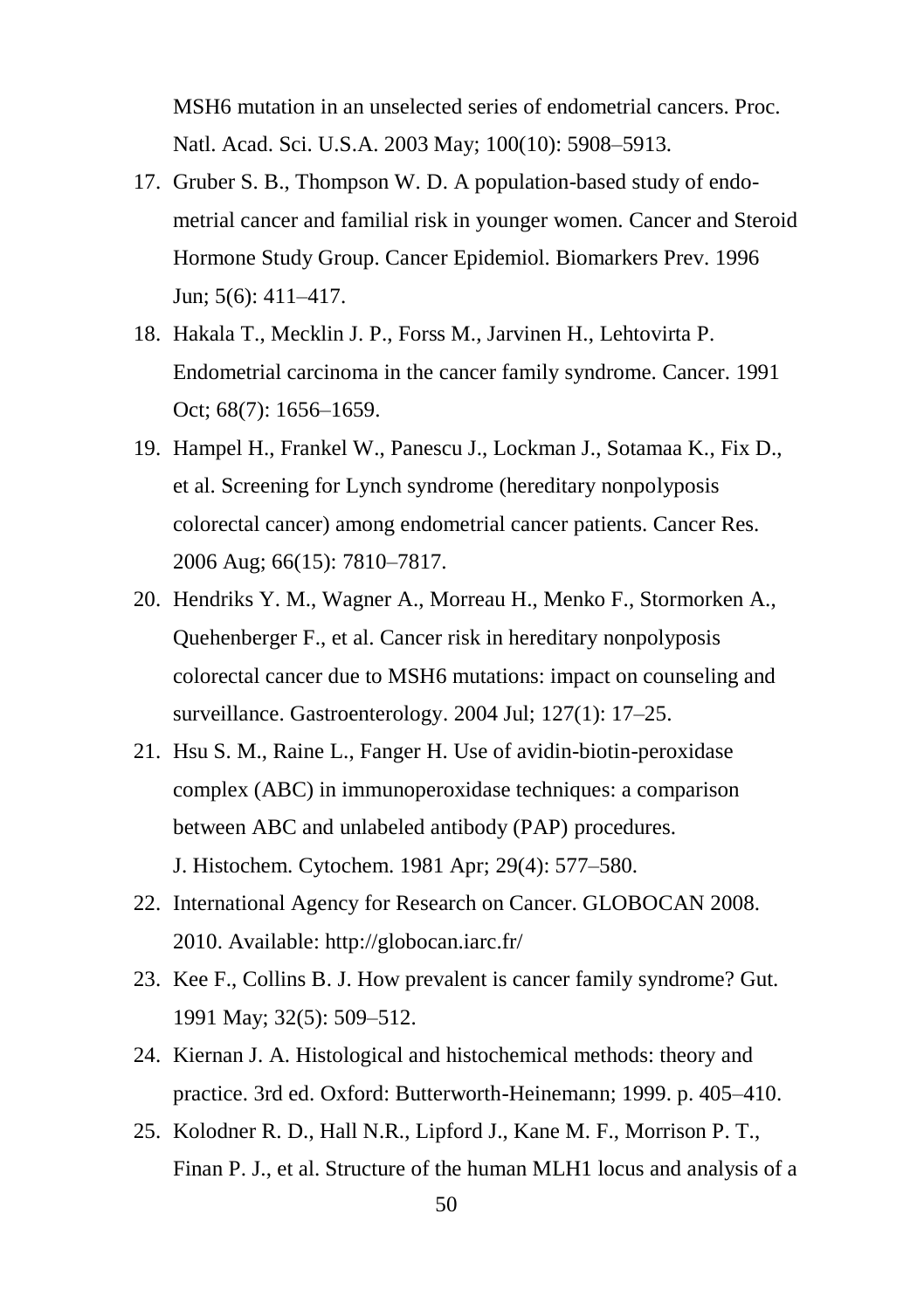MSH6 mutation in an unselected series of endometrial cancers. Proc. Natl. Acad. Sci. U.S.A. 2003 May; 100(10): 5908–5913.

17. Gruber S. B., Thompson W. D. A population-based study of endometrial cancer and familial risk in younger women. Cancer and Steroid Hormone Study Group. Cancer Epidemiol. Biomarkers Prev. 1996 Jun; 5(6): 411–417.
18. Hakala T., Mecklin J. P., Forss M., Jarvinen H., Lehtovirta P. Endometrial carcinoma in the cancer family syndrome. Cancer. 1991 Oct; 68(7): 1656–1659.
19. Hampel H., Frankel W., Panescu J., Lockman J., Sotamaa K., Fix D., et al. Screening for Lynch syndrome (hereditary nonpolyposis colorectal cancer) among endometrial cancer patients. Cancer Res. 2006 Aug; 66(15): 7810–7817.
20. Hendriks Y. M., Wagner A., Morreau H., Menko F., Stormorken A., Quehenberger F., et al. Cancer risk in hereditary nonpolyposis colorectal cancer due to MSH6 mutations: impact on counseling and surveillance. Gastroenterology. 2004 Jul; 127(1): 17–25.
21. Hsu S. M., Raine L., Fanger H. Use of avidin-biotin-peroxidase complex (ABC) in immunoperoxidase techniques: a comparison between ABC and unlabeled antibody (PAP) procedures. J. Histochem. Cytochem. 1981 Apr; 29(4): 577–580.
22. International Agency for Research on Cancer. GLOBOCAN 2008. 2010. Available: http://globocan.iarc.fr/
23. Kee F., Collins B. J. How prevalent is cancer family syndrome? Gut. 1991 May; 32(5): 509–512.
24. Kiernan J. A. Histological and histochemical methods: theory and practice. 3rd ed. Oxford: Butterworth-Heinemann; 1999. p. 405–410.
25. Kolodner R. D., Hall N.R., Lipford J., Kane M. F., Morrison P. T., Finan P. J., et al. Structure of the human MLH1 locus and analysis of a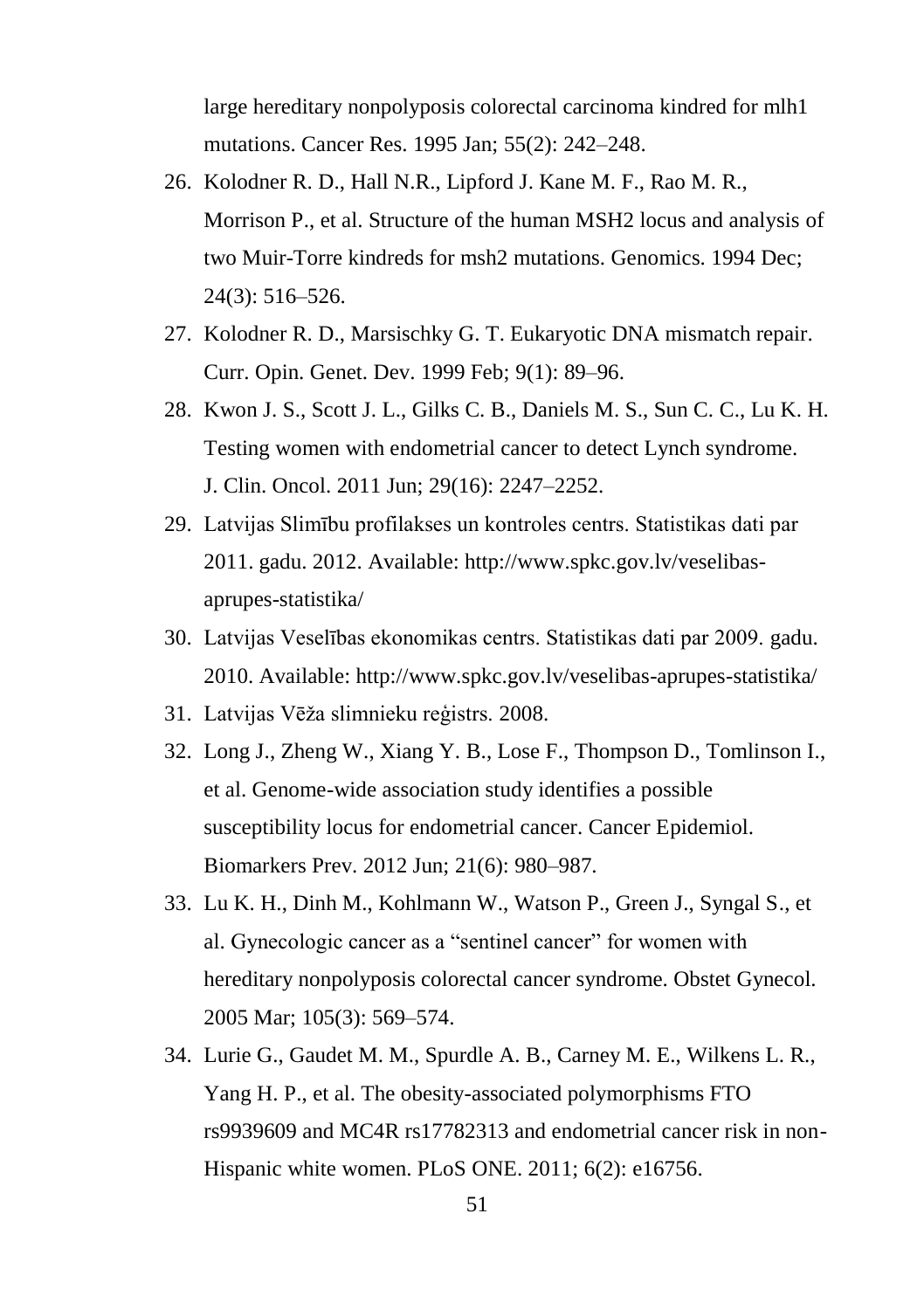large hereditary nonpolyposis colorectal carcinoma kindred for mlh1 mutations. Cancer Res. 1995 Jan; 55(2): 242–248.

26. Kolodner R. D., Hall N.R., Lipford J. Kane M. F., Rao M. R., Morrison P., et al. Structure of the human MSH2 locus and analysis of two Muir-Torre kindreds for msh2 mutations. Genomics. 1994 Dec; 24(3): 516–526.
27. Kolodner R. D., Marsischky G. T. Eukaryotic DNA mismatch repair. Curr. Opin. Genet. Dev. 1999 Feb; 9(1): 89–96.
28. Kwon J. S., Scott J. L., Gilks C. B., Daniels M. S., Sun C. C., Lu K. H. Testing women with endometrial cancer to detect Lynch syndrome. J. Clin. Oncol. 2011 Jun; 29(16): 2247–2252.
29. Latvijas Slimību profilakses un kontroles centrs. Statistikas dati par 2011. gadu. 2012. Available: http://www.spkc.gov.lv/veselibas-aprupes-statistika/
30. Latvijas Veselības ekonomikas centrs. Statistikas dati par 2009. gadu. 2010. Available: http://www.spkc.gov.lv/veselibas-aprupes-statistika/
31. Latvijas Vēža slimnieku reģistrs. 2008.
32. Long J., Zheng W., Xiang Y. B., Lose F., Thompson D., Tomlinson I., et al. Genome-wide association study identifies a possible susceptibility locus for endometrial cancer. Cancer Epidemiol. Biomarkers Prev. 2012 Jun; 21(6): 980–987.
33. Lu K. H., Dinh M., Kohlmann W., Watson P., Green J., Syngal S., et al. Gynecologic cancer as a "sentinel cancer" for women with hereditary nonpolyposis colorectal cancer syndrome. Obstet Gynecol. 2005 Mar; 105(3): 569–574.
34. Lurie G., Gaudet M. M., Spurdle A. B., Carney M. E., Wilkens L. R., Yang H. P., et al. The obesity-associated polymorphisms FTO rs9939609 and MC4R rs17782313 and endometrial cancer risk in non-Hispanic white women. PLoS ONE. 2011; 6(2): e16756.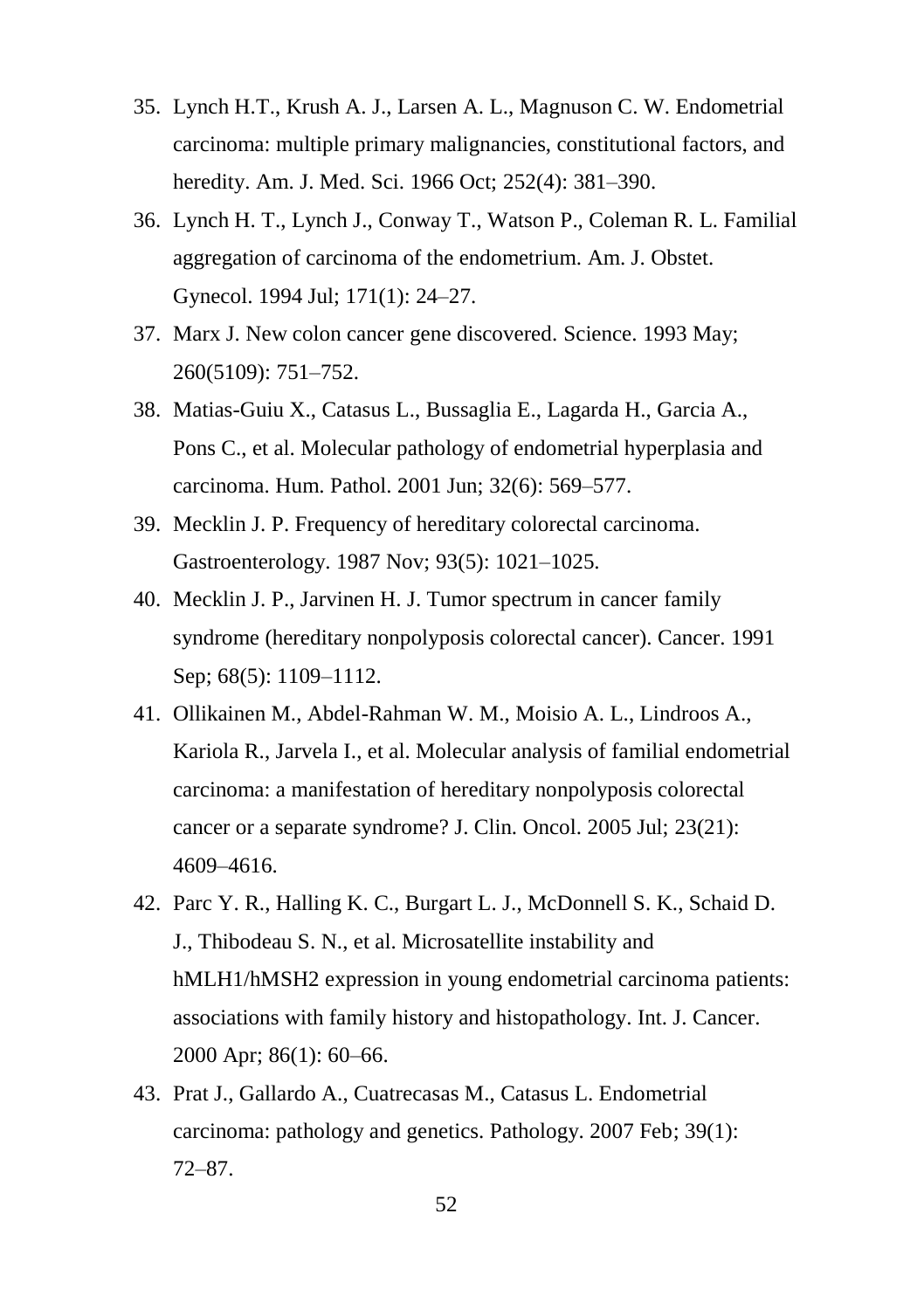35. Lynch H.T., Krush A. J., Larsen A. L., Magnuson C. W. Endometrial carcinoma: multiple primary malignancies, constitutional factors, and heredity. Am. J. Med. Sci. 1966 Oct; 252(4): 381–390.
36. Lynch H. T., Lynch J., Conway T., Watson P., Coleman R. L. Familial aggregation of carcinoma of the endometrium. Am. J. Obstet. Gynecol. 1994 Jul; 171(1): 24–27.
37. Marx J. New colon cancer gene discovered. Science. 1993 May; 260(5109): 751–752.
38. Matias-Guiu X., Catasus L., Bussaglia E., Lagarda H., Garcia A., Pons C., et al. Molecular pathology of endometrial hyperplasia and carcinoma. Hum. Pathol. 2001 Jun; 32(6): 569–577.
39. Mecklin J. P. Frequency of hereditary colorectal carcinoma. Gastroenterology. 1987 Nov; 93(5): 1021–1025.
40. Mecklin J. P., Jarvinen H. J. Tumor spectrum in cancer family syndrome (hereditary nonpolyposis colorectal cancer). Cancer. 1991 Sep; 68(5): 1109–1112.
41. Ollikainen M., Abdel-Rahman W. M., Moisio A. L., Lindroos A., Kariola R., Jarvela I., et al. Molecular analysis of familial endometrial carcinoma: a manifestation of hereditary nonpolyposis colorectal cancer or a separate syndrome? J. Clin. Oncol. 2005 Jul; 23(21): 4609–4616.
42. Parc Y. R., Halling K. C., Burgart L. J., McDonnell S. K., Schaid D. J., Thibodeau S. N., et al. Microsatellite instability and hMLH1/hMSH2 expression in young endometrial carcinoma patients: associations with family history and histopathology. Int. J. Cancer. 2000 Apr; 86(1): 60–66.
43. Prat J., Gallardo A., Cuatrecasas M., Catasus L. Endometrial carcinoma: pathology and genetics. Pathology. 2007 Feb; 39(1): 72–87.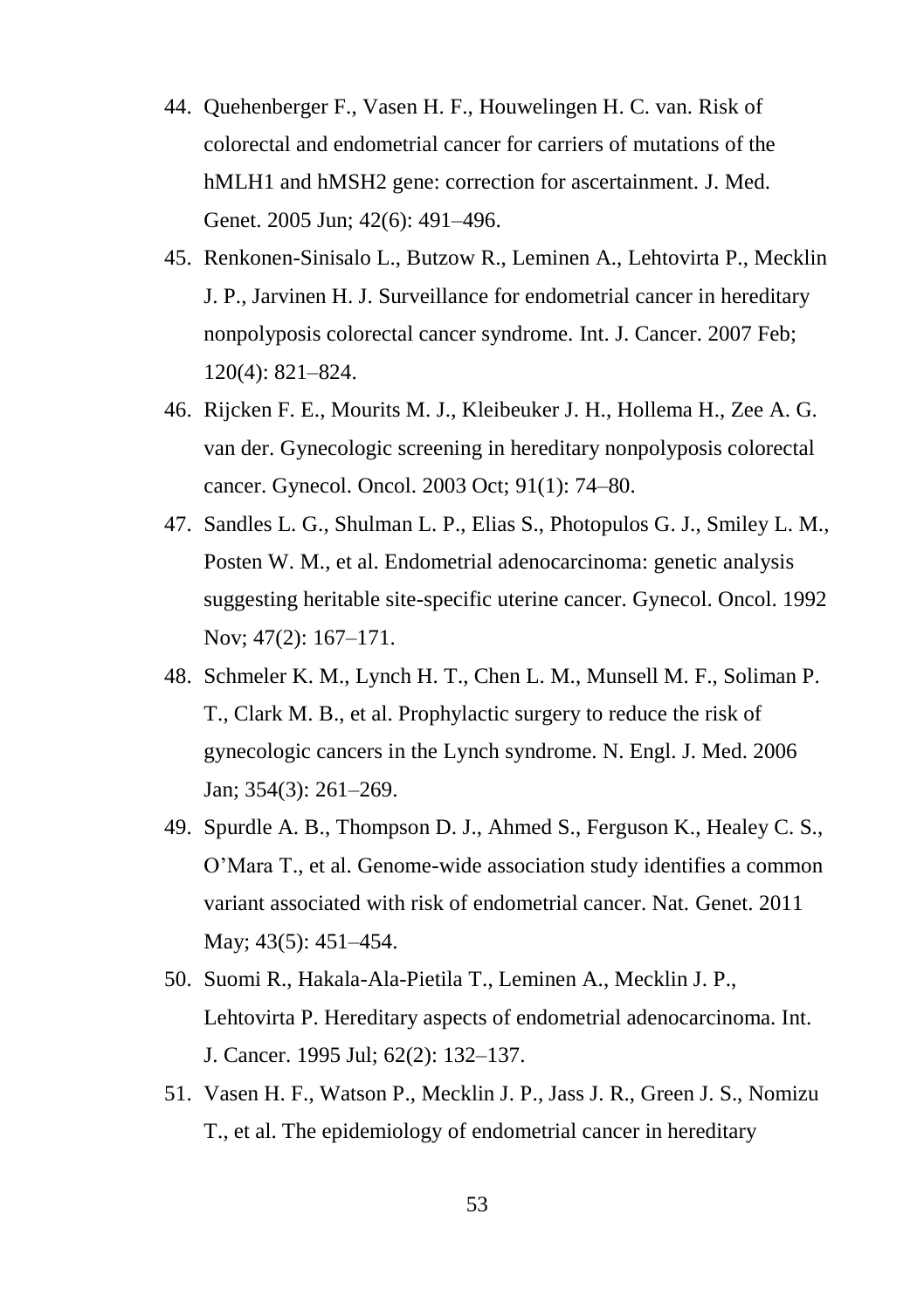44. Quehenberger F., Vasen H. F., Houwelingen H. C. van. Risk of colorectal and endometrial cancer for carriers of mutations of the hMLH1 and hMSH2 gene: correction for ascertainment. J. Med. Genet. 2005 Jun; 42(6): 491–496.
45. Renkonen-Sinisalo L., Butzow R., Leminen A., Lehtovirta P., Mecklin J. P., Jarvinen H. J. Surveillance for endometrial cancer in hereditary nonpolyposis colorectal cancer syndrome. Int. J. Cancer. 2007 Feb; 120(4): 821–824.
46. Rijcken F. E., Mourits M. J., Kleibeuker J. H., Hollema H., Zee A. G. van der. Gynecologic screening in hereditary nonpolyposis colorectal cancer. Gynecol. Oncol. 2003 Oct; 91(1): 74–80.
47. Sandles L. G., Shulman L. P., Elias S., Photopulos G. J., Smiley L. M., Posten W. M., et al. Endometrial adenocarcinoma: genetic analysis suggesting heritable site-specific uterine cancer. Gynecol. Oncol. 1992 Nov; 47(2): 167–171.
48. Schmeler K. M., Lynch H. T., Chen L. M., Munsell M. F., Soliman P. T., Clark M. B., et al. Prophylactic surgery to reduce the risk of gynecologic cancers in the Lynch syndrome. N. Engl. J. Med. 2006 Jan; 354(3): 261–269.
49. Spurdle A. B., Thompson D. J., Ahmed S., Ferguson K., Healey C. S., O'Mara T., et al. Genome-wide association study identifies a common variant associated with risk of endometrial cancer. Nat. Genet. 2011 May; 43(5): 451–454.
50. Suomi R., Hakala-Ala-Pietila T., Leminen A., Mecklin J. P., Lehtovirta P. Hereditary aspects of endometrial adenocarcinoma. Int. J. Cancer. 1995 Jul; 62(2): 132–137.
51. Vasen H. F., Watson P., Mecklin J. P., Jass J. R., Green J. S., Nomizu T., et al. The epidemiology of endometrial cancer in hereditary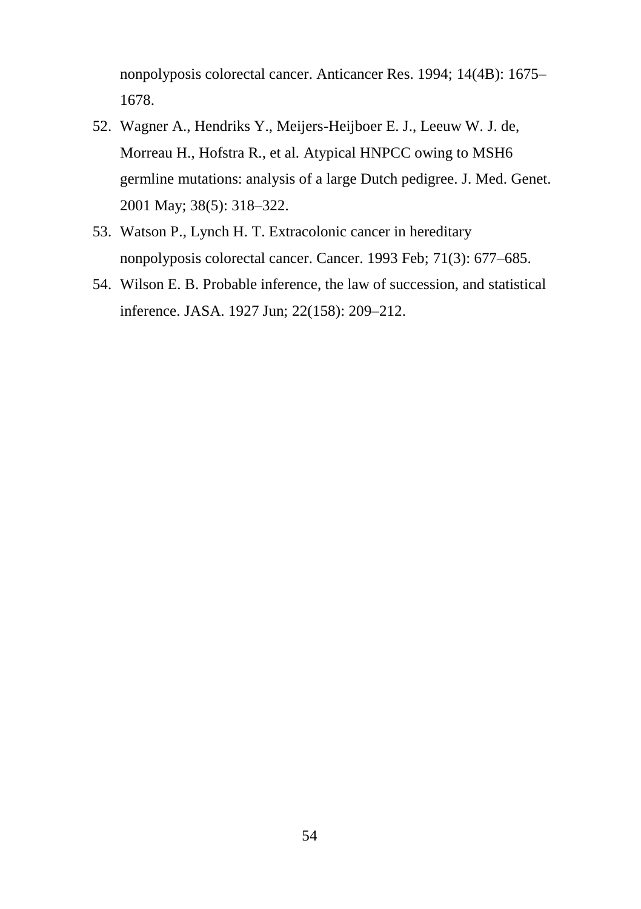nonpolyposis colorectal cancer. Anticancer Res. 1994; 14(4B): 1675–1678.

52. Wagner A., Hendriks Y., Meijers-Heijboer E. J., Leeuw W. J. de, Morreau H., Hofstra R., et al. Atypical HNPCC owing to MSH6 germline mutations: analysis of a large Dutch pedigree. J. Med. Genet. 2001 May; 38(5): 318–322.
53. Watson P., Lynch H. T. Extracolonic cancer in hereditary nonpolyposis colorectal cancer. Cancer. 1993 Feb; 71(3): 677–685.
54. Wilson E. B. Probable inference, the law of succession, and statistical inference. JASA. 1927 Jun; 22(158): 209–212.